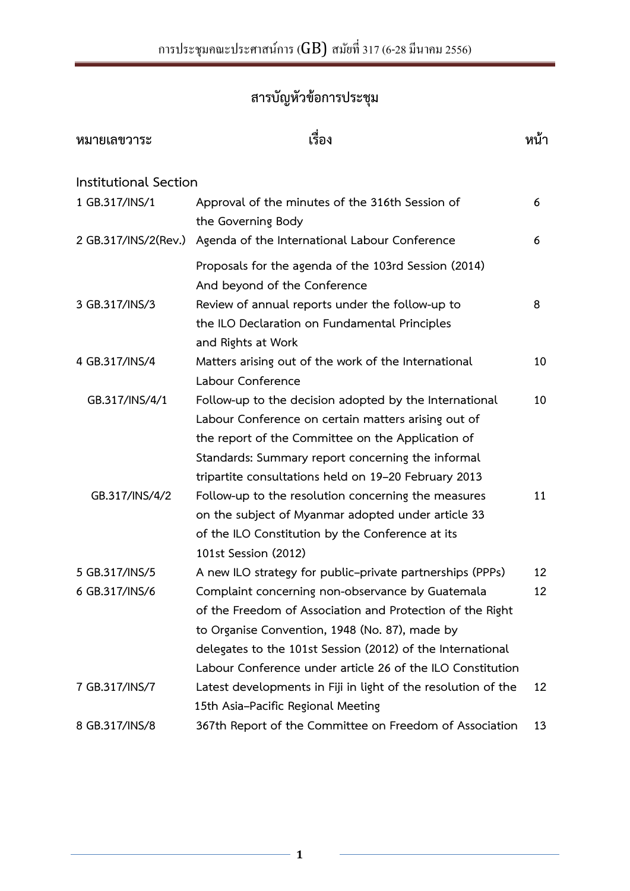# สารบัญหัวข้อการประชุม

| หมายเลขวาระ | เรื่อง | หน้า |
|---|---|---|
| **Institutional Section** | | |
| 1 GB.317/INS/1 | Approval of the minutes of the 316th Session of the Governing Body | 6 |
| 2 GB.317/INS/2(Rev.) | Agenda of the International Labour Conference | 6 |
| | Proposals for the agenda of the 103rd Session (2014) And beyond of the Conference | |
| 3 GB.317/INS/3 | Review of annual reports under the follow-up to the ILO Declaration on Fundamental Principles and Rights at Work | 8 |
| 4 GB.317/INS/4 | Matters arising out of the work of the International Labour Conference | 10 |
| GB.317/INS/4/1 | Follow-up to the decision adopted by the International Labour Conference on certain matters arising out of the report of the Committee on the Application of Standards: Summary report concerning the informal tripartite consultations held on 19–20 February 2013 | 10 |
| GB.317/INS/4/2 | Follow-up to the resolution concerning the measures on the subject of Myanmar adopted under article 33 of the ILO Constitution by the Conference at its 101st Session (2012) | 11 |
| 5 GB.317/INS/5 | A new ILO strategy for public–private partnerships (PPPs) | 12 |
| 6 GB.317/INS/6 | Complaint concerning non-observance by Guatemala of the Freedom of Association and Protection of the Right to Organise Convention, 1948 (No. 87), made by delegates to the 101st Session (2012) of the International Labour Conference under article 26 of the ILO Constitution | 12 |
| 7 GB.317/INS/7 | Latest developments in Fiji in light of the resolution of the 15th Asia–Pacific Regional Meeting | 12 |
| 8 GB.317/INS/8 | 367th Report of the Committee on Freedom of Association | 13 |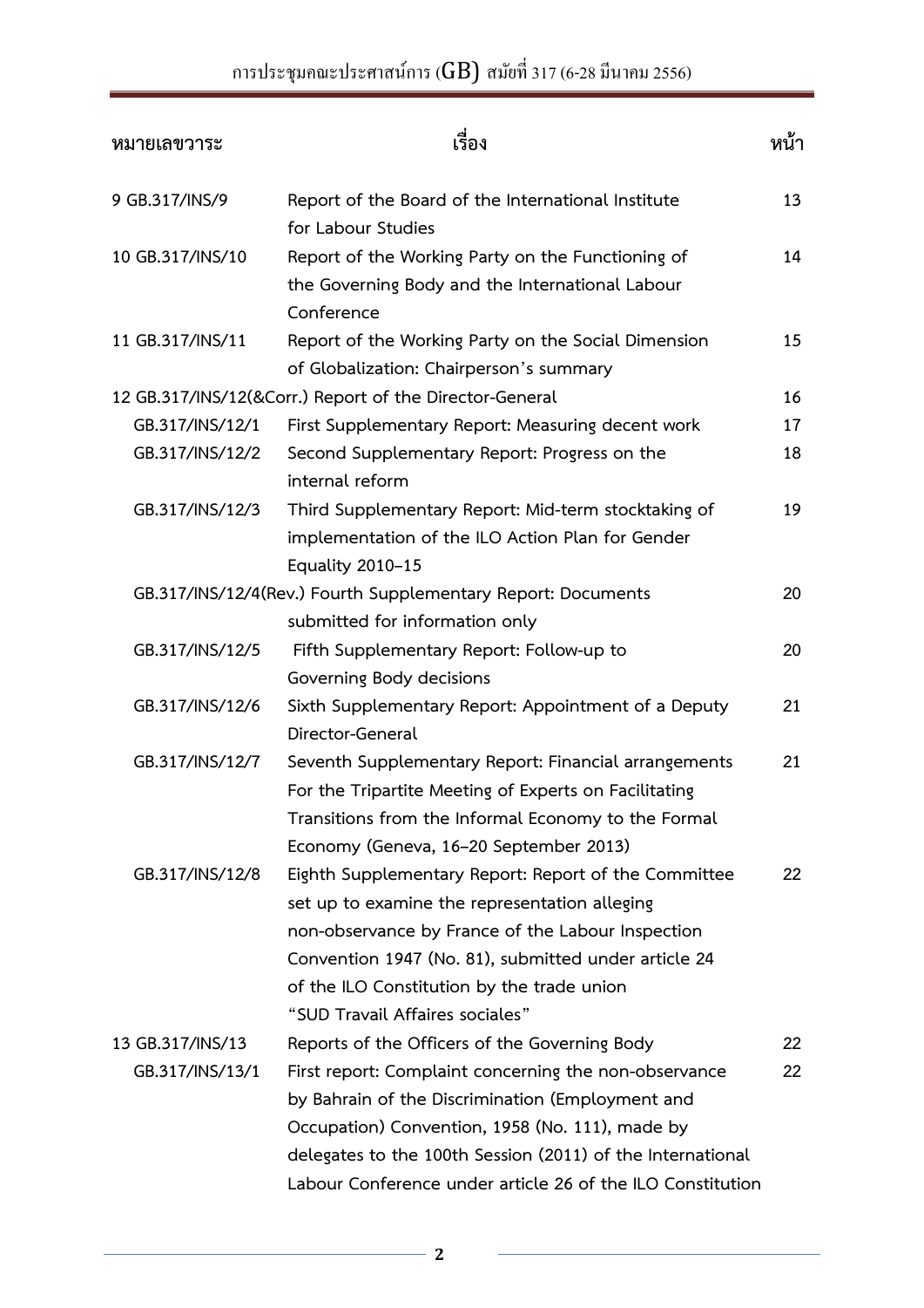| หมายเลขวาระ | เรื่อง | หน้า |
| --- | --- | --- |
| 9 GB.317/INS/9 | Report of the Board of the International Institute for Labour Studies | 13 |
| 10 GB.317/INS/10 | Report of the Working Party on the Functioning of the Governing Body and the International Labour Conference | 14 |
| 11 GB.317/INS/11 | Report of the Working Party on the Social Dimension of Globalization: Chairperson's summary | 15 |
| 12 GB.317/INS/12(&Corr.) | Report of the Director-General | 16 |
| GB.317/INS/12/1 | First Supplementary Report: Measuring decent work | 17 |
| GB.317/INS/12/2 | Second Supplementary Report: Progress on the internal reform | 18 |
| GB.317/INS/12/3 | Third Supplementary Report: Mid-term stocktaking of implementation of the ILO Action Plan for Gender Equality 2010–15 | 19 |
| GB.317/INS/12/4(Rev.) | Fourth Supplementary Report: Documents submitted for information only | 20 |
| GB.317/INS/12/5 | Fifth Supplementary Report: Follow-up to Governing Body decisions | 20 |
| GB.317/INS/12/6 | Sixth Supplementary Report: Appointment of a Deputy Director-General | 21 |
| GB.317/INS/12/7 | Seventh Supplementary Report: Financial arrangements For the Tripartite Meeting of Experts on Facilitating Transitions from the Informal Economy to the Formal Economy (Geneva, 16–20 September 2013) | 21 |
| GB.317/INS/12/8 | Eighth Supplementary Report: Report of the Committee set up to examine the representation alleging non-observance by France of the Labour Inspection Convention 1947 (No. 81), submitted under article 24 of the ILO Constitution by the trade union "SUD Travail Affaires sociales" | 22 |
| 13 GB.317/INS/13 | Reports of the Officers of the Governing Body | 22 |
| GB.317/INS/13/1 | First report: Complaint concerning the non-observance by Bahrain of the Discrimination (Employment and Occupation) Convention, 1958 (No. 111), made by delegates to the 100th Session (2011) of the International Labour Conference under article 26 of the ILO Constitution | 22 |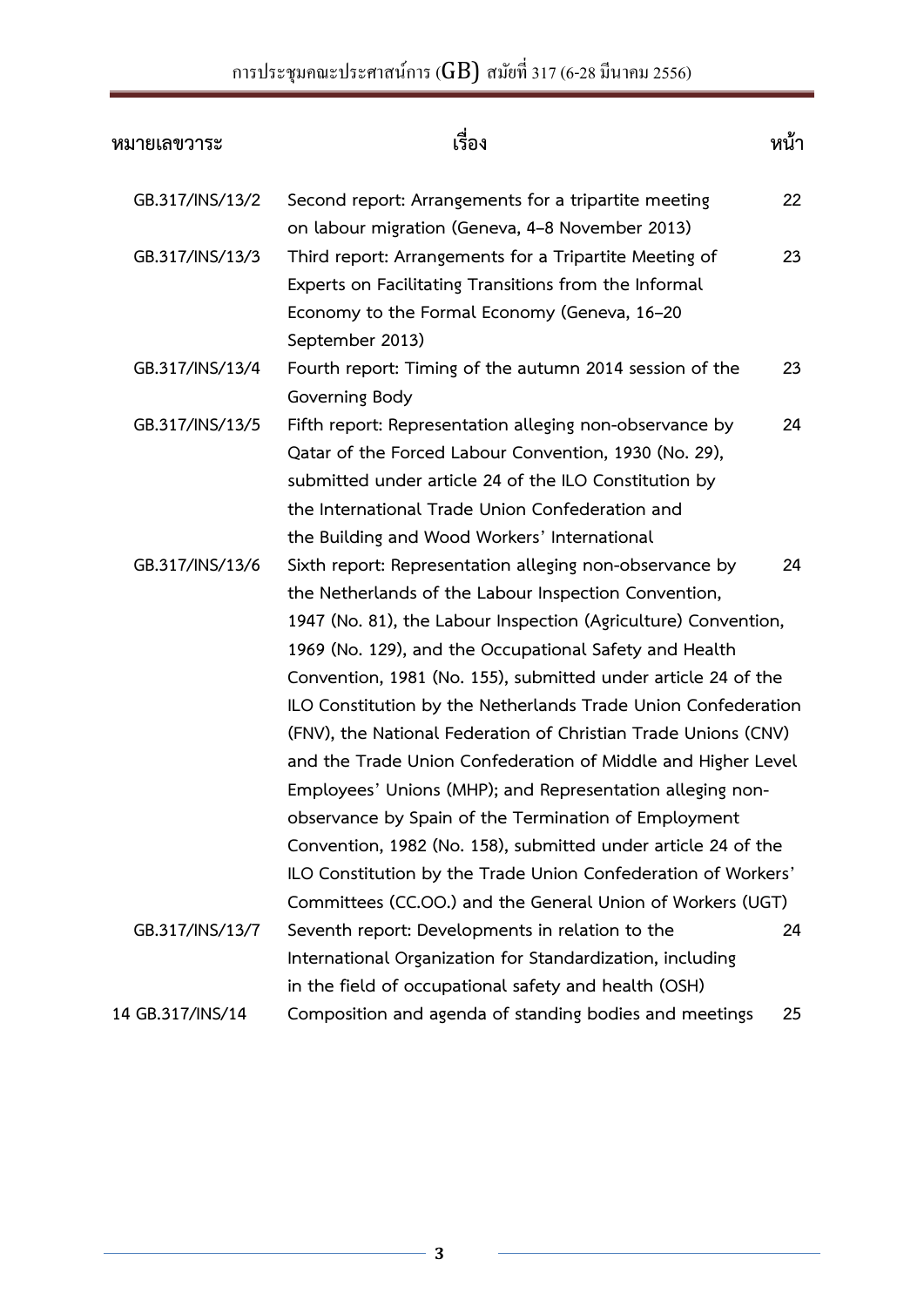| หมายเลขวาระ | เรื่อง | หน้า |
|---|---|---|
| GB.317/INS/13/2 | Second report: Arrangements for a tripartite meeting on labour migration (Geneva, 4–8 November 2013) | 22 |
| GB.317/INS/13/3 | Third report: Arrangements for a Tripartite Meeting of Experts on Facilitating Transitions from the Informal Economy to the Formal Economy (Geneva, 16–20 September 2013) | 23 |
| GB.317/INS/13/4 | Fourth report: Timing of the autumn 2014 session of the Governing Body | 23 |
| GB.317/INS/13/5 | Fifth report: Representation alleging non-observance by Qatar of the Forced Labour Convention, 1930 (No. 29), submitted under article 24 of the ILO Constitution by the International Trade Union Confederation and the Building and Wood Workers' International | 24 |
| GB.317/INS/13/6 | Sixth report: Representation alleging non-observance by the Netherlands of the Labour Inspection Convention, 1947 (No. 81), the Labour Inspection (Agriculture) Convention, 1969 (No. 129), and the Occupational Safety and Health Convention, 1981 (No. 155), submitted under article 24 of the ILO Constitution by the Netherlands Trade Union Confederation (FNV), the National Federation of Christian Trade Unions (CNV) and the Trade Union Confederation of Middle and Higher Level Employees' Unions (MHP); and Representation alleging non-observance by Spain of the Termination of Employment Convention, 1982 (No. 158), submitted under article 24 of the ILO Constitution by the Trade Union Confederation of Workers' Committees (CC.OO.) and the General Union of Workers (UGT) | 24 |
| GB.317/INS/13/7 | Seventh report: Developments in relation to the International Organization for Standardization, including in the field of occupational safety and health (OSH) | 24 |
| 14 GB.317/INS/14 | Composition and agenda of standing bodies and meetings | 25 |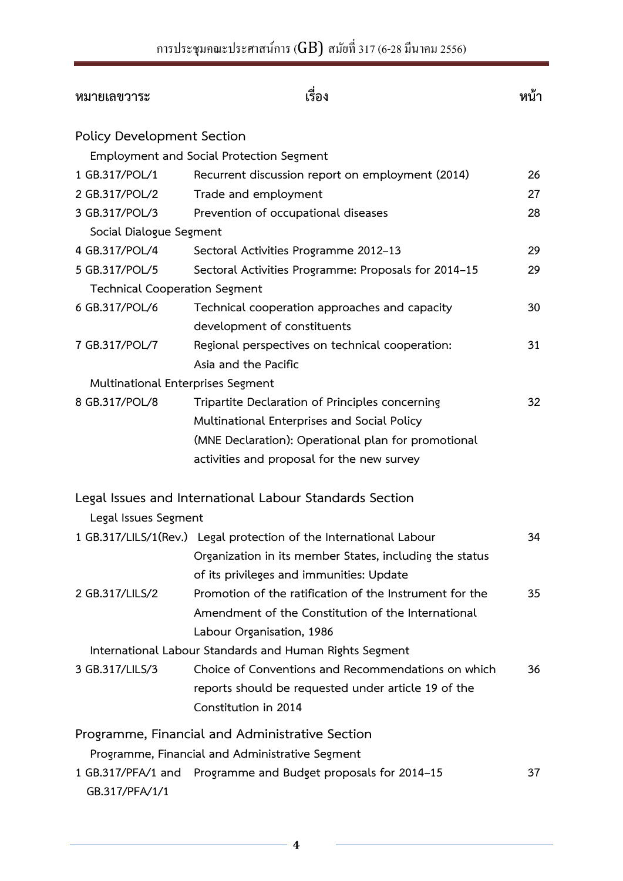| หมายเลขวาระ | เรื่อง | หน้า |
|---|---|---|
| **Policy Development Section** | | |
| Employment and Social Protection Segment | | |
| 1 GB.317/POL/1 | Recurrent discussion report on employment (2014) | 26 |
| 2 GB.317/POL/2 | Trade and employment | 27 |
| 3 GB.317/POL/3 | Prevention of occupational diseases | 28 |
| Social Dialogue Segment | | |
| 4 GB.317/POL/4 | Sectoral Activities Programme 2012–13 | 29 |
| 5 GB.317/POL/5 | Sectoral Activities Programme: Proposals for 2014–15 | 29 |
| Technical Cooperation Segment | | |
| 6 GB.317/POL/6 | Technical cooperation approaches and capacity development of constituents | 30 |
| 7 GB.317/POL/7 | Regional perspectives on technical cooperation: Asia and the Pacific | 31 |
| Multinational Enterprises Segment | | |
| 8 GB.317/POL/8 | Tripartite Declaration of Principles concerning Multinational Enterprises and Social Policy (MNE Declaration): Operational plan for promotional activities and proposal for the new survey | 32 |
| **Legal Issues and International Labour Standards Section** | | |
| Legal Issues Segment | | |
| 1 GB.317/LILS/1(Rev.) | Legal protection of the International Labour Organization in its member States, including the status of its privileges and immunities: Update | 34 |
| 2 GB.317/LILS/2 | Promotion of the ratification of the Instrument for the Amendment of the Constitution of the International Labour Organisation, 1986 | 35 |
| International Labour Standards and Human Rights Segment | | |
| 3 GB.317/LILS/3 | Choice of Conventions and Recommendations on which reports should be requested under article 19 of the Constitution in 2014 | 36 |
| **Programme, Financial and Administrative Section** | | |
| Programme, Financial and Administrative Segment | | |
| 1 GB.317/PFA/1 and GB.317/PFA/1/1 | Programme and Budget proposals for 2014–15 | 37 |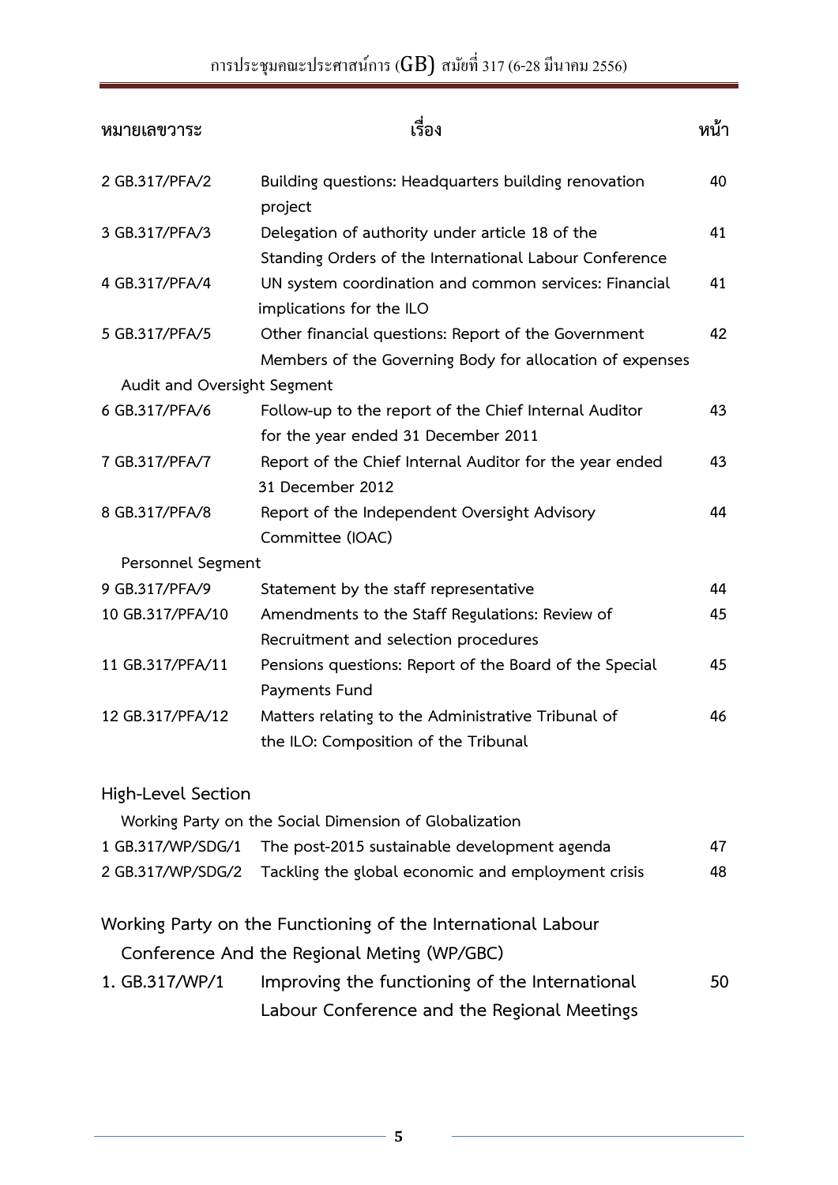| หมายเลขวาระ | เรื่อง | หน้า |
|---|---|---|
| 2 GB.317/PFA/2 | Building questions: Headquarters building renovation project | 40 |
| 3 GB.317/PFA/3 | Delegation of authority under article 18 of the Standing Orders of the International Labour Conference | 41 |
| 4 GB.317/PFA/4 | UN system coordination and common services: Financial implications for the ILO | 41 |
| 5 GB.317/PFA/5 | Other financial questions: Report of the Government Members of the Governing Body for allocation of expenses | 42 |
| Audit and Oversight Segment | | |
| 6 GB.317/PFA/6 | Follow-up to the report of the Chief Internal Auditor for the year ended 31 December 2011 | 43 |
| 7 GB.317/PFA/7 | Report of the Chief Internal Auditor for the year ended 31 December 2012 | 43 |
| 8 GB.317/PFA/8 | Report of the Independent Oversight Advisory Committee (IOAC) | 44 |
| Personnel Segment | | |
| 9 GB.317/PFA/9 | Statement by the staff representative | 44 |
| 10 GB.317/PFA/10 | Amendments to the Staff Regulations: Review of Recruitment and selection procedures | 45 |
| 11 GB.317/PFA/11 | Pensions questions: Report of the Board of the Special Payments Fund | 45 |
| 12 GB.317/PFA/12 | Matters relating to the Administrative Tribunal of the ILO: Composition of the Tribunal | 46 |

High-Level Section

Working Party on the Social Dimension of Globalization

| | | |
|---|---|---|
| 1 GB.317/WP/SDG/1 | The post-2015 sustainable development agenda | 47 |
| 2 GB.317/WP/SDG/2 | Tackling the global economic and employment crisis | 48 |

Working Party on the Functioning of the International Labour Conference And the Regional Meting (WP/GBC)

| | | |
|---|---|---|
| 1. GB.317/WP/1 | Improving the functioning of the International Labour Conference and the Regional Meetings | 50 |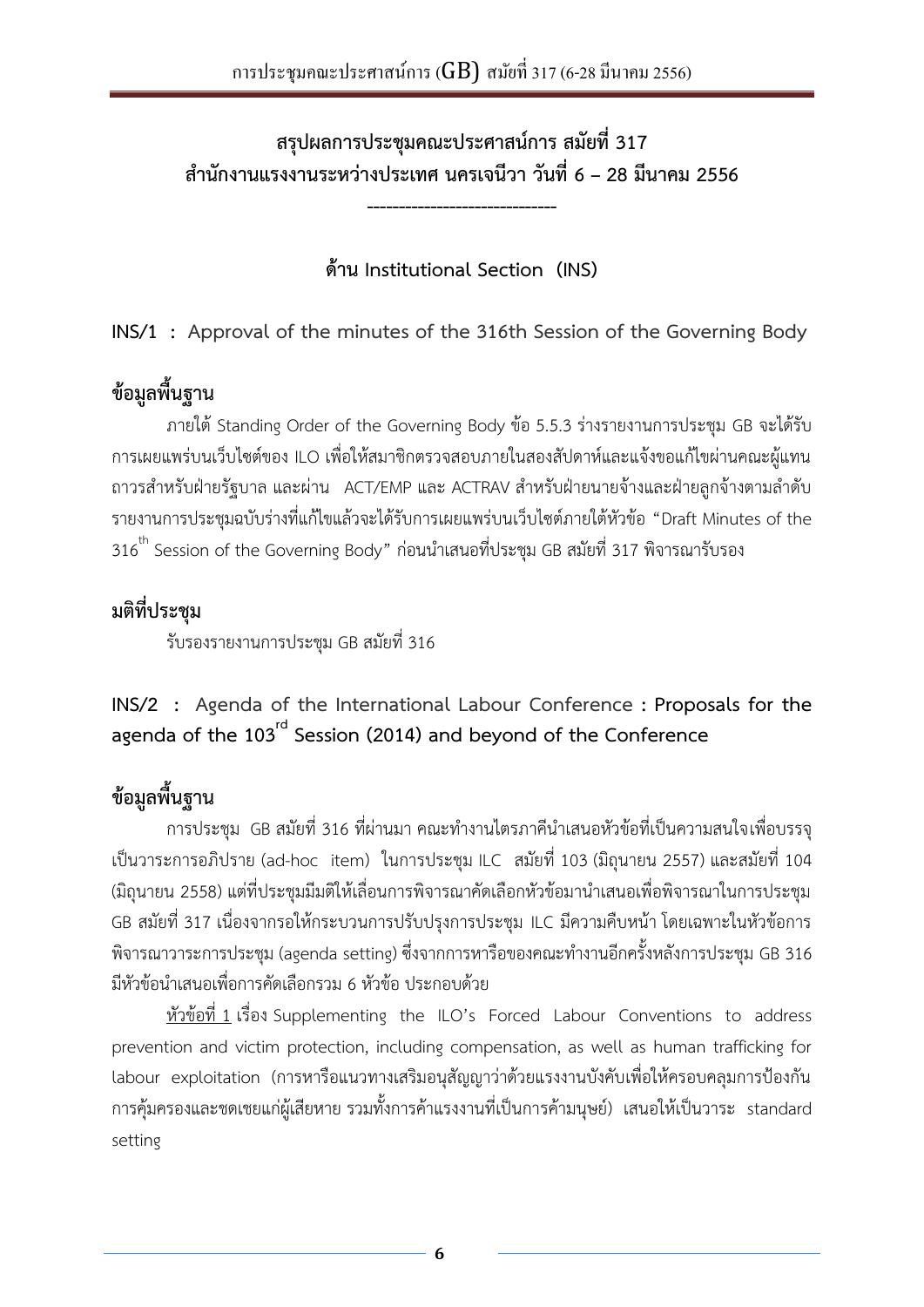## สรุปผลการประชุมคณะประศาสน์การ สมัยที่ 317 สำนักงานแรงงานระหว่างประเทศ นครเจนีวา วันที่ 6 – 28 มีนาคม 2556

------------------------------

### ด้าน Institutional Section (INS)

**INS/1 : Approval of the minutes of the 316th Session of the Governing Body**

**ข้อมูลพื้นฐาน**

ภายใต้ Standing Order of the Governing Body ข้อ 5.5.3 ร่างรายงานการประชุม GB จะได้รับการเผยแพร่บนเว็บไซต์ของ ILO เพื่อให้สมาชิกตรวจสอบภายในสองสัปดาห์และแจ้งขอแก้ไขผ่านคณะผู้แทนถาวรสำหรับฝ่ายรัฐบาล และผ่าน ACT/EMP และ ACTRAV สำหรับฝ่ายนายจ้างและฝ่ายลูกจ้างตามลำดับ รายงานการประชุมฉบับร่างที่แก้ไขแล้วจะได้รับการเผยแพร่บนเว็บไซต์ภายใต้หัวข้อ "Draft Minutes of the 316th Session of the Governing Body" ก่อนนำเสนอที่ประชุม GB สมัยที่ 317 พิจารณารับรอง

**มติที่ประชุม**

รับรองรายงานการประชุม GB สมัยที่ 316

**INS/2 : Agenda of the International Labour Conference : Proposals for the agenda of the 103rd Session (2014) and beyond of the Conference**

**ข้อมูลพื้นฐาน**

การประชุม GB สมัยที่ 316 ที่ผ่านมา คณะทำงานไตรภาคีนำเสนอหัวข้อที่เป็นความสนใจเพื่อบรรจุเป็นวาระการอภิปราย (ad-hoc item) ในการประชุม ILC สมัยที่ 103 (มิถุนายน 2557) และสมัยที่ 104 (มิถุนายน 2558) แต่ที่ประชุมมีมติให้เลื่อนการพิจารณาคัดเลือกหัวข้อมานำเสนอเพื่อพิจารณาในการประชุม GB สมัยที่ 317 เนื่องจากรอให้กระบวนการปรับปรุงการประชุม ILC มีความคืบหน้า โดยเฉพาะในหัวข้อการพิจารณาวาระการประชุม (agenda setting) ซึ่งจากการหารือของคณะทำงานอีกครั้งหลังการประชุม GB 316 มีหัวข้อนำเสนอเพื่อการคัดเลือกรวม 6 หัวข้อ ประกอบด้วย

<u>หัวข้อที่ 1</u> เรื่อง Supplementing the ILO's Forced Labour Conventions to address prevention and victim protection, including compensation, as well as human trafficking for labour exploitation (การหารือแนวทางเสริมอนุสัญญาว่าด้วยแรงงานบังคับเพื่อให้ครอบคลุมการป้องกัน การคุ้มครองและชดเชยแก่ผู้เสียหาย รวมทั้งการค้าแรงงานที่เป็นการค้ามนุษย์) เสนอให้เป็นวาระ standard setting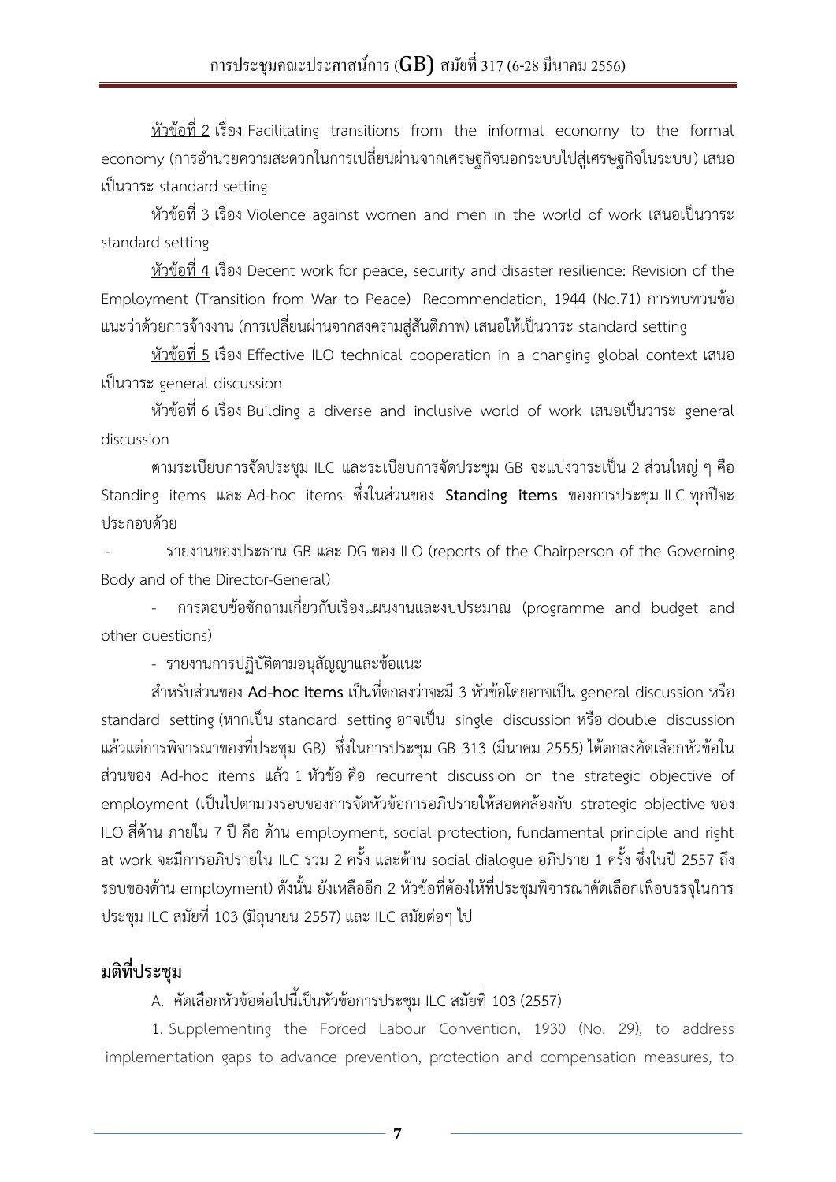<u>หัวข้อที่ 2</u> เรื่อง Facilitating transitions from the informal economy to the formal economy (การอำนวยความสะดวกในการเปลี่ยนผ่านจากเศรษฐกิจนอกระบบไปสู่เศรษฐกิจในระบบ) เสนอเป็นวาระ standard setting

<u>หัวข้อที่ 3</u> เรื่อง Violence against women and men in the world of work เสนอเป็นวาระ standard setting

<u>หัวข้อที่ 4</u> เรื่อง Decent work for peace, security and disaster resilience: Revision of the Employment (Transition from War to Peace) Recommendation, 1944 (No.71) การทบทวนข้อแนะว่าด้วยการจ้างงาน (การเปลี่ยนผ่านจากสงครามสู่สันติภาพ) เสนอให้เป็นวาระ standard setting

<u>หัวข้อที่ 5</u> เรื่อง Effective ILO technical cooperation in a changing global context เสนอเป็นวาระ general discussion

<u>หัวข้อที่ 6</u> เรื่อง Building a diverse and inclusive world of work เสนอเป็นวาระ general discussion

ตามระเบียบการจัดประชุม ILC และระเบียบการจัดประชุม GB จะแบ่งวาระเป็น 2 ส่วนใหญ่ ๆ คือ Standing items และ Ad-hoc items ซึ่งในส่วนของ **Standing items** ของการประชุม ILC ทุกปีจะประกอบด้วย

- รายงานของประธาน GB และ DG ของ ILO (reports of the Chairperson of the Governing Body and of the Director-General)
- การตอบข้อซักถามเกี่ยวกับเรื่องแผนงานและงบประมาณ (programme and budget and other questions)
- รายงานการปฏิบัติตามอนุสัญญาและข้อแนะ

สำหรับส่วนของ **Ad-hoc items** เป็นที่ตกลงว่าจะมี 3 หัวข้อโดยอาจเป็น general discussion หรือ standard setting (หากเป็น standard setting อาจเป็น single discussion หรือ double discussion แล้วแต่การพิจารณาของที่ประชุม GB) ซึ่งในการประชุม GB 313 (มีนาคม 2555) ได้ตกลงคัดเลือกหัวข้อในส่วนของ Ad-hoc items แล้ว 1 หัวข้อ คือ recurrent discussion on the strategic objective of employment (เป็นไปตามวงรอบของการจัดหัวข้อการอภิปรายให้สอดคล้องกับ strategic objective ของ ILO สี่ด้าน ภายใน 7 ปี คือ ด้าน employment, social protection, fundamental principle and right at work จะมีการอภิปรายใน ILC รวม 2 ครั้ง และด้าน social dialogue อภิปราย 1 ครั้ง ซึ่งในปี 2557 ถึงรอบของด้าน employment) ดังนั้น ยังเหลืออีก 2 หัวข้อที่ต้องให้ที่ประชุมพิจารณาคัดเลือกเพื่อบรรจุในการประชุม ILC สมัยที่ 103 (มิถุนายน 2557) และ ILC สมัยต่อๆ ไป

## มติที่ประชุม

A. คัดเลือกหัวข้อต่อไปนี้เป็นหัวข้อการประชุม ILC สมัยที่ 103 (2557)

1. Supplementing the Forced Labour Convention, 1930 (No. 29), to address implementation gaps to advance prevention, protection and compensation measures, to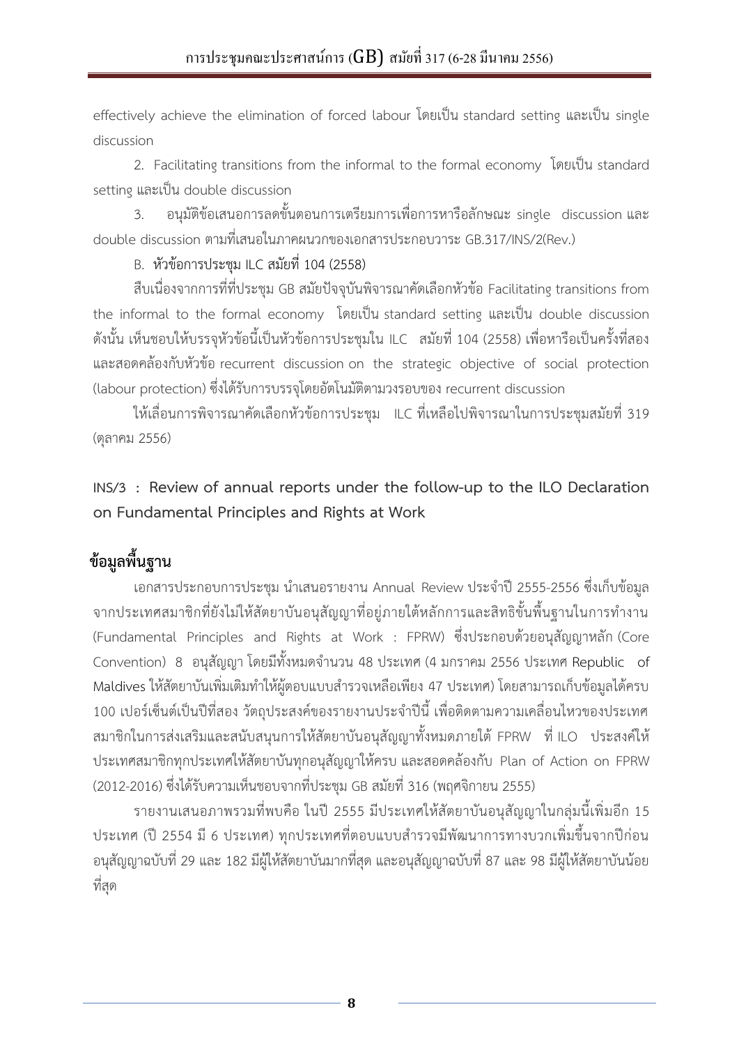effectively achieve the elimination of forced labour โดยเป็น standard setting และเป็น single discussion

2. Facilitating transitions from the informal to the formal economy โดยเป็น standard setting และเป็น double discussion

3. อนุมัติข้อเสนอการลดขั้นตอนการเตรียมการเพื่อการหารือลักษณะ single discussion และ double discussion ตามที่เสนอในภาคผนวกของเอกสารประกอบวาระ GB.317/INS/2(Rev.)

B. **หัวข้อการประชุม ILC สมัยที่ 104 (2558)**

สืบเนื่องจากการที่ที่ประชุม GB สมัยปัจจุบันพิจารณาคัดเลือกหัวข้อ Facilitating transitions from the informal to the formal economy โดยเป็น standard setting และเป็น double discussion ดังนั้น เห็นชอบให้บรรจุหัวข้อนี้เป็นหัวข้อการประชุมใน ILC สมัยที่ 104 (2558) เพื่อหารือเป็นครั้งที่สอง และสอดคล้องกับหัวข้อ recurrent discussion on the strategic objective of social protection (labour protection) ซึ่งได้รับการบรรจุโดยอัตโนมัติตามวงรอบของ recurrent discussion

ให้เลื่อนการพิจารณาคัดเลือกหัวข้อการประชุม ILC ที่เหลือไปพิจารณาในการประชุมสมัยที่ 319 (ตุลาคม 2556)

## INS/3 : Review of annual reports under the follow-up to the ILO Declaration on Fundamental Principles and Rights at Work

## ข้อมูลพื้นฐาน

เอกสารประกอบการประชุม นำเสนอรายงาน Annual Review ประจำปี 2555-2556 ซึ่งเก็บข้อมูลจากประเทศสมาชิกที่ยังไม่ให้สัตยาบันอนุสัญญาที่อยู่ภายใต้หลักการและสิทธิขั้นพื้นฐานในการทำงาน (Fundamental Principles and Rights at Work : FPRW) ซึ่งประกอบด้วยอนุสัญญาหลัก (Core Convention) 8 อนุสัญญา โดยมีทั้งหมดจำนวน 48 ประเทศ (4 มกราคม 2556 ประเทศ Republic of Maldives ให้สัตยาบันเพิ่มเติมทำให้ผู้ตอบแบบสำรวจเหลือเพียง 47 ประเทศ) โดยสามารถเก็บข้อมูลได้ครบ 100 เปอร์เซ็นต์เป็นปีที่สอง วัตถุประสงค์ของรายงานประจำปีนี้ เพื่อติดตามความเคลื่อนไหวของประเทศสมาชิกในการส่งเสริมและสนับสนุนการให้สัตยาบันอนุสัญญาทั้งหมดภายใต้ FPRW ที่ ILO ประสงค์ให้ประเทศสมาชิกทุกประเทศให้สัตยาบันทุกอนุสัญญาให้ครบ และสอดคล้องกับ Plan of Action on FPRW (2012-2016) ซึ่งได้รับความเห็นชอบจากที่ประชุม GB สมัยที่ 316 (พฤศจิกายน 2555)

รายงานเสนอภาพรวมที่พบคือ ในปี 2555 มีประเทศให้สัตยาบันอนุสัญญาในกลุ่มนี้เพิ่มอีก 15 ประเทศ (ปี 2554 มี 6 ประเทศ) ทุกประเทศที่ตอบแบบสำรวจมีพัฒนาการทางบวกเพิ่มขึ้นจากปีก่อน อนุสัญญาฉบับที่ 29 และ 182 มีผู้ให้สัตยาบันมากที่สุด และอนุสัญญาฉบับที่ 87 และ 98 มีผู้ให้สัตยาบันน้อยที่สุด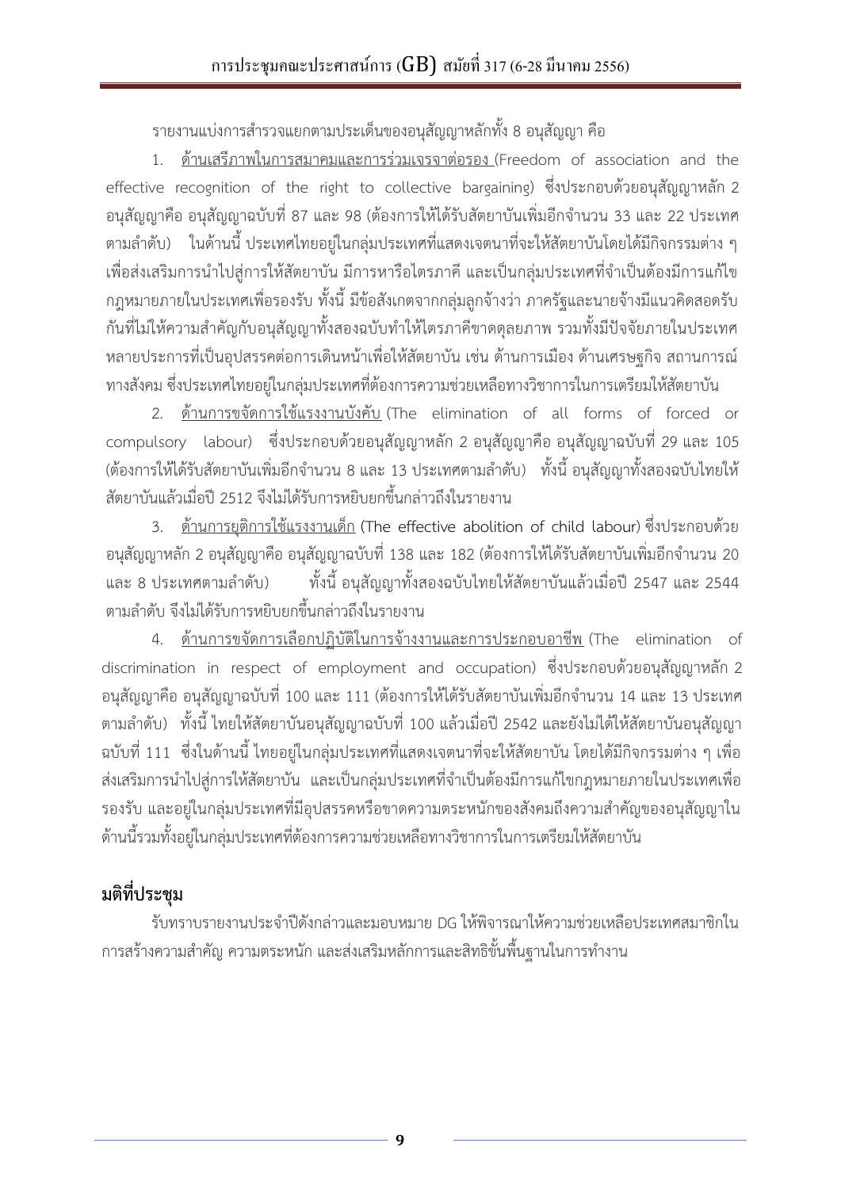รายงานแบ่งการสำรวจแยกตามประเด็นของอนุสัญญาหลักทั้ง 8 อนุสัญญา คือ

1. <u>ด้านเสรีภาพในการสมาคมและการร่วมเจรจาต่อรอง</u> (Freedom of association and the effective recognition of the right to collective bargaining) ซึ่งประกอบด้วยอนุสัญญาหลัก 2 อนุสัญญาคือ อนุสัญญาฉบับที่ 87 และ 98 (ต้องการให้ได้รับสัตยาบันเพิ่มอีกจำนวน 33 และ 22 ประเทศตามลำดับ) ในด้านนี้ ประเทศไทยอยู่ในกลุ่มประเทศที่แสดงเจตนาที่จะให้สัตยาบันโดยได้มีกิจกรรมต่าง ๆ เพื่อส่งเสริมการนำไปสู่การให้สัตยาบัน มีการหารือไตรภาคี และเป็นกลุ่มประเทศที่จำเป็นต้องมีการแก้ไขกฎหมายภายในประเทศเพื่อรองรับ ทั้งนี้ มีข้อสังเกตจากกลุ่มลูกจ้างว่า ภาครัฐและนายจ้างมีแนวคิดสอดรับกันที่ไม่ให้ความสำคัญกับอนุสัญญาทั้งสองฉบับทำให้ไตรภาคีขาดดุลยภาพ รวมทั้งมีปัจจัยภายในประเทศหลายประการที่เป็นอุปสรรคต่อการเดินหน้าเพื่อให้สัตยาบัน เช่น ด้านการเมือง ด้านเศรษฐกิจ สถานการณ์ทางสังคม ซึ่งประเทศไทยอยู่ในกลุ่มประเทศที่ต้องการความช่วยเหลือทางวิชาการในการเตรียมให้สัตยาบัน

2. <u>ด้านการขจัดการใช้แรงงานบังคับ</u> (The elimination of all forms of forced or compulsory labour) ซึ่งประกอบด้วยอนุสัญญาหลัก 2 อนุสัญญาคือ อนุสัญญาฉบับที่ 29 และ 105 (ต้องการให้ได้รับสัตยาบันเพิ่มอีกจำนวน 8 และ 13 ประเทศตามลำดับ) ทั้งนี้ อนุสัญญาทั้งสองฉบับไทยให้สัตยาบันแล้วเมื่อปี 2512 จึงไม่ได้รับการหยิบยกขึ้นกล่าวถึงในรายงาน

3. <u>ด้านการยุติการใช้แรงงานเด็ก</u> (The effective abolition of child labour) ซึ่งประกอบด้วยอนุสัญญาหลัก 2 อนุสัญญาคือ อนุสัญญาฉบับที่ 138 และ 182 (ต้องการให้ได้รับสัตยาบันเพิ่มอีกจำนวน 20 และ 8 ประเทศตามลำดับ) ทั้งนี้ อนุสัญญาทั้งสองฉบับไทยให้สัตยาบันแล้วเมื่อปี 2547 และ 2544 ตามลำดับ จึงไม่ได้รับการหยิบยกขึ้นกล่าวถึงในรายงาน

4. <u>ด้านการขจัดการเลือกปฏิบัติในการจ้างงานและการประกอบอาชีพ</u> (The elimination of discrimination in respect of employment and occupation) ซึ่งประกอบด้วยอนุสัญญาหลัก 2 อนุสัญญาคือ อนุสัญญาฉบับที่ 100 และ 111 (ต้องการให้ได้รับสัตยาบันเพิ่มอีกจำนวน 14 และ 13 ประเทศตามลำดับ) ทั้งนี้ ไทยให้สัตยาบันอนุสัญญาฉบับที่ 100 แล้วเมื่อปี 2542 และยังไม่ได้ให้สัตยาบันอนุสัญญาฉบับที่ 111 ซึ่งในด้านนี้ ไทยอยู่ในกลุ่มประเทศที่แสดงเจตนาที่จะให้สัตยาบัน โดยได้มีกิจกรรมต่าง ๆ เพื่อส่งเสริมการนำไปสู่การให้สัตยาบัน และเป็นกลุ่มประเทศที่จำเป็นต้องมีการแก้ไขกฎหมายภายในประเทศเพื่อรองรับ และอยู่ในกลุ่มประเทศที่มีอุปสรรคหรือขาดความตระหนักของสังคมถึงความสำคัญของอนุสัญญาในด้านนี้รวมทั้งอยู่ในกลุ่มประเทศที่ต้องการความช่วยเหลือทางวิชาการในการเตรียมให้สัตยาบัน

## มติที่ประชุม

รับทราบรายงานประจำปีดังกล่าวและมอบหมาย DG ให้พิจารณาให้ความช่วยเหลือประเทศสมาชิกในการสร้างความสำคัญ ความตระหนัก และส่งเสริมหลักการและสิทธิขั้นพื้นฐานในการทำงาน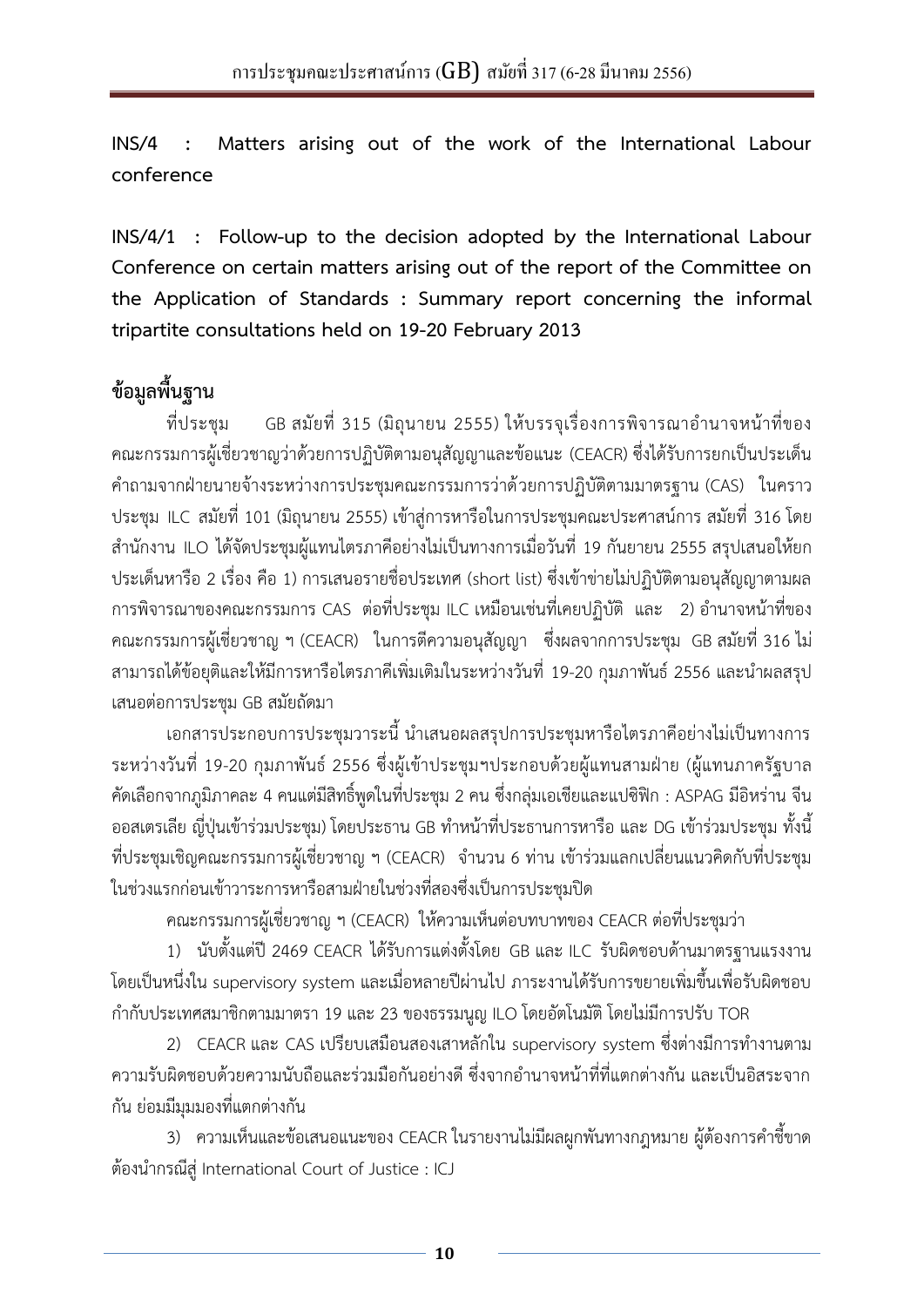**INS/4 : Matters arising out of the work of the International Labour conference**

**INS/4/1 : Follow-up to the decision adopted by the International Labour Conference on certain matters arising out of the report of the Committee on the Application of Standards : Summary report concerning the informal tripartite consultations held on 19-20 February 2013**

## ข้อมูลพื้นฐาน

ที่ประชุม GB สมัยที่ 315 (มิถุนายน 2555) ให้บรรจุเรื่องการพิจารณาอำนาจหน้าที่ของคณะกรรมการผู้เชี่ยวชาญว่าด้วยการปฏิบัติตามอนุสัญญาและข้อแนะ (CEACR) ซึ่งได้รับการยกเป็นประเด็นคำถามจากฝ่ายนายจ้างระหว่างการประชุมคณะกรรมการว่าด้วยการปฏิบัติตามมาตรฐาน (CAS) ในคราวประชุม ILC สมัยที่ 101 (มิถุนายน 2555) เข้าสู่การหารือในการประชุมคณะประศาสน์การ สมัยที่ 316 โดยสำนักงาน ILO ได้จัดประชุมผู้แทนไตรภาคีอย่างไม่เป็นทางการเมื่อวันที่ 19 กันยายน 2555 สรุปเสนอให้ยกประเด็นหารือ 2 เรื่อง คือ 1) การเสนอรายชื่อประเทศ (short list) ซึ่งเข้าข่ายไม่ปฏิบัติตามอนุสัญญาตามผลการพิจารณาของคณะกรรมการ CAS ต่อที่ประชุม ILC เหมือนเช่นที่เคยปฏิบัติ และ 2) อำนาจหน้าที่ของคณะกรรมการผู้เชี่ยวชาญ ฯ (CEACR) ในการตีความอนุสัญญา ซึ่งผลจากการประชุม GB สมัยที่ 316 ไม่สามารถได้ข้อยุติและให้มีการหารือไตรภาคีเพิ่มเติมในระหว่างวันที่ 19-20 กุมภาพันธ์ 2556 และนำผลสรุปเสนอต่อการประชุม GB สมัยถัดมา

เอกสารประกอบการประชุมวาระนี้ นำเสนอผลสรุปการประชุมหารือไตรภาคีอย่างไม่เป็นทางการระหว่างวันที่ 19-20 กุมภาพันธ์ 2556 ซึ่งผู้เข้าประชุมฯประกอบด้วยผู้แทนสามฝ่าย (ผู้แทนภาครัฐบาลคัดเลือกจากภูมิภาคละ 4 คนแต่มีสิทธิ์พูดในที่ประชุม 2 คน ซึ่งกลุ่มเอเชียและแปซิฟิก : ASPAG มีอิหร่าน จีน ออสเตรเลีย ญี่ปุ่นเข้าร่วมประชุม) โดยประธาน GB ทำหน้าที่ประธานการหารือ และ DG เข้าร่วมประชุม ทั้งนี้ที่ประชุมเชิญคณะกรรมการผู้เชี่ยวชาญ ฯ (CEACR) จำนวน 6 ท่าน เข้าร่วมแลกเปลี่ยนแนวคิดกับที่ประชุมในช่วงแรกก่อนเข้าวาระการหารือสามฝ่ายในช่วงที่สองซึ่งเป็นการประชุมปิด

คณะกรรมการผู้เชี่ยวชาญ ฯ (CEACR) ให้ความเห็นต่อบทบาทของ CEACR ต่อที่ประชุมว่า

1) นับตั้งแต่ปี 2469 CEACR ได้รับการแต่งตั้งโดย GB และ ILC รับผิดชอบด้านมาตรฐานแรงงานโดยเป็นหนึ่งใน supervisory system และเมื่อหลายปีผ่านไป ภาระงานได้รับการขยายเพิ่มขึ้นเพื่อรับผิดชอบกำกับประเทศสมาชิกตามมาตรา 19 และ 23 ของธรรมนูญ ILO โดยอัตโนมัติ โดยไม่มีการปรับ TOR

2) CEACR และ CAS เปรียบเสมือนสองเสาหลักใน supervisory system ซึ่งต่างมีการทำงานตามความรับผิดชอบด้วยความนับถือและร่วมมือกันอย่างดี ซึ่งจากอำนาจหน้าที่ที่แตกต่างกัน และเป็นอิสระจากกัน ย่อมมีมุมมองที่แตกต่างกัน

3) ความเห็นและข้อเสนอแนะของ CEACR ในรายงานไม่มีผลผูกพันทางกฎหมาย ผู้ต้องการคำชี้ขาดต้องนำกรณีสู่ International Court of Justice : ICJ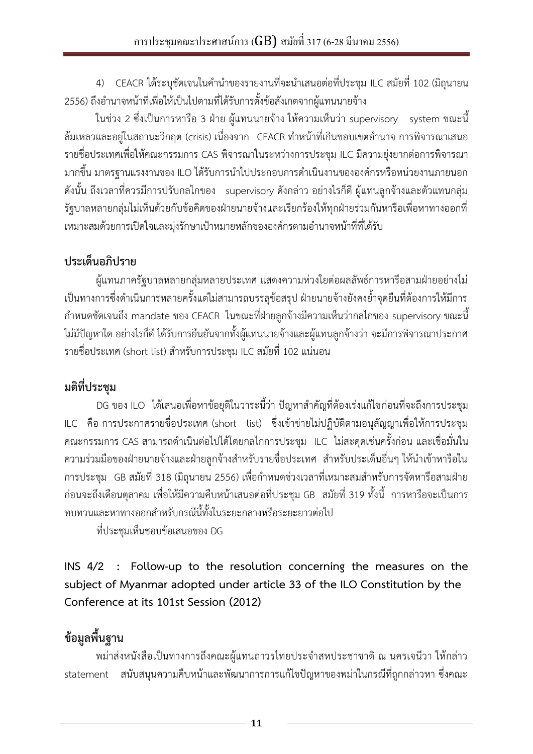4) CEACR ได้ระบุชัดเจนในคำนำของรายงานที่จะนำเสนอต่อที่ประชุม ILC สมัยที่ 102 (มิถุนายน 2556) ถึงอำนาจหน้าที่เพื่อให้เป็นไปตามที่ได้รับการตั้งข้อสังเกตจากผู้แทนนายจ้าง

ในช่วง 2 ซึ่งเป็นการหารือ 3 ฝ่าย ผู้แทนนายจ้าง ให้ความเห็นว่า supervisory system ขณะนี้ล้มเหลวและอยู่ในสถานะวิกฤต (crisis) เนื่องจาก CEACR ทำหน้าที่เกินขอบเขตอำนาจ การพิจารณาเสนอรายชื่อประเทศเพื่อให้คณะกรรมการ CAS พิจารณาในระหว่างการประชุม ILC มีความยุ่งยากต่อการพิจารณามากขึ้น มาตรฐานแรงงานของ ILO ได้รับการนำไปประกอบการดำเนินงานขององค์กรหรือหน่วยงานภายนอก ดังนั้น ถึงเวลาที่ควรมีการปรับกลไกของ supervisory ดังกล่าว อย่างไรก็ดี ผู้แทนลูกจ้างและตัวแทนกลุ่มรัฐบาลหลายกลุ่มไม่เห็นด้วยกับข้อคิดของฝ่ายนายจ้างและเรียกร้องให้ทุกฝ่ายร่วมกันหารือเพื่อหาทางออกที่เหมาะสมด้วยการเปิดใจและมุ่งรักษาเป้าหมายหลักขององค์กรตามอำนาจหน้าที่ที่ได้รับ

## ประเด็นอภิปราย

ผู้แทนภาครัฐบาลหลายกลุ่มหลายประเทศ แสดงความห่วงใยต่อผลลัพธ์การหารือสามฝ่ายอย่างไม่เป็นทางการซึ่งดำเนินการหลายครั้งแต่ไม่สามารถบรรลุข้อสรุป ฝ่ายนายจ้างยังคงย้ำจุดยืนที่ต้องการให้มีการกำหนดชัดเจนถึง mandate ของ CEACR ในขณะที่ฝ่ายลูกจ้างมีความเห็นว่ากลไกของ supervisory ขณะนี้ไม่มีปัญหาใด อย่างไรก็ดี ได้รับการยืนยันจากทั้งผู้แทนนายจ้างและผู้แทนลูกจ้างว่า จะมีการพิจารณาประกาศรายชื่อประเทศ (short list) สำหรับการประชุม ILC สมัยที่ 102 แน่นอน

## มติที่ประชุม

DG ของ ILO ได้เสนอเพื่อหาข้อยุติในวาระนี้ว่า ปัญหาสำคัญที่ต้องเร่งแก้ไขก่อนที่จะถึงการประชุม ILC คือ การประกาศรายชื่อประเทศ (short list) ซึ่งเข้าข่ายไม่ปฏิบัติตามอนุสัญญาเพื่อให้การประชุมคณะกรรมการ CAS สามารถดำเนินต่อไปได้โดยกลไกการประชุม ILC ไม่สะดุดเช่นครั้งก่อน และเชื่อมั่นในความร่วมมือของฝ่ายนายจ้างและฝ่ายลูกจ้างสำหรับรายชื่อประเทศ สำหรับประเด็นอื่นๆ ให้นำเข้าหารือในการประชุม GB สมัยที่ 318 (มิถุนายน 2556) เพื่อกำหนดช่วงเวลาที่เหมาะสมสำหรับการจัดหารือสามฝ่ายก่อนจะถึงเดือนตุลาคม เพื่อให้มีความคืบหน้าเสนอต่อที่ประชุม GB สมัยที่ 319 ทั้งนี้ การหารือจะเป็นการทบทวนและหาทางออกสำหรับกรณีนี้ทั้งในระยะกลางหรือระยะยาวต่อไป

ที่ประชุมเห็นชอบข้อเสนอของ DG

## INS 4/2 : Follow-up to the resolution concerning the measures on the subject of Myanmar adopted under article 33 of the ILO Constitution by the Conference at its 101st Session (2012)

## ข้อมูลพื้นฐาน

พม่าส่งหนังสือเป็นทางการถึงคณะผู้แทนถาวรไทยประจำสหประชาชาติ ณ นครเจนีวา ให้กล่าว statement สนับสนุนความคืบหน้าและพัฒนาการการแก้ไขปัญหาของพม่าในกรณีที่ถูกกล่าวหา ซึ่งคณะ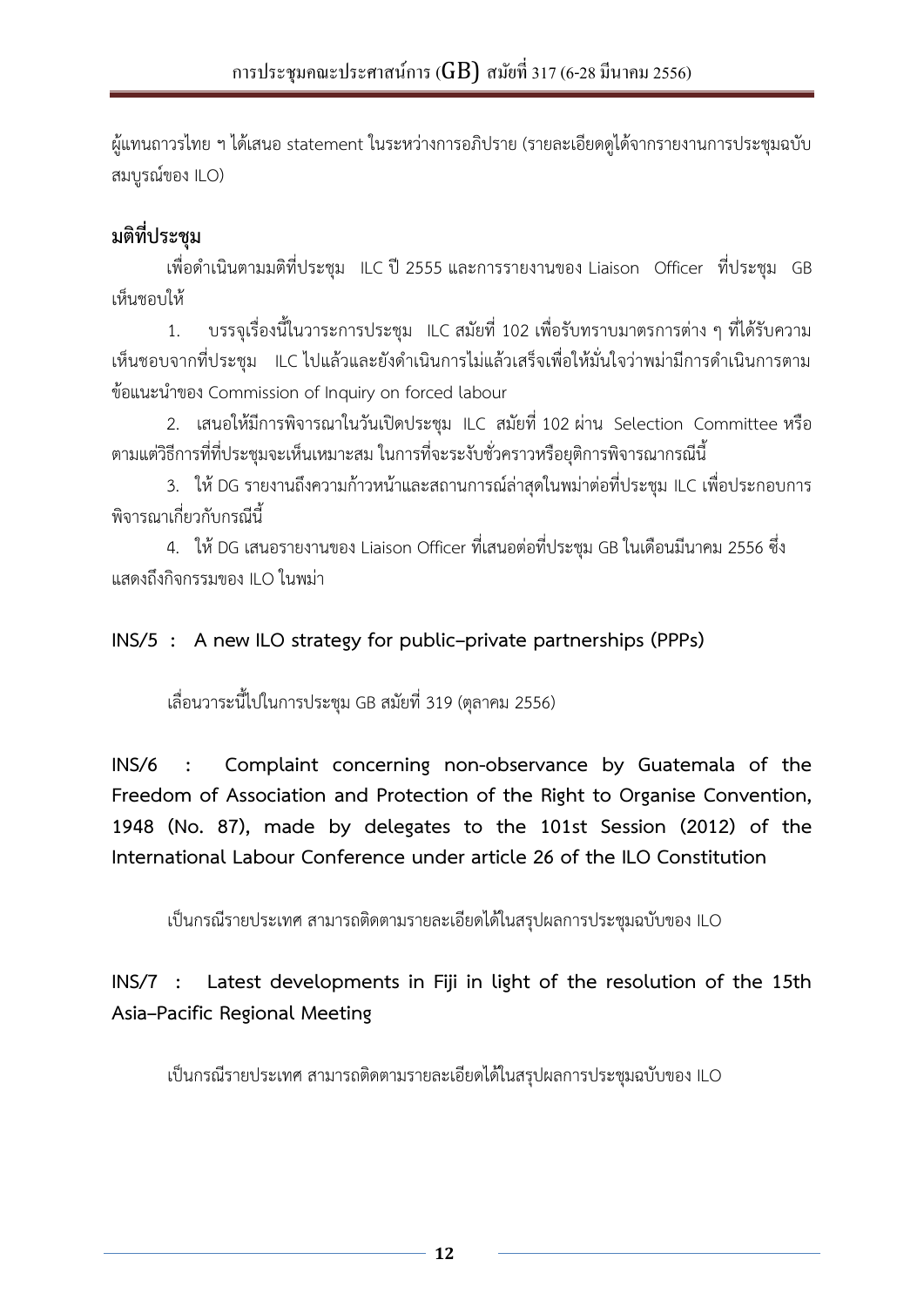ผู้แทนถาวรไทย ฯ ได้เสนอ statement ในระหว่างการอภิปราย (รายละเอียดดูได้จากรายงานการประชุมฉบับสมบูรณ์ของ ILO)

**มติที่ประชุม**

เพื่อดำเนินตามมติที่ประชุม ILC ปี 2555 และการรายงานของ Liaison Officer ที่ประชุม GB เห็นชอบให้

1. บรรจุเรื่องนี้ในวาระการประชุม ILC สมัยที่ 102 เพื่อรับทราบมาตรการต่าง ๆ ที่ได้รับความเห็นชอบจากที่ประชุม ILC ไปแล้วและยังดำเนินการไม่แล้วเสร็จเพื่อให้มั่นใจว่าพม่ามีการดำเนินการตามข้อแนะนำของ Commission of Inquiry on forced labour

2. เสนอให้มีการพิจารณาในวันเปิดประชุม ILC สมัยที่ 102 ผ่าน Selection Committee หรือตามแต่วิธีการที่ที่ประชุมจะเห็นเหมาะสม ในการที่จะระงับชั่วคราวหรือยุติการพิจารณากรณีนี้

3. ให้ DG รายงานถึงความก้าวหน้าและสถานการณ์ล่าสุดในพม่าต่อที่ประชุม ILC เพื่อประกอบการพิจารณาเกี่ยวกับกรณีนี้

4. ให้ DG เสนอรายงานของ Liaison Officer ที่เสนอต่อที่ประชุม GB ในเดือนมีนาคม 2556 ซึ่งแสดงถึงกิจกรรมของ ILO ในพม่า

**INS/5 : A new ILO strategy for public–private partnerships (PPPs)**

เลื่อนวาระนี้ไปในการประชุม GB สมัยที่ 319 (ตุลาคม 2556)

**INS/6 : Complaint concerning non-observance by Guatemala of the Freedom of Association and Protection of the Right to Organise Convention, 1948 (No. 87), made by delegates to the 101st Session (2012) of the International Labour Conference under article 26 of the ILO Constitution**

เป็นกรณีรายประเทศ สามารถติดตามรายละเอียดได้ในสรุปผลการประชุมฉบับของ ILO

**INS/7 : Latest developments in Fiji in light of the resolution of the 15th Asia–Pacific Regional Meeting**

เป็นกรณีรายประเทศ สามารถติดตามรายละเอียดได้ในสรุปผลการประชุมฉบับของ ILO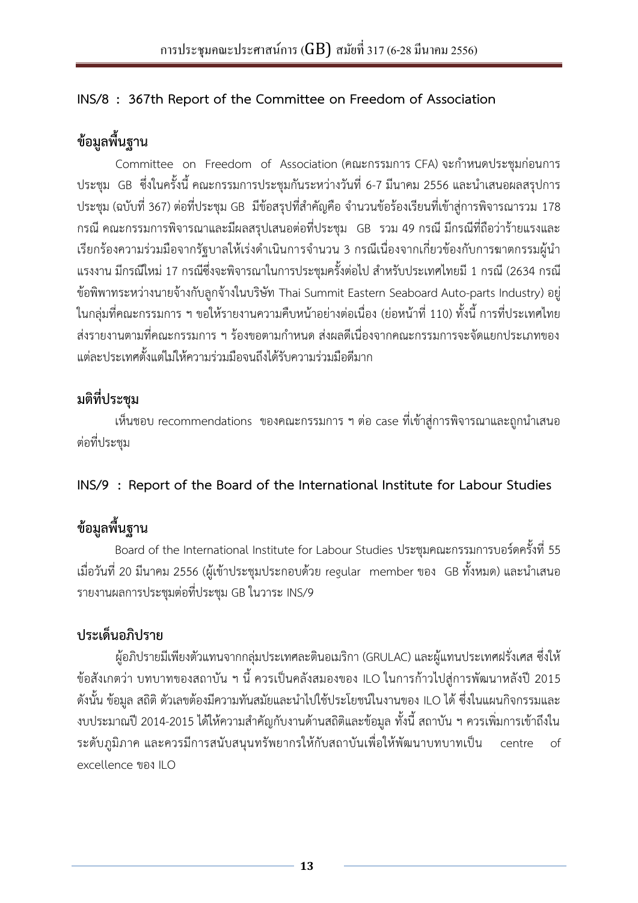## INS/8 : 367th Report of the Committee on Freedom of Association

### ข้อมูลพื้นฐาน

Committee on Freedom of Association (คณะกรรมการ CFA) จะกำหนดประชุมก่อนการประชุม GB ซึ่งในครั้งนี้ คณะกรรมการประชุมกันระหว่างวันที่ 6-7 มีนาคม 2556 และนำเสนอผลสรุปการประชุม (ฉบับที่ 367) ต่อที่ประชุม GB มีข้อสรุปที่สำคัญคือ จำนวนข้อร้องเรียนที่เข้าสู่การพิจารณารวม 178 กรณี คณะกรรมการพิจารณาและมีผลสรุปเสนอต่อที่ประชุม GB รวม 49 กรณี มีกรณีที่ถือว่าร้ายแรงและเรียกร้องความร่วมมือจากรัฐบาลให้เร่งดำเนินการจำนวน 3 กรณีเนื่องจากเกี่ยวข้องกับการฆาตกรรมผู้นำแรงงาน มีกรณีใหม่ 17 กรณีซึ่งจะพิจารณาในการประชุมครั้งต่อไป สำหรับประเทศไทยมี 1 กรณี (2634 กรณีข้อพิพาทระหว่างนายจ้างกับลูกจ้างในบริษัท Thai Summit Eastern Seaboard Auto-parts Industry) อยู่ในกลุ่มที่คณะกรรมการ ฯ ขอให้รายงานความคืบหน้าอย่างต่อเนื่อง (ย่อหน้าที่ 110) ทั้งนี้ การที่ประเทศไทยส่งรายงานตามที่คณะกรรมการ ฯ ร้องขอตามกำหนด ส่งผลดีเนื่องจากคณะกรรมการจะจัดแยกประเภทของแต่ละประเทศตั้งแต่ไม่ให้ความร่วมมือจนถึงได้รับความร่วมมือดีมาก

### มติที่ประชุม

เห็นชอบ recommendations ของคณะกรรมการ ฯ ต่อ case ที่เข้าสู่การพิจารณาและถูกนำเสนอต่อที่ประชุม

## INS/9 : Report of the Board of the International Institute for Labour Studies

### ข้อมูลพื้นฐาน

Board of the International Institute for Labour Studies ประชุมคณะกรรมการบอร์ดครั้งที่ 55 เมื่อวันที่ 20 มีนาคม 2556 (ผู้เข้าประชุมประกอบด้วย regular member ของ GB ทั้งหมด) และนำเสนอรายงานผลการประชุมต่อที่ประชุม GB ในวาระ INS/9

### ประเด็นอภิปราย

ผู้อภิปรายมีเพียงตัวแทนจากกลุ่มประเทศละตินอเมริกา (GRULAC) และผู้แทนประเทศฝรั่งเศส ซึ่งให้ข้อสังเกตว่า บทบาทของสถาบัน ฯ นี้ ควรเป็นคลังสมองของ ILO ในการก้าวไปสู่การพัฒนาหลังปี 2015 ดังนั้น ข้อมูล สถิติ ตัวเลขต้องมีความทันสมัยและนำไปใช้ประโยชน์ในงานของ ILO ได้ ซึ่งในแผนกิจกรรมและงบประมาณปี 2014-2015 ได้ให้ความสำคัญกับงานด้านสถิติและข้อมูล ทั้งนี้ สถาบัน ฯ ควรเพิ่มการเข้าถึงในระดับภูมิภาค และควรมีการสนับสนุนทรัพยากรให้กับสถาบันเพื่อให้พัฒนาบทบาทเป็น centre of excellence ของ ILO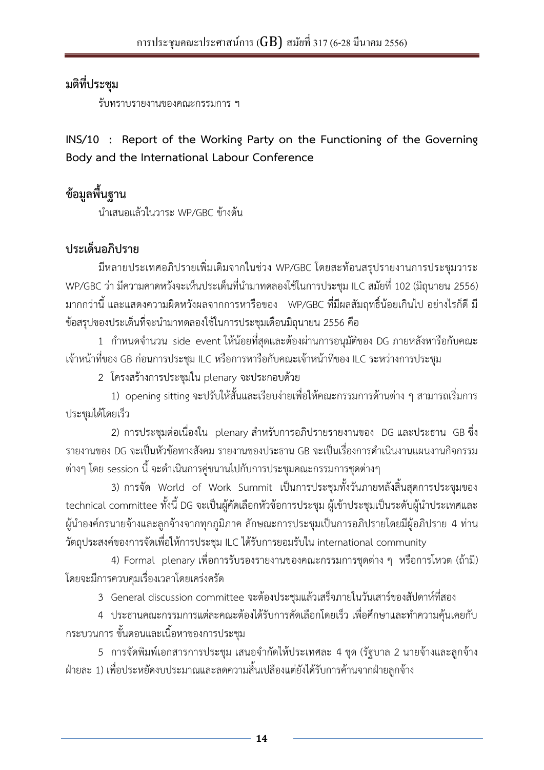**มติที่ประชุม**

รับทราบรายงานของคณะกรรมการ ฯ

## INS/10 : Report of the Working Party on the Functioning of the Governing Body and the International Labour Conference

**ข้อมูลพื้นฐาน**

นำเสนอแล้วในวาระ WP/GBC ข้างต้น

**ประเด็นอภิปราย**

มีหลายประเทศอภิปรายเพิ่มเติมจากในช่วง WP/GBC โดยสะท้อนสรุปรายงานการประชุมวาระ WP/GBC ว่า มีความคาดหวังจะเห็นประเด็นที่นำมาทดลองใช้ในการประชุม ILC สมัยที่ 102 (มิถุนายน 2556) มากกว่านี้ และแสดงความผิดหวังผลจากการหารือของ WP/GBC ที่มีผลสัมฤทธิ์น้อยเกินไป อย่างไรก็ดี มีข้อสรุปของประเด็นที่จะนำมาทดลองใช้ในการประชุมเดือนมิถุนายน 2556 คือ

1 กำหนดจำนวน side event ให้น้อยที่สุดและต้องผ่านการอนุมัติของ DG ภายหลังหารือกับคณะเจ้าหน้าที่ของ GB ก่อนการประชุม ILC หรือการหารือกับคณะเจ้าหน้าที่ของ ILC ระหว่างการประชุม

2 โครงสร้างการประชุมใน plenary จะประกอบด้วย

1) opening sitting จะปรับให้สั้นและเรียบง่ายเพื่อให้คณะกรรมการด้านต่าง ๆ สามารถเริ่มการประชุมได้โดยเร็ว

2) การประชุมต่อเนื่องใน plenary สำหรับการอภิปรายรายงานของ DG และประธาน GB ซึ่งรายงานของ DG จะเป็นหัวข้อทางสังคม รายงานของประธาน GB จะเป็นเรื่องการดำเนินงานแผนงานกิจกรรมต่างๆ โดย session นี้ จะดำเนินการคู่ขนานไปกับการประชุมคณะกรรมการชุดต่างๆ

3) การจัด World of Work Summit เป็นการประชุมทั้งวันภายหลังสิ้นสุดการประชุมของ technical committee ทั้งนี้ DG จะเป็นผู้คัดเลือกหัวข้อการประชุม ผู้เข้าประชุมเป็นระดับผู้นำประเทศและผู้นำองค์กรนายจ้างและลูกจ้างจากทุกภูมิภาค ลักษณะการประชุมเป็นการอภิปรายโดยมีผู้อภิปราย 4 ท่าน วัตถุประสงค์ของการจัดเพื่อให้การประชุม ILC ได้รับการยอมรับใน international community

4) Formal plenary เพื่อการรับรองรายงานของคณะกรรมการชุดต่าง ๆ หรือการโหวต (ถ้ามี) โดยจะมีการควบคุมเรื่องเวลาโดยเคร่งครัด

3 General discussion committee จะต้องประชุมแล้วเสร็จภายในวันเสาร์ของสัปดาห์ที่สอง

4 ประธานคณะกรรมการแต่ละคณะต้องได้รับการคัดเลือกโดยเร็ว เพื่อศึกษาและทำความคุ้นเคยกับกระบวนการ ขั้นตอนและเนื้อหาของการประชุม

5 การจัดพิมพ์เอกสารการประชุม เสนอจำกัดให้ประเทศละ 4 ชุด (รัฐบาล 2 นายจ้างและลูกจ้างฝ่ายละ 1) เพื่อประหยัดงบประมาณและลดความสิ้นเปลืองแต่ยังได้รับการค้านจากฝ่ายลูกจ้าง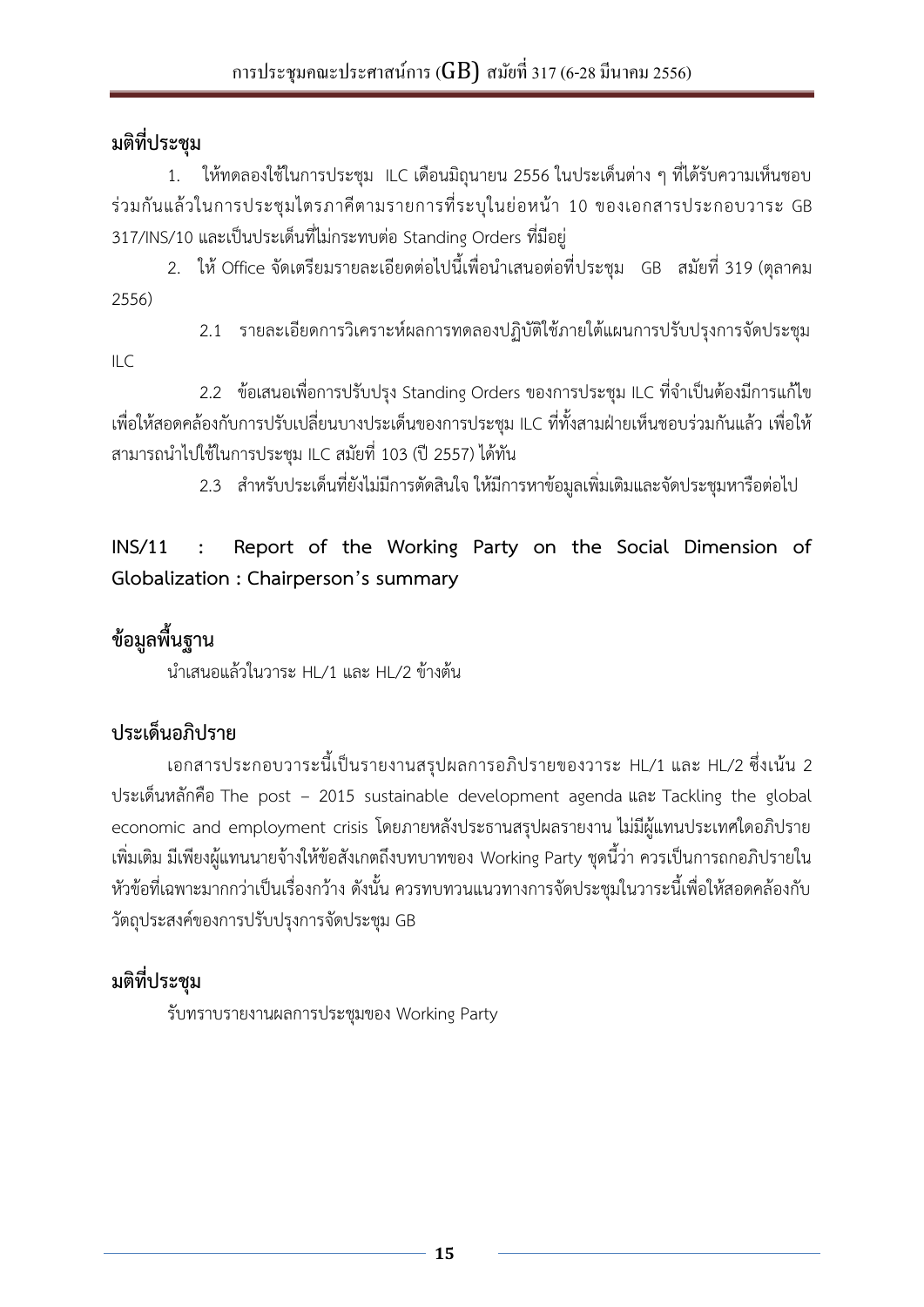**มติที่ประชุม**

1. ให้ทดลองใช้ในการประชุม ILC เดือนมิถุนายน 2556 ในประเด็นต่าง ๆ ที่ได้รับความเห็นชอบร่วมกันแล้วในการประชุมไตรภาคีตามรายการที่ระบุในย่อหน้า 10 ของเอกสารประกอบวาระ GB 317/INS/10 และเป็นประเด็นที่ไม่กระทบต่อ Standing Orders ที่มีอยู่

2. ให้ Office จัดเตรียมรายละเอียดต่อไปนี้เพื่อนำเสนอต่อที่ประชุม GB สมัยที่ 319 (ตุลาคม 2556)

   2.1 รายละเอียดการวิเคราะห์ผลการทดลองปฏิบัติใช้ภายใต้แผนการปรับปรุงการจัดประชุม ILC

   2.2 ข้อเสนอเพื่อการปรับปรุง Standing Orders ของการประชุม ILC ที่จำเป็นต้องมีการแก้ไขเพื่อให้สอดคล้องกับการปรับเปลี่ยนบางประเด็นของการประชุม ILC ที่ทั้งสามฝ่ายเห็นชอบร่วมกันแล้ว เพื่อให้สามารถนำไปใช้ในการประชุม ILC สมัยที่ 103 (ปี 2557) ได้ทัน

   2.3 สำหรับประเด็นที่ยังไม่มีการตัดสินใจ ให้มีการหาข้อมูลเพิ่มเติมและจัดประชุมหารือต่อไป

## INS/11 : Report of the Working Party on the Social Dimension of Globalization : Chairperson's summary

**ข้อมูลพื้นฐาน**

นำเสนอแล้วในวาระ HL/1 และ HL/2 ข้างต้น

**ประเด็นอภิปราย**

เอกสารประกอบวาระนี้เป็นรายงานสรุปผลการอภิปรายของวาระ HL/1 และ HL/2 ซึ่งเน้น 2 ประเด็นหลักคือ The post – 2015 sustainable development agenda และ Tackling the global economic and employment crisis โดยภายหลังประธานสรุปผลรายงาน ไม่มีผู้แทนประเทศใดอภิปรายเพิ่มเติม มีเพียงผู้แทนนายจ้างให้ข้อสังเกตถึงบทบาทของ Working Party ชุดนี้ว่า ควรเป็นการถกอภิปรายในหัวข้อที่เฉพาะมากกว่าเป็นเรื่องกว้าง ดังนั้น ควรทบทวนแนวทางการจัดประชุมในวาระนี้เพื่อให้สอดคล้องกับวัตถุประสงค์ของการปรับปรุงการจัดประชุม GB

**มติที่ประชุม**

รับทราบรายงานผลการประชุมของ Working Party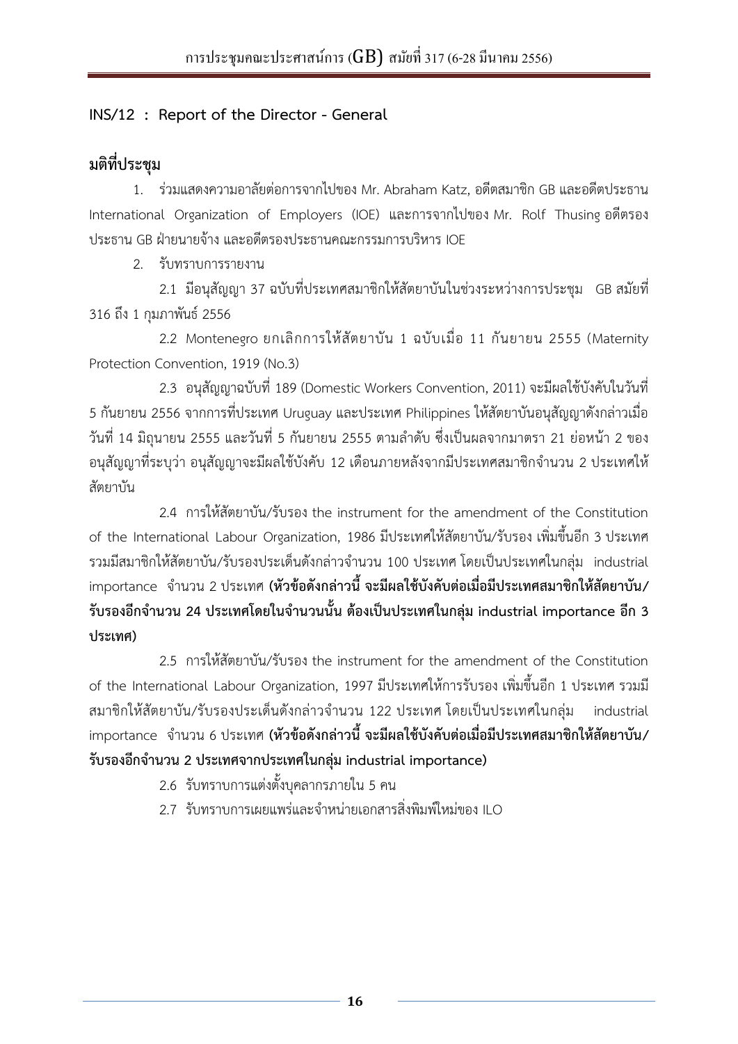## INS/12 : Report of the Director - General

**มติที่ประชุม**

1. ร่วมแสดงความอาลัยต่อการจากไปของ Mr. Abraham Katz, อดีตสมาชิก GB และอดีตประธาน International Organization of Employers (IOE) และการจากไปของ Mr. Rolf Thusing อดีตรองประธาน GB ฝ่ายนายจ้าง และอดีตรองประธานคณะกรรมการบริหาร IOE

2. รับทราบการรายงาน

2.1 มีอนุสัญญา 37 ฉบับที่ประเทศสมาชิกให้สัตยาบันในช่วงระหว่างการประชุม GB สมัยที่ 316 ถึง 1 กุมภาพันธ์ 2556

2.2 Montenegro ยกเลิกการให้สัตยาบัน 1 ฉบับเมื่อ 11 กันยายน 2555 (Maternity Protection Convention, 1919 (No.3)

2.3 อนุสัญญาฉบับที่ 189 (Domestic Workers Convention, 2011) จะมีผลใช้บังคับในวันที่ 5 กันยายน 2556 จากการที่ประเทศ Uruguay และประเทศ Philippines ให้สัตยาบันอนุสัญญาดังกล่าวเมื่อวันที่ 14 มิถุนายน 2555 และวันที่ 5 กันยายน 2555 ตามลำดับ ซึ่งเป็นผลจากมาตรา 21 ย่อหน้า 2 ของอนุสัญญาที่ระบุว่า อนุสัญญาจะมีผลใช้บังคับ 12 เดือนภายหลังจากมีประเทศสมาชิกจำนวน 2 ประเทศให้สัตยาบัน

2.4 การให้สัตยาบัน/รับรอง the instrument for the amendment of the Constitution of the International Labour Organization, 1986 มีประเทศให้สัตยาบัน/รับรอง เพิ่มขึ้นอีก 3 ประเทศ รวมมีสมาชิกให้สัตยาบัน/รับรองประเด็นดังกล่าวจำนวน 100 ประเทศ โดยเป็นประเทศในกลุ่ม industrial importance จำนวน 2 ประเทศ **(หัวข้อดังกล่าวนี้ จะมีผลใช้บังคับต่อเมื่อมีประเทศสมาชิกให้สัตยาบัน/รับรองอีกจำนวน 24 ประเทศโดยในจำนวนนั้น ต้องเป็นประเทศในกลุ่ม industrial importance อีก 3 ประเทศ)**

2.5 การให้สัตยาบัน/รับรอง the instrument for the amendment of the Constitution of the International Labour Organization, 1997 มีประเทศให้การรับรอง เพิ่มขึ้นอีก 1 ประเทศ รวมมีสมาชิกให้สัตยาบัน/รับรองประเด็นดังกล่าวจำนวน 122 ประเทศ โดยเป็นประเทศในกลุ่ม industrial importance จำนวน 6 ประเทศ **(หัวข้อดังกล่าวนี้ จะมีผลใช้บังคับต่อเมื่อมีประเทศสมาชิกให้สัตยาบัน/รับรองอีกจำนวน 2 ประเทศจากประเทศในกลุ่ม industrial importance)**

2.6 รับทราบการแต่งตั้งบุคลากรภายใน 5 คน

2.7 รับทราบการเผยแพร่และจำหน่ายเอกสารสิ่งพิมพ์ใหม่ของ ILO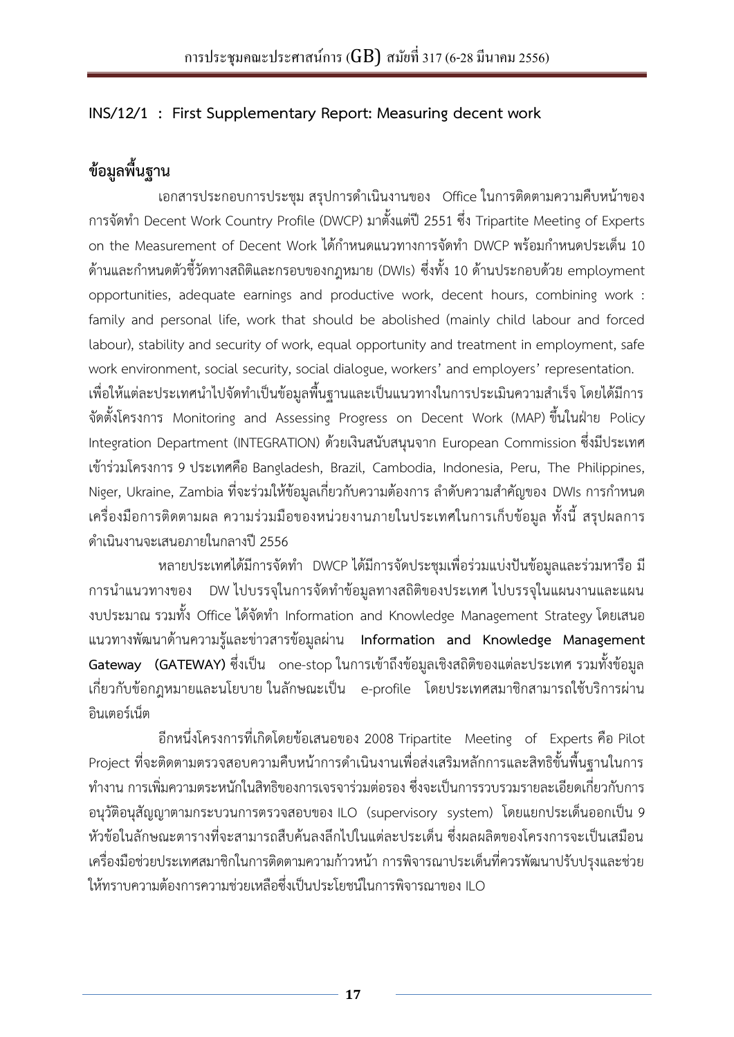**INS/12/1 : First Supplementary Report: Measuring decent work**

## ข้อมูลพื้นฐาน

เอกสารประกอบการประชุม สรุปการดำเนินงานของ Office ในการติดตามความคืบหน้าของการจัดทำ Decent Work Country Profile (DWCP) มาตั้งแต่ปี 2551 ซึ่ง Tripartite Meeting of Experts on the Measurement of Decent Work ได้กำหนดแนวทางการจัดทำ DWCP พร้อมกำหนดประเด็น 10 ด้านและกำหนดตัวชี้วัดทางสถิติและกรอบของกฎหมาย (DWIs) ซึ่งทั้ง 10 ด้านประกอบด้วย employment opportunities, adequate earnings and productive work, decent hours, combining work : family and personal life, work that should be abolished (mainly child labour and forced labour), stability and security of work, equal opportunity and treatment in employment, safe work environment, social security, social dialogue, workers' and employers' representation. เพื่อให้แต่ละประเทศนำไปจัดทำเป็นข้อมูลพื้นฐานและเป็นแนวทางในการประเมินความสำเร็จ โดยได้มีการจัดตั้งโครงการ Monitoring and Assessing Progress on Decent Work (MAP) ขึ้นในฝ่าย Policy Integration Department (INTEGRATION) ด้วยเงินสนับสนุนจาก European Commission ซึ่งมีประเทศเข้าร่วมโครงการ 9 ประเทศคือ Bangladesh, Brazil, Cambodia, Indonesia, Peru, The Philippines, Niger, Ukraine, Zambia ที่จะร่วมให้ข้อมูลเกี่ยวกับความต้องการ ลำดับความสำคัญของ DWIs การกำหนดเครื่องมือการติดตามผล ความร่วมมือของหน่วยงานภายในประเทศในการเก็บข้อมูล ทั้งนี้ สรุปผลการดำเนินงานจะเสนอภายในกลางปี 2556

หลายประเทศได้มีการจัดทำ DWCP ได้มีการจัดประชุมเพื่อร่วมแบ่งปันข้อมูลและร่วมหารือ มีการนำแนวทางของ DW ไปบรรจุในการจัดทำข้อมูลทางสถิติของประเทศ ไปบรรจุในแผนงานและแผนงบประมาณ รวมทั้ง Office ได้จัดทำ Information and Knowledge Management Strategy โดยเสนอแนวทางพัฒนาด้านความรู้และข่าวสารข้อมูลผ่าน **Information and Knowledge Management Gateway (GATEWAY)** ซึ่งเป็น one-stop ในการเข้าถึงข้อมูลเชิงสถิติของแต่ละประเทศ รวมทั้งข้อมูลเกี่ยวกับข้อกฎหมายและนโยบาย ในลักษณะเป็น e-profile โดยประเทศสมาชิกสามารถใช้บริการผ่านอินเตอร์เน็ต

อีกหนึ่งโครงการที่เกิดโดยข้อเสนอของ 2008 Tripartite Meeting of Experts คือ Pilot Project ที่จะติดตามตรวจสอบความคืบหน้าการดำเนินงานเพื่อส่งเสริมหลักการและสิทธิขั้นพื้นฐานในการทำงาน การเพิ่มความตระหนักในสิทธิของการเจรจาร่วมต่อรอง ซึ่งจะเป็นการรวบรวมรายละเอียดเกี่ยวกับการอนุวัติอนุสัญญาตามกระบวนการตรวจสอบของ ILO (supervisory system) โดยแยกประเด็นออกเป็น 9 หัวข้อในลักษณะตารางที่จะสามารถสืบค้นลงลึกไปในแต่ละประเด็น ซึ่งผลผลิตของโครงการจะเป็นเสมือนเครื่องมือช่วยประเทศสมาชิกในการติดตามความก้าวหน้า การพิจารณาประเด็นที่ควรพัฒนาปรับปรุงและช่วยให้ทราบความต้องการความช่วยเหลือซึ่งเป็นประโยชน์ในการพิจารณาของ ILO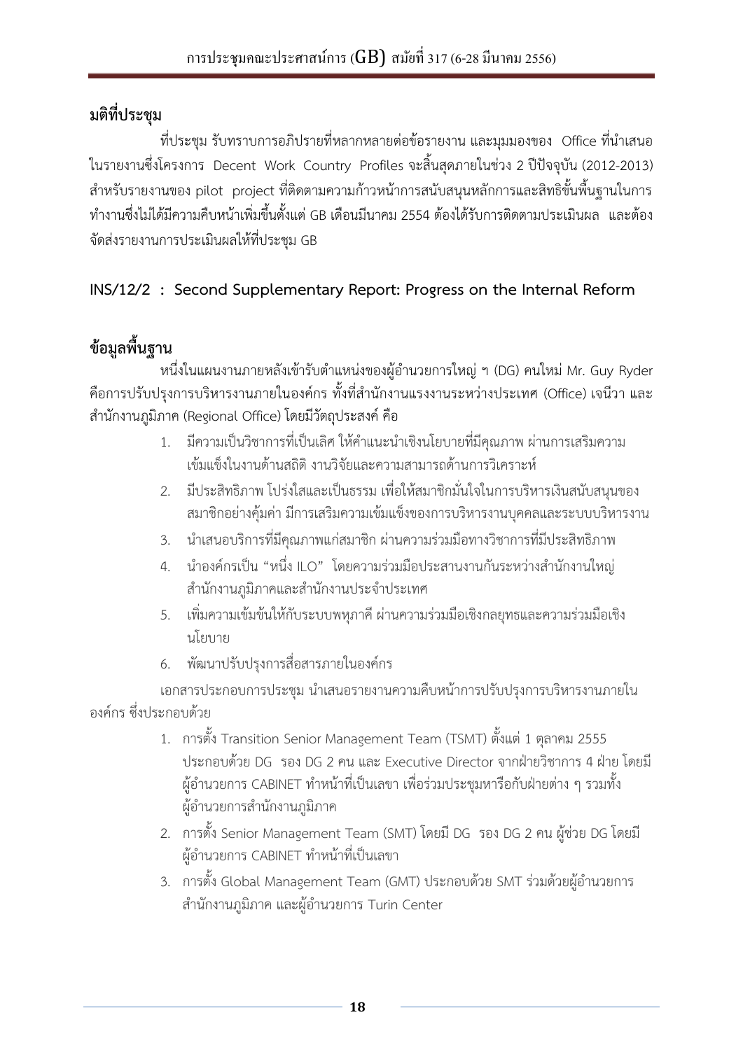## มติที่ประชุม

ที่ประชุม รับทราบการอภิปรายที่หลากหลายต่อข้อรายงาน และมุมมองของ Office ที่นำเสนอในรายงานซึ่งโครงการ Decent Work Country Profiles จะสิ้นสุดภายในช่วง 2 ปีปัจจุบัน (2012-2013) สำหรับรายงานของ pilot project ที่ติดตามความก้าวหน้าการสนับสนุนหลักการและสิทธิขั้นพื้นฐานในการทำงานซึ่งไม่ได้มีความคืบหน้าเพิ่มขึ้นตั้งแต่ GB เดือนมีนาคม 2554 ต้องได้รับการติดตามประเมินผล และต้องจัดส่งรายงานการประเมินผลให้ที่ประชุม GB

## INS/12/2 : Second Supplementary Report: Progress on the Internal Reform

## ข้อมูลพื้นฐาน

หนึ่งในแผนงานภายหลังเข้ารับตำแหน่งของผู้อำนวยการใหญ่ ฯ (DG) คนใหม่ Mr. Guy Ryder คือการปรับปรุงการบริหารงานภายในองค์กร ทั้งที่สำนักงานแรงงานระหว่างประเทศ (Office) เจนีวา และสำนักงานภูมิภาค (Regional Office) โดยมีวัตถุประสงค์ คือ

1. มีความเป็นวิชาการที่เป็นเลิศ ให้คำแนะนำเชิงนโยบายที่มีคุณภาพ ผ่านการเสริมความเข้มแข็งในงานด้านสถิติ งานวิจัยและความสามารถด้านการวิเคราะห์
2. มีประสิทธิภาพ โปร่งใสและเป็นธรรม เพื่อให้สมาชิกมั่นใจในการบริหารเงินสนับสนุนของสมาชิกอย่างคุ้มค่า มีการเสริมความเข้มแข็งของการบริหารงานบุคคลและระบบบริหารงาน
3. นำเสนอบริการที่มีคุณภาพแก่สมาชิก ผ่านความร่วมมือทางวิชาการที่มีประสิทธิภาพ
4. นำองค์กรเป็น “หนึ่ง ILO” โดยความร่วมมือประสานงานกันระหว่างสำนักงานใหญ่ สำนักงานภูมิภาคและสำนักงานประจำประเทศ
5. เพิ่มความเข้มข้นให้กับระบบพหุภาคี ผ่านความร่วมมือเชิงกลยุทธและความร่วมมือเชิงนโยบาย
6. พัฒนาปรับปรุงการสื่อสารภายในองค์กร

เอกสารประกอบการประชุม นำเสนอรายงานความคืบหน้าการปรับปรุงการบริหารงานภายในองค์กร ซึ่งประกอบด้วย

1. การตั้ง Transition Senior Management Team (TSMT) ตั้งแต่ 1 ตุลาคม 2555 ประกอบด้วย DG รอง DG 2 คน และ Executive Director จากฝ่ายวิชาการ 4 ฝ่าย โดยมีผู้อำนวยการ CABINET ทำหน้าที่เป็นเลขา เพื่อร่วมประชุมหารือกับฝ่ายต่าง ๆ รวมทั้งผู้อำนวยการสำนักงานภูมิภาค
2. การตั้ง Senior Management Team (SMT) โดยมี DG รอง DG 2 คน ผู้ช่วย DG โดยมีผู้อำนวยการ CABINET ทำหน้าที่เป็นเลขา
3. การตั้ง Global Management Team (GMT) ประกอบด้วย SMT ร่วมด้วยผู้อำนวยการสำนักงานภูมิภาค และผู้อำนวยการ Turin Center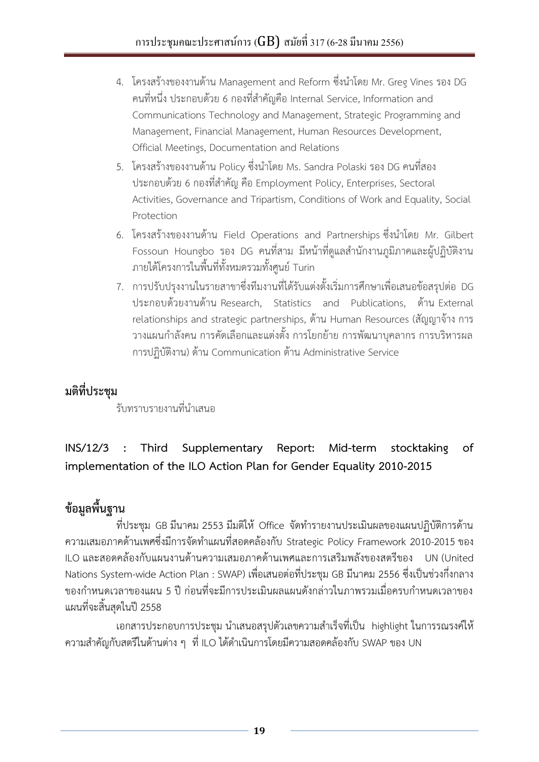4. โครงสร้างของงานด้าน Management and Reform ซึ่งนำโดย Mr. Greg Vines รอง DG คนที่หนึ่ง ประกอบด้วย 6 กองที่สำคัญคือ Internal Service, Information and Communications Technology and Management, Strategic Programming and Management, Financial Management, Human Resources Development, Official Meetings, Documentation and Relations
5. โครงสร้างของงานด้าน Policy ซึ่งนำโดย Ms. Sandra Polaski รอง DG คนที่สอง ประกอบด้วย 6 กองที่สำคัญ คือ Employment Policy, Enterprises, Sectoral Activities, Governance and Tripartism, Conditions of Work and Equality, Social Protection
6. โครงสร้างของงานด้าน Field Operations and Partnerships ซึ่งนำโดย Mr. Gilbert Fossoun Houngbo รอง DG คนที่สาม มีหน้าที่ดูแลสำนักงานภูมิภาคและผู้ปฏิบัติงานภายใต้โครงการในพื้นที่ทั้งหมดรวมทั้งศูนย์ Turin
7. การปรับปรุงงานในรายสาขาซึ่งทีมงานที่ได้รับแต่งตั้งเริ่มการศึกษาเพื่อเสนอข้อสรุปต่อ DG ประกอบด้วยงานด้าน Research, Statistics and Publications, ด้าน External relationships and strategic partnerships, ด้าน Human Resources (สัญญาจ้าง การวางแผนกำลังคน การคัดเลือกและแต่งตั้ง การโยกย้าย การพัฒนาบุคลากร การบริหารผลการปฏิบัติงาน) ด้าน Communication ด้าน Administrative Service

**มติที่ประชุม**

รับทราบรายงานที่นำเสนอ

**INS/12/3 : Third Supplementary Report: Mid-term stocktaking of implementation of the ILO Action Plan for Gender Equality 2010-2015**

**ข้อมูลพื้นฐาน**

ที่ประชุม GB มีนาคม 2553 มีมติให้ Office จัดทำรายงานประเมินผลของแผนปฏิบัติการด้านความเสมอภาคด้านเพศซึ่งมีการจัดทำแผนที่สอดคล้องกับ Strategic Policy Framework 2010-2015 ของ ILO และสอดคล้องกับแผนงานด้านความเสมอภาคด้านเพศและการเสริมพลังของสตรีของ UN (United Nations System-wide Action Plan : SWAP) เพื่อเสนอต่อที่ประชุม GB มีนาคม 2556 ซึ่งเป็นช่วงกึ่งกลางของกำหนดเวลาของแผน 5 ปี ก่อนที่จะมีการประเมินผลแผนดังกล่าวในภาพรวมเมื่อครบกำหนดเวลาของแผนที่จะสิ้นสุดในปี 2558

เอกสารประกอบการประชุม นำเสนอสรุปตัวเลขความสำเร็จที่เป็น highlight ในการรณรงค์ให้ความสำคัญกับสตรีในด้านต่าง ๆ ที่ ILO ได้ดำเนินการโดยมีความสอดคล้องกับ SWAP ของ UN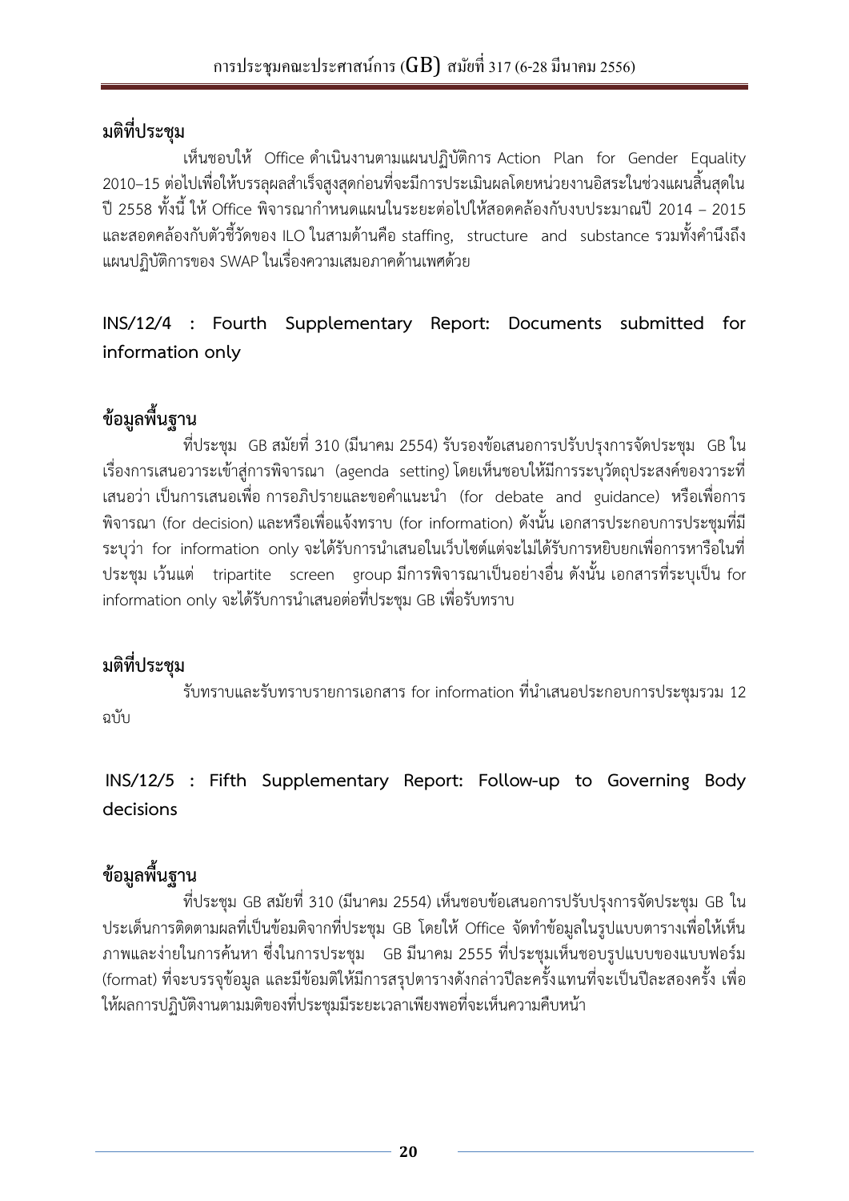**มติที่ประชุม**

เห็นชอบให้ Office ดำเนินงานตามแผนปฏิบัติการ Action Plan for Gender Equality 2010–15 ต่อไปเพื่อให้บรรลุผลสำเร็จสูงสุดก่อนที่จะมีการประเมินผลโดยหน่วยงานอิสระในช่วงแผนสิ้นสุดในปี 2558 ทั้งนี้ ให้ Office พิจารณากำหนดแผนในระยะต่อไปให้สอดคล้องกับงบประมาณปี 2014 – 2015 และสอดคล้องกับตัวชี้วัดของ ILO ในสามด้านคือ staffing, structure and substance รวมทั้งคำนึงถึงแผนปฏิบัติการของ SWAP ในเรื่องความเสมอภาคด้านเพศด้วย

## INS/12/4 : Fourth Supplementary Report: Documents submitted for information only

**ข้อมูลพื้นฐาน**

ที่ประชุม GB สมัยที่ 310 (มีนาคม 2554) รับรองข้อเสนอการปรับปรุงการจัดประชุม GB ในเรื่องการเสนอวาระเข้าสู่การพิจารณา (agenda setting) โดยเห็นชอบให้มีการระบุวัตถุประสงค์ของวาระที่เสนอว่า เป็นการเสนอเพื่อ การอภิปรายและขอคำแนะนำ (for debate and guidance) หรือเพื่อการพิจารณา (for decision) และหรือเพื่อแจ้งทราบ (for information) ดังนั้น เอกสารประกอบการประชุมที่มีระบุว่า for information only จะได้รับการนำเสนอในเว็บไซต์แต่จะไม่ได้รับการหยิบยกเพื่อการหารือในที่ประชุม เว้นแต่ tripartite screen group มีการพิจารณาเป็นอย่างอื่น ดังนั้น เอกสารที่ระบุเป็น for information only จะได้รับการนำเสนอต่อที่ประชุม GB เพื่อรับทราบ

**มติที่ประชุม**

รับทราบและรับทราบรายการเอกสาร for information ที่นำเสนอประกอบการประชุมรวม 12 ฉบับ

## INS/12/5 : Fifth Supplementary Report: Follow-up to Governing Body decisions

**ข้อมูลพื้นฐาน**

ที่ประชุม GB สมัยที่ 310 (มีนาคม 2554) เห็นชอบข้อเสนอการปรับปรุงการจัดประชุม GB ในประเด็นการติดตามผลที่เป็นข้อมติจากที่ประชุม GB โดยให้ Office จัดทำข้อมูลในรูปแบบตารางเพื่อให้เห็นภาพและง่ายในการค้นหา ซึ่งในการประชุม GB มีนาคม 2555 ที่ประชุมเห็นชอบรูปแบบของแบบฟอร์ม (format) ที่จะบรรจุข้อมูล และมีข้อมติให้มีการสรุปตารางดังกล่าวปีละครั้งแทนที่จะเป็นปีละสองครั้ง เพื่อให้ผลการปฏิบัติงานตามมติของที่ประชุมมีระยะเวลาเพียงพอที่จะเห็นความคืบหน้า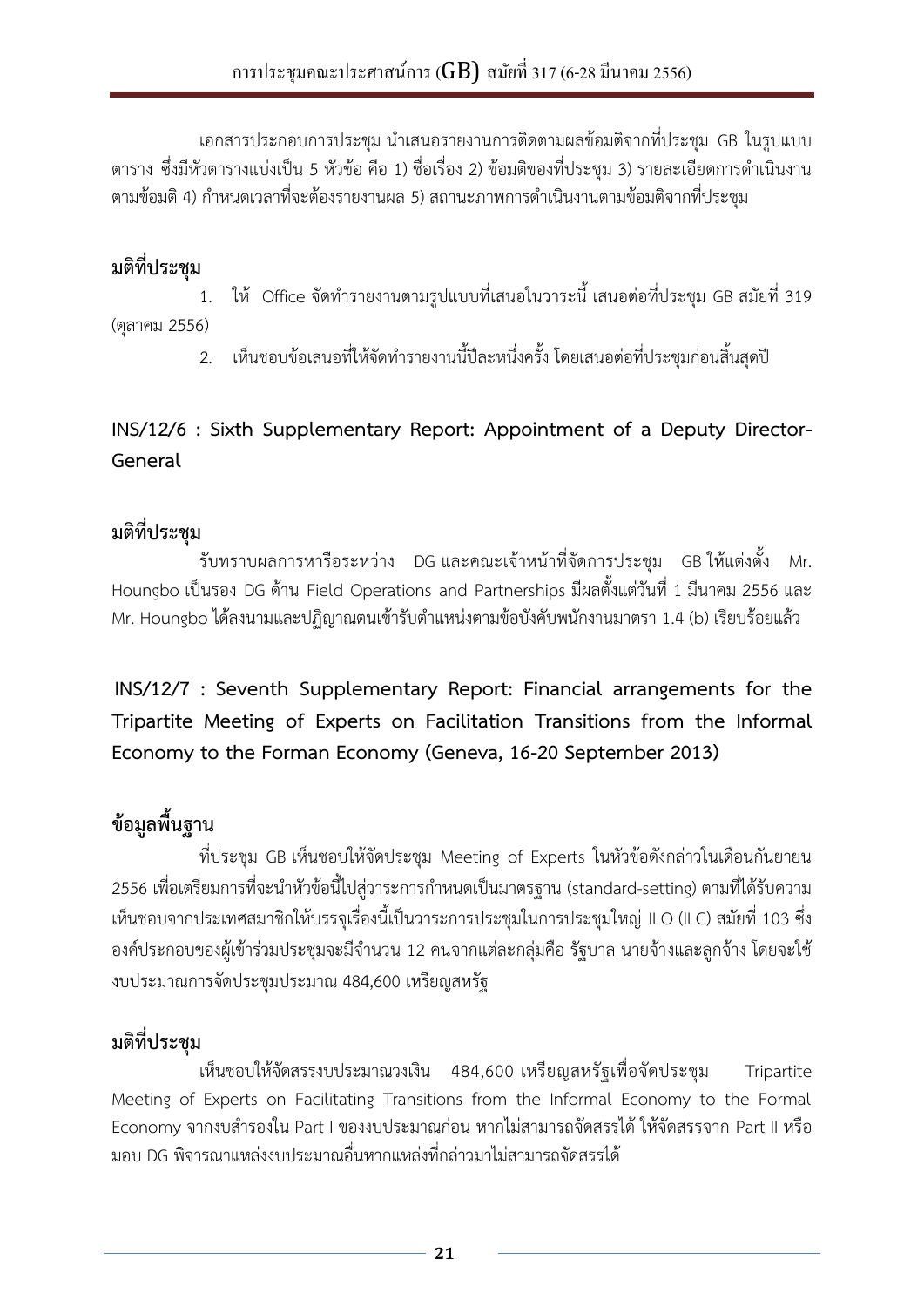เอกสารประกอบการประชุม นำเสนอรายงานการติดตามผลข้อมติจากที่ประชุม GB ในรูปแบบตาราง ซึ่งมีหัวตารางแบ่งเป็น 5 หัวข้อ คือ 1) ชื่อเรื่อง 2) ข้อมติของที่ประชุม 3) รายละเอียดการดำเนินงานตามข้อมติ 4) กำหนดเวลาที่จะต้องรายงานผล 5) สถานะภาพการดำเนินงานตามข้อมติจากที่ประชุม

### มติที่ประชุม

1. ให้ Office จัดทำรายงานตามรูปแบบที่เสนอในวาระนี้ เสนอต่อที่ประชุม GB สมัยที่ 319 (ตุลาคม 2556)
2. เห็นชอบข้อเสนอที่ให้จัดทำรายงานนี้ปีละหนึ่งครั้ง โดยเสนอต่อที่ประชุมก่อนสิ้นสุดปี

## INS/12/6 : Sixth Supplementary Report: Appointment of a Deputy Director-General

### มติที่ประชุม

รับทราบผลการหารือระหว่าง DG และคณะเจ้าหน้าที่จัดการประชุม GB ให้แต่งตั้ง Mr. Houngbo เป็นรอง DG ด้าน Field Operations and Partnerships มีผลตั้งแต่วันที่ 1 มีนาคม 2556 และ Mr. Houngbo ได้ลงนามและปฏิญาณตนเข้ารับตำแหน่งตามข้อบังคับพนักงานมาตรา 1.4 (b) เรียบร้อยแล้ว

## INS/12/7 : Seventh Supplementary Report: Financial arrangements for the Tripartite Meeting of Experts on Facilitation Transitions from the Informal Economy to the Forman Economy (Geneva, 16-20 September 2013)

### ข้อมูลพื้นฐาน

ที่ประชุม GB เห็นชอบให้จัดประชุม Meeting of Experts ในหัวข้อดังกล่าวในเดือนกันยายน 2556 เพื่อเตรียมการที่จะนำหัวข้อนี้ไปสู่วาระการกำหนดเป็นมาตรฐาน (standard-setting) ตามที่ได้รับความเห็นชอบจากประเทศสมาชิกให้บรรจุเรื่องนี้เป็นวาระการประชุมในการประชุมใหญ่ ILO (ILC) สมัยที่ 103 ซึ่งองค์ประกอบของผู้เข้าร่วมประชุมจะมีจำนวน 12 คนจากแต่ละกลุ่มคือ รัฐบาล นายจ้างและลูกจ้าง โดยจะใช้งบประมาณการจัดประชุมประมาณ 484,600 เหรียญสหรัฐ

### มติที่ประชุม

เห็นชอบให้จัดสรรงบประมาณวงเงิน 484,600 เหรียญสหรัฐเพื่อจัดประชุม Tripartite Meeting of Experts on Facilitating Transitions from the Informal Economy to the Formal Economy จากงบสำรองใน Part I ของงบประมาณก่อน หากไม่สามารถจัดสรรได้ ให้จัดสรรจาก Part II หรือมอบ DG พิจารณาแหล่งงบประมาณอื่นหากแหล่งที่กล่าวมาไม่สามารถจัดสรรได้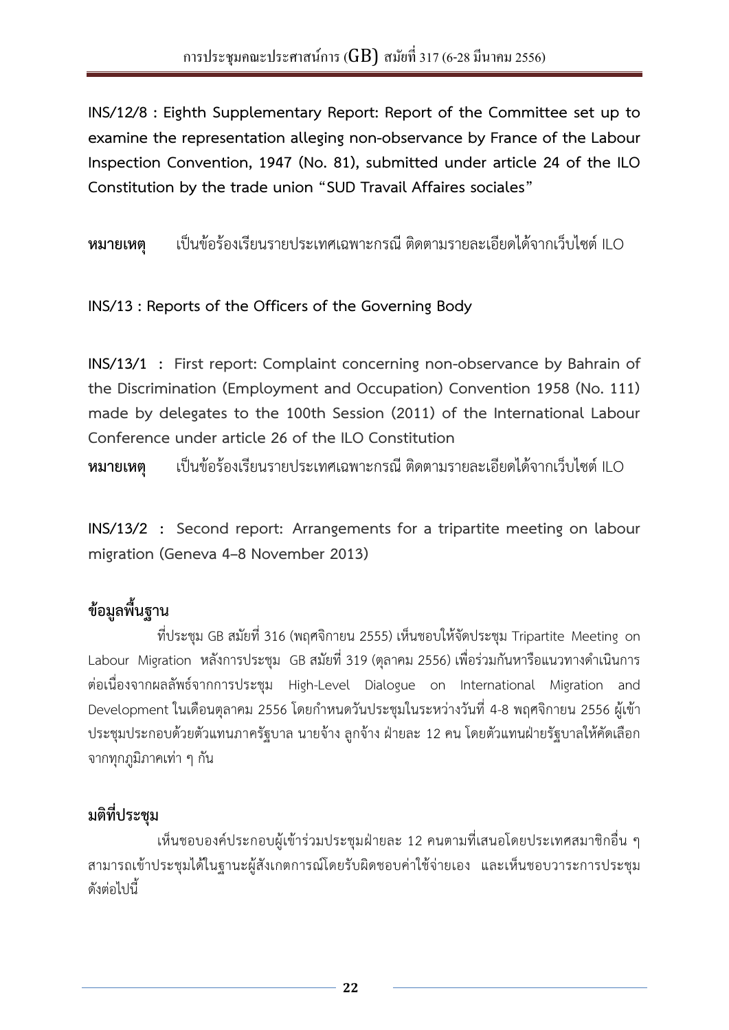**INS/12/8 : Eighth Supplementary Report: Report of the Committee set up to examine the representation alleging non-observance by France of the Labour Inspection Convention, 1947 (No. 81), submitted under article 24 of the ILO Constitution by the trade union "SUD Travail Affaires sociales"**

**หมายเหตุ** เป็นข้อร้องเรียนรายประเทศเฉพาะกรณี ติดตามรายละเอียดได้จากเว็บไซต์ ILO

**INS/13 : Reports of the Officers of the Governing Body**

**INS/13/1 : First report: Complaint concerning non-observance by Bahrain of the Discrimination (Employment and Occupation) Convention 1958 (No. 111) made by delegates to the 100th Session (2011) of the International Labour Conference under article 26 of the ILO Constitution**

**หมายเหตุ** เป็นข้อร้องเรียนรายประเทศเฉพาะกรณี ติดตามรายละเอียดได้จากเว็บไซต์ ILO

**INS/13/2 : Second report: Arrangements for a tripartite meeting on labour migration (Geneva 4–8 November 2013)**

## ข้อมูลพื้นฐาน

ที่ประชุม GB สมัยที่ 316 (พฤศจิกายน 2555) เห็นชอบให้จัดประชุม Tripartite Meeting on Labour Migration หลังการประชุม GB สมัยที่ 319 (ตุลาคม 2556) เพื่อร่วมกันหารือแนวทางดำเนินการต่อเนื่องจากผลลัพธ์จากการประชุม High-Level Dialogue on International Migration and Development ในเดือนตุลาคม 2556 โดยกำหนดวันประชุมในระหว่างวันที่ 4-8 พฤศจิกายน 2556 ผู้เข้าประชุมประกอบด้วยตัวแทนภาครัฐบาล นายจ้าง ลูกจ้าง ฝ่ายละ 12 คน โดยตัวแทนฝ่ายรัฐบาลให้คัดเลือกจากทุกภูมิภาคเท่า ๆ กัน

## มติที่ประชุม

เห็นชอบองค์ประกอบผู้เข้าร่วมประชุมฝ่ายละ 12 คนตามที่เสนอโดยประเทศสมาชิกอื่น ๆ สามารถเข้าประชุมได้ในฐานะผู้สังเกตการณ์โดยรับผิดชอบค่าใช้จ่ายเอง และเห็นชอบวาระการประชุมดังต่อไปนี้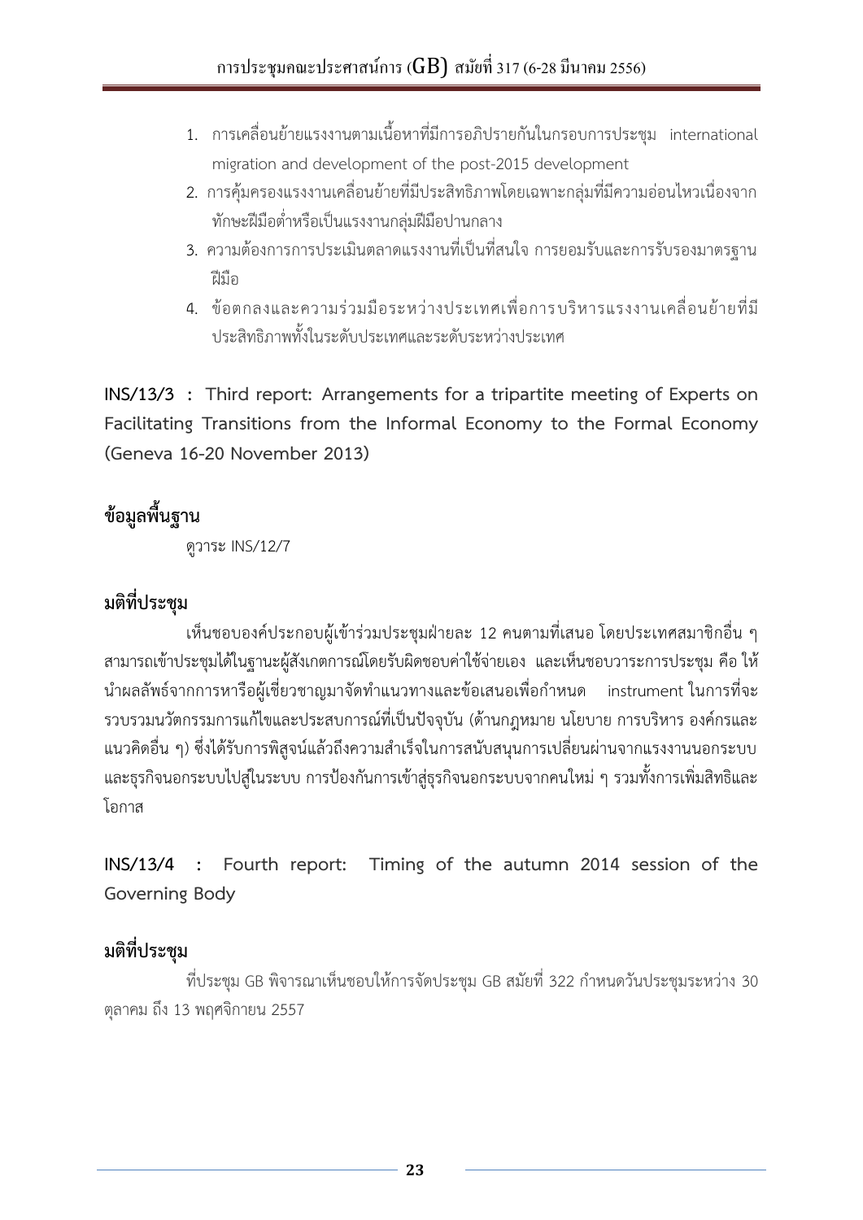1. การเคลื่อนย้ายแรงงานตามเนื้อหาที่มีการอภิปรายกันในกรอบการประชุม international migration and development of the post-2015 development
2. การคุ้มครองแรงงานเคลื่อนย้ายที่มีประสิทธิภาพโดยเฉพาะกลุ่มที่มีความอ่อนไหวเนื่องจากทักษะฝีมือต่ำหรือเป็นแรงงานกลุ่มฝีมือปานกลาง
3. ความต้องการการประเมินตลาดแรงงานที่เป็นที่สนใจ การยอมรับและการรับรองมาตรฐานฝีมือ
4. ข้อตกลงและความร่วมมือระหว่างประเทศเพื่อการบริหารแรงงานเคลื่อนย้ายที่มีประสิทธิภาพทั้งในระดับประเทศและระดับระหว่างประเทศ

**INS/13/3 : Third report: Arrangements for a tripartite meeting of Experts on Facilitating Transitions from the Informal Economy to the Formal Economy (Geneva 16-20 November 2013)**

## ข้อมูลพื้นฐาน

ดูวาระ INS/12/7

## มติที่ประชุม

เห็นชอบองค์ประกอบผู้เข้าร่วมประชุมฝ่ายละ 12 คนตามที่เสนอ โดยประเทศสมาชิกอื่น ๆ สามารถเข้าประชุมได้ในฐานะผู้สังเกตการณ์โดยรับผิดชอบค่าใช้จ่ายเอง และเห็นชอบวาระการประชุม คือ ให้นำผลลัพธ์จากการหารือผู้เชี่ยวชาญมาจัดทำแนวทางและข้อเสนอเพื่อกำหนด instrument ในการที่จะรวบรวมนวัตกรรมการแก้ไขและประสบการณ์ที่เป็นปัจจุบัน (ด้านกฎหมาย นโยบาย การบริหาร องค์กรและแนวคิดอื่น ๆ) ซึ่งได้รับการพิสูจน์แล้วถึงความสำเร็จในการสนับสนุนการเปลี่ยนผ่านจากแรงงานนอกระบบและธุรกิจนอกระบบไปสู่ในระบบ การป้องกันการเข้าสู่ธุรกิจนอกระบบจากคนใหม่ ๆ รวมทั้งการเพิ่มสิทธิและโอกาส

**INS/13/4 : Fourth report: Timing of the autumn 2014 session of the Governing Body**

## มติที่ประชุม

ที่ประชุม GB พิจารณาเห็นชอบให้การจัดประชุม GB สมัยที่ 322 กำหนดวันประชุมระหว่าง 30 ตุลาคม ถึง 13 พฤศจิกายน 2557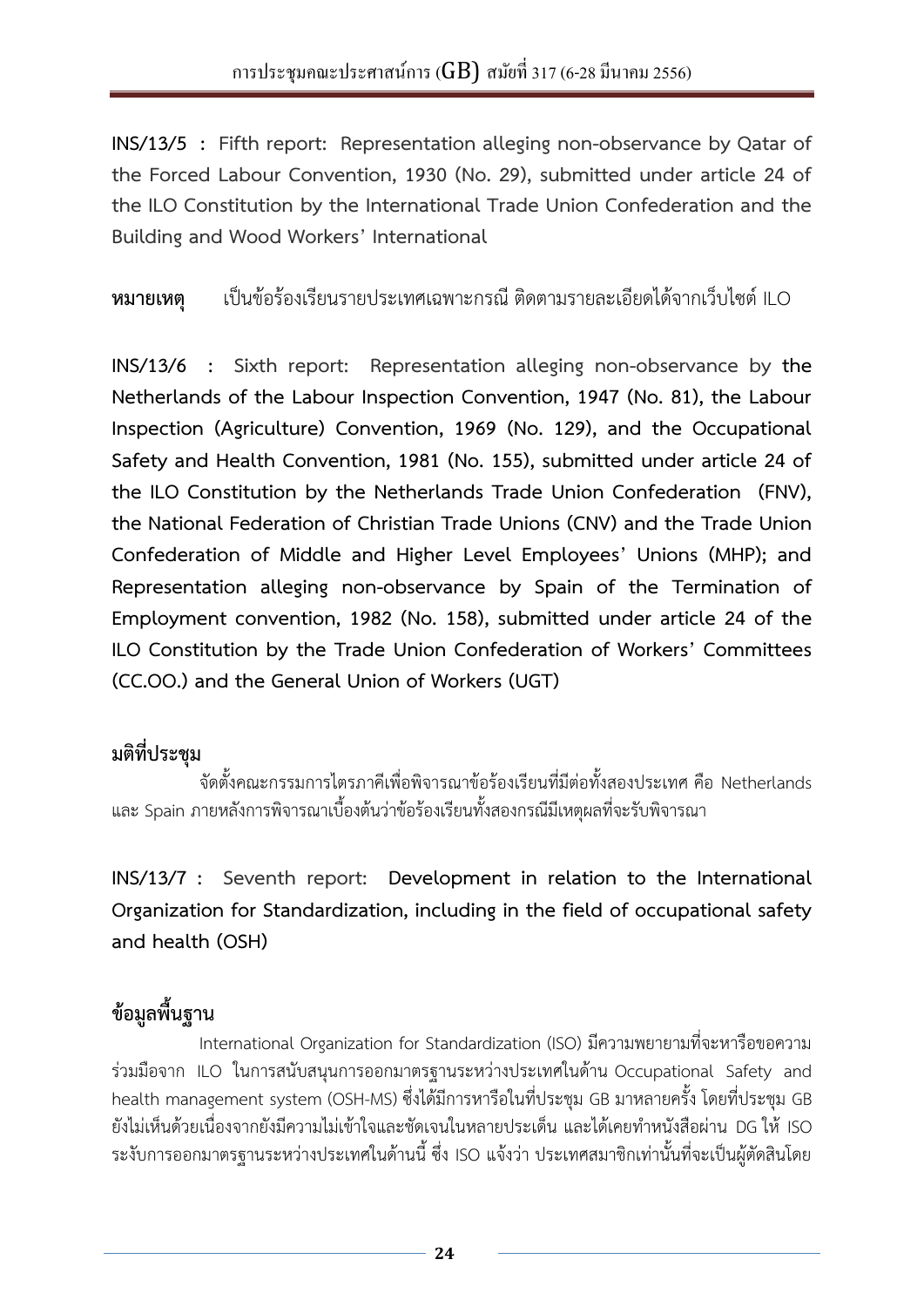**INS/13/5 : Fifth report: Representation alleging non-observance by Qatar of the Forced Labour Convention, 1930 (No. 29), submitted under article 24 of the ILO Constitution by the International Trade Union Confederation and the Building and Wood Workers' International**

**หมายเหตุ** เป็นข้อร้องเรียนรายประเทศเฉพาะกรณี ติดตามรายละเอียดได้จากเว็บไซต์ ILO

**INS/13/6 : Sixth report: Representation alleging non-observance by the Netherlands of the Labour Inspection Convention, 1947 (No. 81), the Labour Inspection (Agriculture) Convention, 1969 (No. 129), and the Occupational Safety and Health Convention, 1981 (No. 155), submitted under article 24 of the ILO Constitution by the Netherlands Trade Union Confederation (FNV), the National Federation of Christian Trade Unions (CNV) and the Trade Union Confederation of Middle and Higher Level Employees' Unions (MHP); and Representation alleging non-observance by Spain of the Termination of Employment convention, 1982 (No. 158), submitted under article 24 of the ILO Constitution by the Trade Union Confederation of Workers' Committees (CC.OO.) and the General Union of Workers (UGT)**

## มติที่ประชุม

จัดตั้งคณะกรรมการไตรภาคีเพื่อพิจารณาข้อร้องเรียนที่มีต่อทั้งสองประเทศ คือ Netherlands และ Spain ภายหลังการพิจารณาเบื้องต้นว่าข้อร้องเรียนทั้งสองกรณีมีเหตุผลที่จะรับพิจารณา

**INS/13/7 : Seventh report: Development in relation to the International Organization for Standardization, including in the field of occupational safety and health (OSH)**

## ข้อมูลพื้นฐาน

International Organization for Standardization (ISO) มีความพยายามที่จะหารือขอความร่วมมือจาก ILO ในการสนับสนุนการออกมาตรฐานระหว่างประเทศในด้าน Occupational Safety and health management system (OSH-MS) ซึ่งได้มีการหารือในที่ประชุม GB มาหลายครั้ง โดยที่ประชุม GB ยังไม่เห็นด้วยเนื่องจากยังมีความไม่เข้าใจและชัดเจนในหลายประเด็น และได้เคยทำหนังสือผ่าน DG ให้ ISO ระงับการออกมาตรฐานระหว่างประเทศในด้านนี้ ซึ่ง ISO แจ้งว่า ประเทศสมาชิกเท่านั้นที่จะเป็นผู้ตัดสินโดย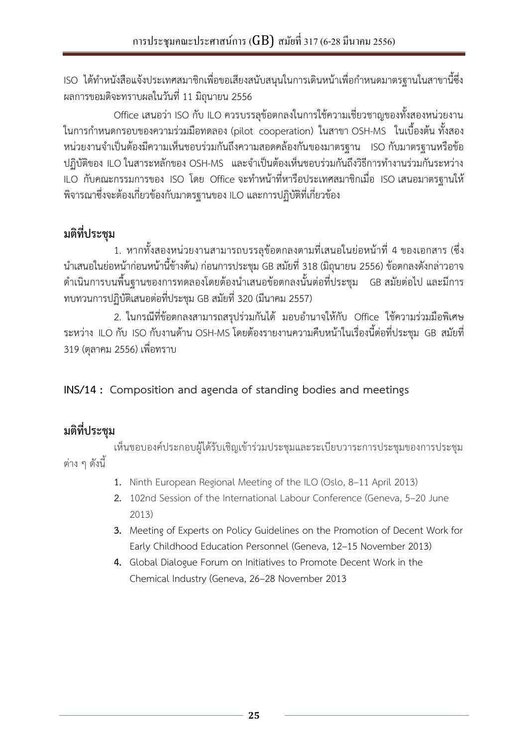ISO ได้ทำหนังสือแจ้งประเทศสมาชิกเพื่อขอเสียงสนับสนุนในการเดินหน้าเพื่อกำหนดมาตรฐานในสาขานี้ซึ่งผลการขอมติจะทราบผลในวันที่ 11 มิถุนายน 2556

Office เสนอว่า ISO กับ ILO ควรบรรลุข้อตกลงในการใช้ความเชี่ยวชาญของทั้งสองหน่วยงานในการกำหนดกรอบของความร่วมมือทดลอง (pilot cooperation) ในสาขา OSH-MS ในเบื้องต้น ทั้งสองหน่วยงานจำเป็นต้องมีความเห็นชอบร่วมกันถึงความสอดคล้องกันของมาตรฐาน ISO กับมาตรฐานหรือข้อปฏิบัติของ ILO ในสาระหลักของ OSH-MS และจำเป็นต้องเห็นชอบร่วมกันถึงวิธีการทำงานร่วมกันระหว่าง ILO กับคณะกรรมการของ ISO โดย Office จะทำหน้าที่หารือประเทศสมาชิกเมื่อ ISO เสนอมาตรฐานให้พิจารณาซึ่งจะต้องเกี่ยวข้องกับมาตรฐานของ ILO และการปฏิบัติที่เกี่ยวข้อง

**มติที่ประชุม**

1. หากทั้งสองหน่วยงานสามารถบรรลุข้อตกลงตามที่เสนอในย่อหน้าที่ 4 ของเอกสาร (ซึ่งนำเสนอในย่อหน้าก่อนหน้านี้ข้างต้น) ก่อนการประชุม GB สมัยที่ 318 (มิถุนายน 2556) ข้อตกลงดังกล่าวอาจดำเนินการบนพื้นฐานของการทดลองโดยต้องนำเสนอข้อตกลงนั้นต่อที่ประชุม GB สมัยต่อไป และมีการทบทวนการปฏิบัติเสนอต่อที่ประชุม GB สมัยที่ 320 (มีนาคม 2557)

2. ในกรณีที่ข้อตกลงสามารถสรุปร่วมกันได้ มอบอำนาจให้กับ Office ใช้ความร่วมมือพิเศษระหว่าง ILO กับ ISO กับงานด้าน OSH-MS โดยต้องรายงานความคืบหน้าในเรื่องนี้ต่อที่ประชุม GB สมัยที่ 319 (ตุลาคม 2556) เพื่อทราบ

**INS/14 : Composition and agenda of standing bodies and meetings**

**มติที่ประชุม**

เห็นชอบองค์ประกอบผู้ได้รับเชิญเข้าร่วมประชุมและระเบียบวาระการประชุมของการประชุมต่าง ๆ ดังนี้

1. Ninth European Regional Meeting of the ILO (Oslo, 8–11 April 2013)
2. 102nd Session of the International Labour Conference (Geneva, 5–20 June 2013)
3. Meeting of Experts on Policy Guidelines on the Promotion of Decent Work for Early Childhood Education Personnel (Geneva, 12–15 November 2013)
4. Global Dialogue Forum on Initiatives to Promote Decent Work in the Chemical Industry (Geneva, 26–28 November 2013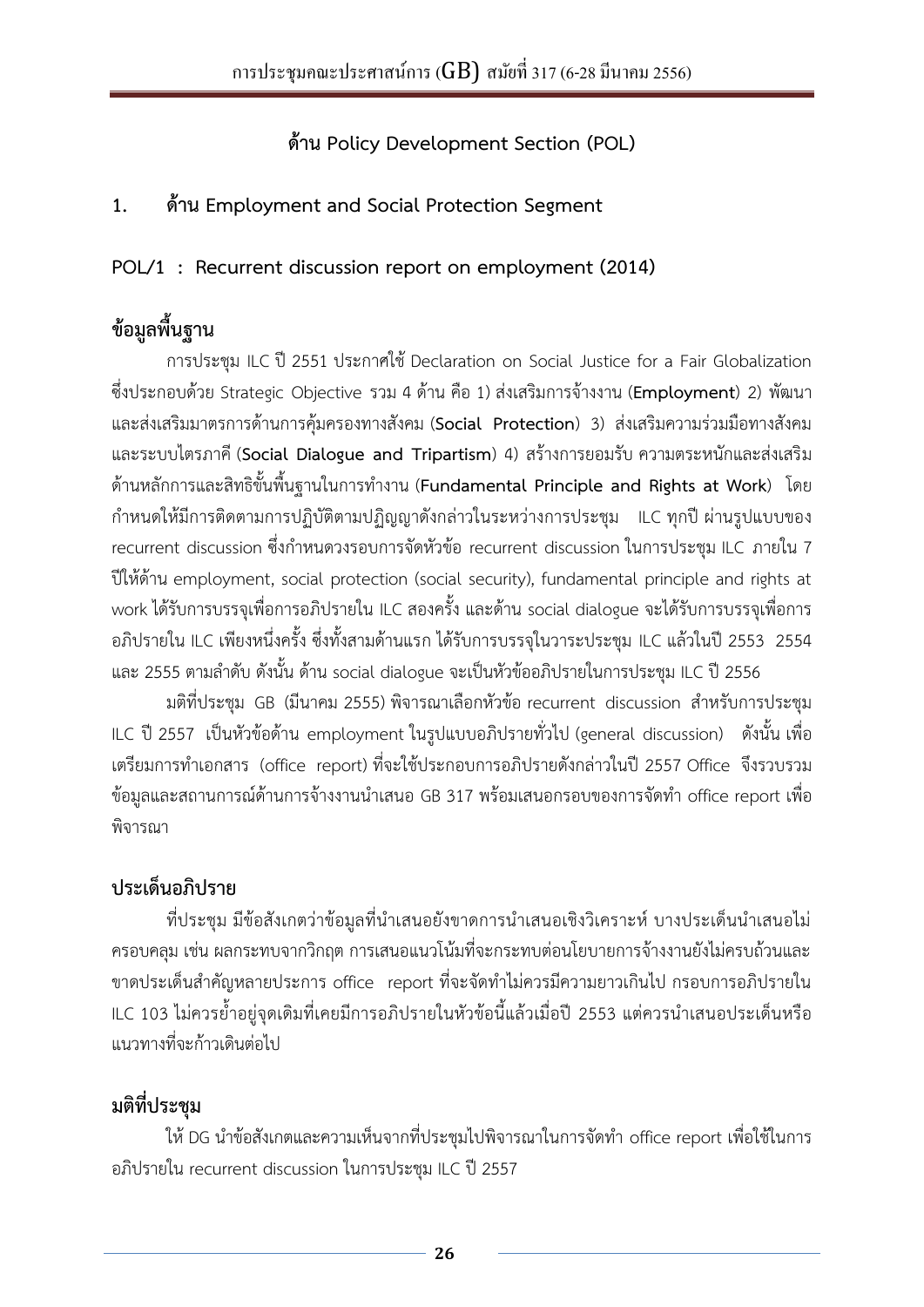## ด้าน Policy Development Section (POL)

### 1. ด้าน Employment and Social Protection Segment

### POL/1 : Recurrent discussion report on employment (2014)

#### ข้อมูลพื้นฐาน

การประชุม ILC ปี 2551 ประกาศใช้ Declaration on Social Justice for a Fair Globalization ซึ่งประกอบด้วย Strategic Objective รวม 4 ด้าน คือ 1) ส่งเสริมการจ้างงาน (**Employment**) 2) พัฒนาและส่งเสริมมาตรการด้านการคุ้มครองทางสังคม (**Social Protection**) 3) ส่งเสริมความร่วมมือทางสังคมและระบบไตรภาคี (**Social Dialogue and Tripartism**) 4) สร้างการยอมรับ ความตระหนักและส่งเสริมด้านหลักการและสิทธิขั้นพื้นฐานในการทำงาน (**Fundamental Principle and Rights at Work**) โดยกำหนดให้มีการติดตามการปฏิบัติตามปฏิญญาดังกล่าวในระหว่างการประชุม ILC ทุกปี ผ่านรูปแบบของ recurrent discussion ซึ่งกำหนดวงรอบการจัดหัวข้อ recurrent discussion ในการประชุม ILC ภายใน 7 ปีให้ด้าน employment, social protection (social security), fundamental principle and rights at work ได้รับการบรรจุเพื่อการอภิปรายใน ILC สองครั้ง และด้าน social dialogue จะได้รับการบรรจุเพื่อการอภิปรายใน ILC เพียงหนึ่งครั้ง ซึ่งทั้งสามด้านแรก ได้รับการบรรจุในวาระประชุม ILC แล้วในปี 2553 2554 และ 2555 ตามลำดับ ดังนั้น ด้าน social dialogue จะเป็นหัวข้ออภิปรายในการประชุม ILC ปี 2556

มติที่ประชุม GB (มีนาคม 2555) พิจารณาเลือกหัวข้อ recurrent discussion สำหรับการประชุม ILC ปี 2557 เป็นหัวข้อด้าน employment ในรูปแบบอภิปรายทั่วไป (general discussion) ดังนั้น เพื่อเตรียมการทำเอกสาร (office report) ที่จะใช้ประกอบการอภิปรายดังกล่าวในปี 2557 Office จึงรวบรวมข้อมูลและสถานการณ์ด้านการจ้างงานนำเสนอ GB 317 พร้อมเสนอกรอบของการจัดทำ office report เพื่อพิจารณา

#### ประเด็นอภิปราย

ที่ประชุม มีข้อสังเกตว่าข้อมูลที่นำเสนอยังขาดการนำเสนอเชิงวิเคราะห์ บางประเด็นนำเสนอไม่ครอบคลุม เช่น ผลกระทบจากวิกฤต การเสนอแนวโน้มที่จะกระทบต่อนโยบายการจ้างงานยังไม่ครบถ้วนและขาดประเด็นสำคัญหลายประการ office report ที่จะจัดทำไม่ควรมีความยาวเกินไป กรอบการอภิปรายใน ILC 103 ไม่ควรย้ำอยู่จุดเดิมที่เคยมีการอภิปรายในหัวข้อนี้แล้วเมื่อปี 2553 แต่ควรนำเสนอประเด็นหรือแนวทางที่จะก้าวเดินต่อไป

#### มติที่ประชุม

ให้ DG นำข้อสังเกตและความเห็นจากที่ประชุมไปพิจารณาในการจัดทำ office report เพื่อใช้ในการอภิปรายใน recurrent discussion ในการประชุม ILC ปี 2557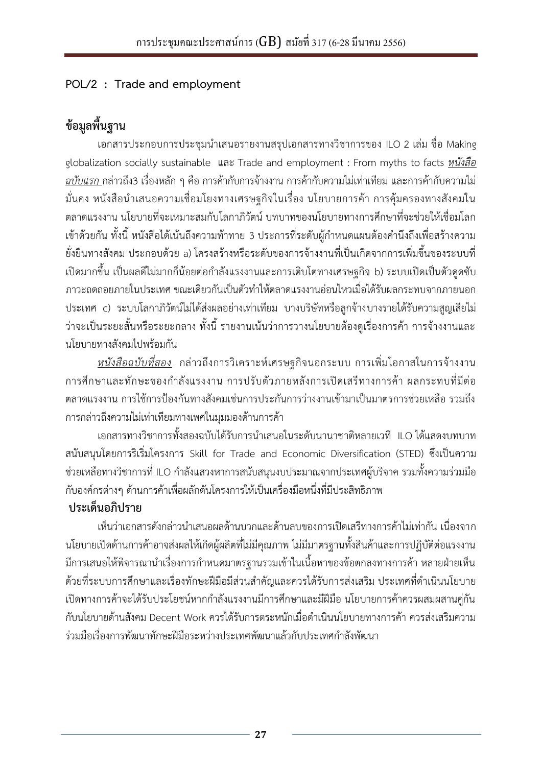**POL/2 : Trade and employment**

## ข้อมูลพื้นฐาน

เอกสารประกอบการประชุมนำเสนอรายงานสรุปเอกสารทางวิชาการของ ILO 2 เล่ม ชื่อ Making globalization socially sustainable และ Trade and employment : From myths to facts ***หนังสือฉบับแรก*** กล่าวถึง3 เรื่องหลัก ๆ คือ การค้ากับการจ้างงาน การค้ากับความไม่เท่าเทียม และการค้ากับความไม่มั่นคง หนังสือนำเสนอความเชื่อมโยงทางเศรษฐกิจในเรื่อง นโยบายการค้า การคุ้มครองทางสังคมในตลาดแรงงาน นโยบายที่จะเหมาะสมกับโลกาภิวัตน์ บทบาทของนโยบายทางการศึกษาที่จะช่วยให้เชื่อมโลกเข้าด้วยกัน ทั้งนี้ หนังสือได้เน้นถึงความท้าทาย 3 ประการที่ระดับผู้กำหนดแผนต้องคำนึงถึงเพื่อสร้างความยั่งยืนทางสังคม ประกอบด้วย a) โครงสร้างหรือระดับของการจ้างงานที่เป็นเกิดจากการเพิ่มขึ้นของระบบที่เปิดมากขึ้น เป็นผลดีไม่มากก็น้อยต่อกำลังแรงงานและการเติบโตทางเศรษฐกิจ b) ระบบเปิดเป็นตัวดูดซับภาวะถดถอยภายในประเทศ ขณะเดียวกันเป็นตัวทำให้ตลาดแรงงานอ่อนไหวเมื่อได้รับผลกระทบจากภายนอกประเทศ c) ระบบโลกาภิวัตน์ไม่ได้ส่งผลอย่างเท่าเทียม บางบริษัทหรือลูกจ้างบางรายได้รับความสูญเสียไม่ว่าจะเป็นระยะสั้นหรือระยะกลาง ทั้งนี้ รายงานเน้นว่าการวางนโยบายต้องดูเรื่องการค้า การจ้างงานและนโยบายทางสังคมไปพร้อมกัน

***หนังสือฉบับที่สอง*** กล่าวถึงการวิเคราะห์เศรษฐกิจนอกระบบ การเพิ่มโอกาสในการจ้างงาน การศึกษาและทักษะของกำลังแรงงาน การปรับตัวภายหลังการเปิดเสรีทางการค้า ผลกระทบที่มีต่อตลาดแรงงาน การใช้การป้องกันทางสังคมเช่นการประกันการว่างงานเข้ามาเป็นมาตรการช่วยเหลือ รวมถึงการกล่าวถึงความไม่เท่าเทียมทางเพศในมุมมองด้านการค้า

เอกสารทางวิชาการทั้งสองฉบับได้รับการนำเสนอในระดับนานาชาติหลายเวที ILO ได้แสดงบทบาทสนับสนุนโดยการริเริ่มโครงการ Skill for Trade and Economic Diversification (STED) ซึ่งเป็นความช่วยเหลือทางวิชาการที่ ILO กำลังแสวงหาการสนับสนุนงบประมาณจากประเทศผู้บริจาค รวมทั้งความร่วมมือกับองค์กรต่างๆ ด้านการค้าเพื่อผลักดันโครงการให้เป็นเครื่องมือหนึ่งที่มีประสิทธิภาพ

## ประเด็นอภิปราย

เห็นว่าเอกสารดังกล่าวนำเสนอผลด้านบวกและด้านลบของการเปิดเสรีทางการค้าไม่เท่ากัน เนื่องจากนโยบายเปิดด้านการค้าอาจส่งผลให้เกิดผู้ผลิตที่ไม่มีคุณภาพ ไม่มีมาตรฐานทั้งสินค้าและการปฏิบัติต่อแรงงาน มีการเสนอให้พิจารณานำเรื่องการกำหนดมาตรฐานรวมเข้าในเนื้อหาของข้อตกลงทางการค้า หลายฝ่ายเห็นด้วยที่ระบบการศึกษาและเรื่องทักษะฝีมือมีส่วนสำคัญและควรได้รับการส่งเสริม ประเทศที่ดำเนินนโยบายเปิดทางการค้าจะได้รับประโยชน์หากกำลังแรงงานมีการศึกษาและมีฝีมือ นโยบายการค้าควรผสมผสานคู่กันกับนโยบายด้านสังคม Decent Work ควรได้รับการตระหนักเมื่อดำเนินนโยบายทางการค้า ควรส่งเสริมความร่วมมือเรื่องการพัฒนาทักษะฝีมือระหว่างประเทศพัฒนาแล้วกับประเทศกำลังพัฒนา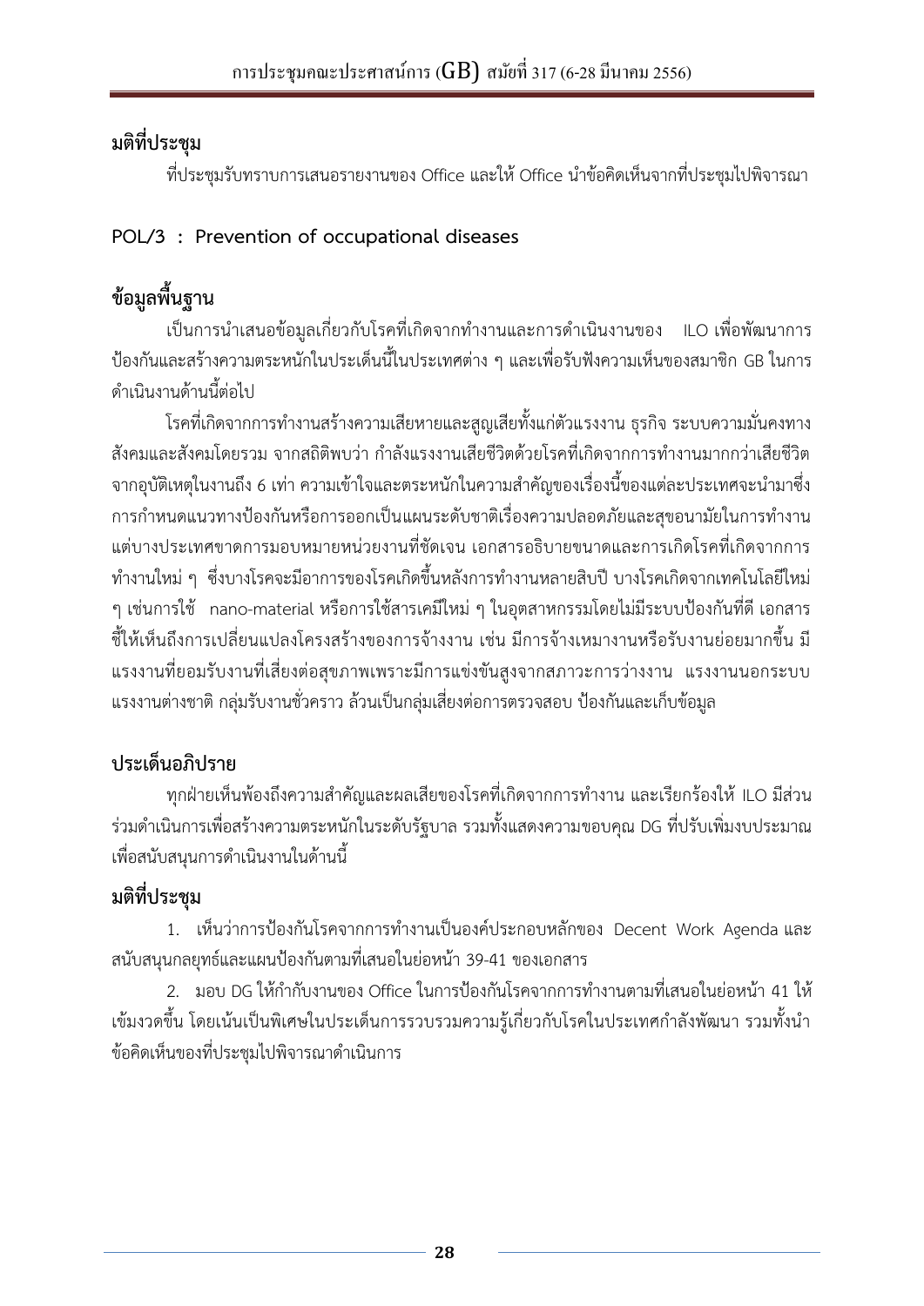**มติที่ประชุม**

ที่ประชุมรับทราบการเสนอรายงานของ Office และให้ Office นำข้อคิดเห็นจากที่ประชุมไปพิจารณา

## POL/3 : Prevention of occupational diseases

**ข้อมูลพื้นฐาน**

เป็นการนำเสนอข้อมูลเกี่ยวกับโรคที่เกิดจากทำงานและการดำเนินงานของ ILO เพื่อพัฒนาการป้องกันและสร้างความตระหนักในประเด็นนี้ในประเทศต่าง ๆ และเพื่อรับฟังความเห็นของสมาชิก GB ในการดำเนินงานด้านนี้ต่อไป

โรคที่เกิดจากการทำงานสร้างความเสียหายและสูญเสียทั้งแก่ตัวแรงงาน ธุรกิจ ระบบความมั่นคงทางสังคมและสังคมโดยรวม จากสถิติพบว่า กำลังแรงงานเสียชีวิตด้วยโรคที่เกิดจากการทำงานมากกว่าเสียชีวิตจากอุบัติเหตุในงานถึง 6 เท่า ความเข้าใจและตระหนักในความสำคัญของเรื่องนี้ของแต่ละประเทศจะนำมาซึ่งการกำหนดแนวทางป้องกันหรือการออกเป็นแผนระดับชาติเรื่องความปลอดภัยและสุขอนามัยในการทำงาน แต่บางประเทศขาดการมอบหมายหน่วยงานที่ชัดเจน เอกสารอธิบายขนาดและการเกิดโรคที่เกิดจากการทำงานใหม่ ๆ ซึ่งบางโรคจะมีอาการของโรคเกิดขึ้นหลังการทำงานหลายสิบปี บางโรคเกิดจากเทคโนโลยีใหม่ ๆ เช่นการใช้ nano-material หรือการใช้สารเคมีใหม่ ๆ ในอุตสาหกรรมโดยไม่มีระบบป้องกันที่ดี เอกสารชี้ให้เห็นถึงการเปลี่ยนแปลงโครงสร้างของการจ้างงาน เช่น มีการจ้างเหมางานหรือรับงานย่อยมากขึ้น มีแรงงานที่ยอมรับงานที่เสี่ยงต่อสุขภาพเพราะมีการแข่งขันสูงจากสภาวะการว่างงาน แรงงานนอกระบบ แรงงานต่างชาติ กลุ่มรับงานชั่วคราว ล้วนเป็นกลุ่มเสี่ยงต่อการตรวจสอบ ป้องกันและเก็บข้อมูล

**ประเด็นอภิปราย**

ทุกฝ่ายเห็นพ้องถึงความสำคัญและผลเสียของโรคที่เกิดจากการทำงาน และเรียกร้องให้ ILO มีส่วนร่วมดำเนินการเพื่อสร้างความตระหนักในระดับรัฐบาล รวมทั้งแสดงความขอบคุณ DG ที่ปรับเพิ่มงบประมาณเพื่อสนับสนุนการดำเนินงานในด้านนี้

**มติที่ประชุม**

1. เห็นว่าการป้องกันโรคจากการทำงานเป็นองค์ประกอบหลักของ Decent Work Agenda และสนับสนุนกลยุทธ์และแผนป้องกันตามที่เสนอในย่อหน้า 39-41 ของเอกสาร

2. มอบ DG ให้กำกับงานของ Office ในการป้องกันโรคจากการทำงานตามที่เสนอในย่อหน้า 41 ให้เข้มงวดขึ้น โดยเน้นเป็นพิเศษในประเด็นการรวบรวมความรู้เกี่ยวกับโรคในประเทศกำลังพัฒนา รวมทั้งนำข้อคิดเห็นของที่ประชุมไปพิจารณาดำเนินการ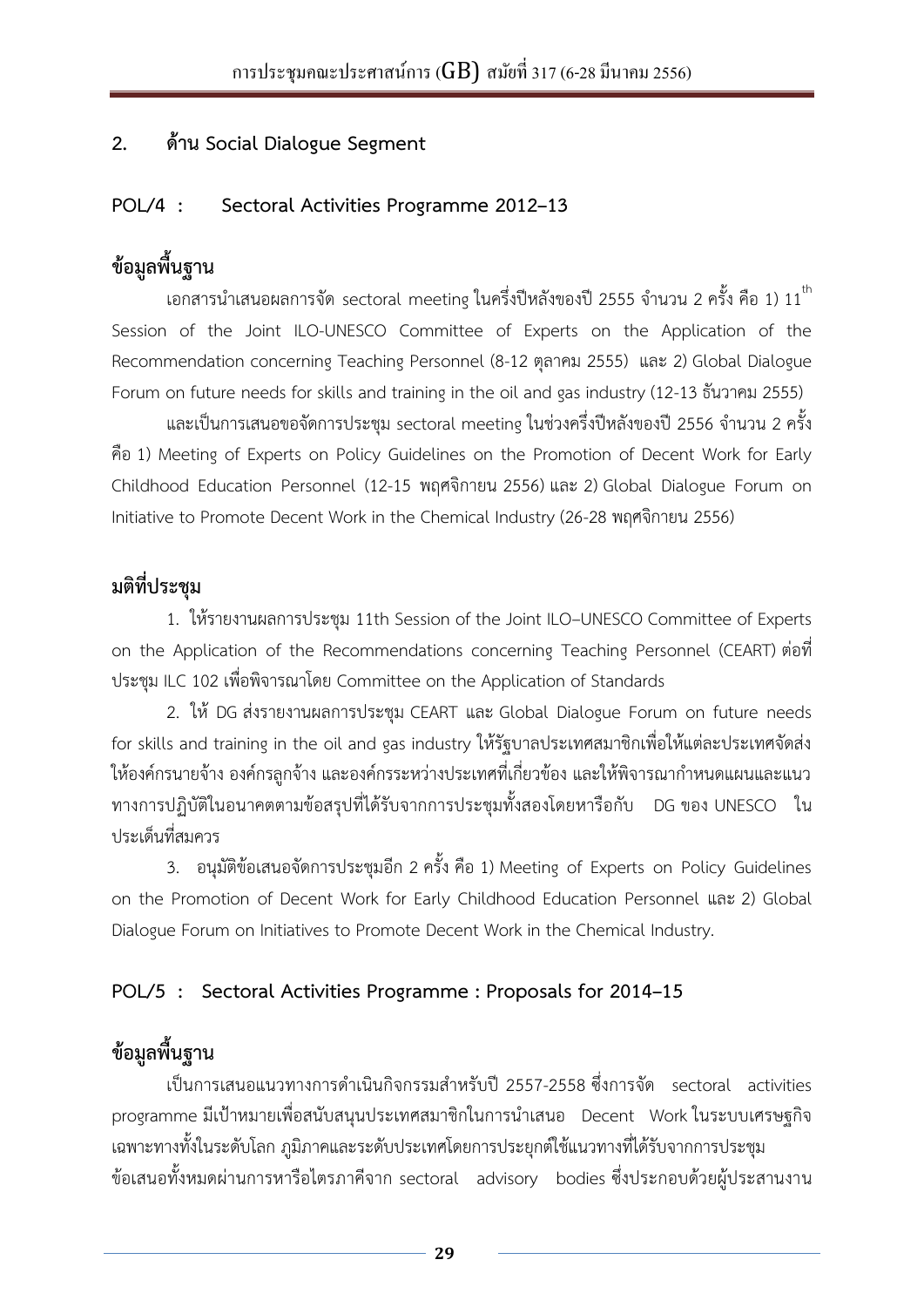## 2. ด้าน Social Dialogue Segment

### POL/4 : Sectoral Activities Programme 2012–13

**ข้อมูลพื้นฐาน**

เอกสารนำเสนอผลการจัด sectoral meeting ในครึ่งปีหลังของปี 2555 จำนวน 2 ครั้ง คือ 1) 11th Session of the Joint ILO-UNESCO Committee of Experts on the Application of the Recommendation concerning Teaching Personnel (8-12 ตุลาคม 2555) และ 2) Global Dialogue Forum on future needs for skills and training in the oil and gas industry (12-13 ธันวาคม 2555)

และเป็นการเสนอขอจัดการประชุม sectoral meeting ในช่วงครึ่งปีหลังของปี 2556 จำนวน 2 ครั้ง คือ 1) Meeting of Experts on Policy Guidelines on the Promotion of Decent Work for Early Childhood Education Personnel (12-15 พฤศจิกายน 2556) และ 2) Global Dialogue Forum on Initiative to Promote Decent Work in the Chemical Industry (26-28 พฤศจิกายน 2556)

**มติที่ประชุม**

1. ให้รายงานผลการประชุม 11th Session of the Joint ILO–UNESCO Committee of Experts on the Application of the Recommendations concerning Teaching Personnel (CEART) ต่อที่ประชุม ILC 102 เพื่อพิจารณาโดย Committee on the Application of Standards

2. ให้ DG ส่งรายงานผลการประชุม CEART และ Global Dialogue Forum on future needs for skills and training in the oil and gas industry ให้รัฐบาลประเทศสมาชิกเพื่อให้แต่ละประเทศจัดส่งให้องค์กรนายจ้าง องค์กรลูกจ้าง และองค์กรระหว่างประเทศที่เกี่ยวข้อง และให้พิจารณากำหนดแผนและแนวทางการปฏิบัติในอนาคตตามข้อสรุปที่ได้รับจากการประชุมทั้งสองโดยหารือกับ DG ของ UNESCO ในประเด็นที่สมควร

3. อนุมัติข้อเสนอจัดการประชุมอีก 2 ครั้ง คือ 1) Meeting of Experts on Policy Guidelines on the Promotion of Decent Work for Early Childhood Education Personnel และ 2) Global Dialogue Forum on Initiatives to Promote Decent Work in the Chemical Industry.

### POL/5 : Sectoral Activities Programme : Proposals for 2014–15

**ข้อมูลพื้นฐาน**

เป็นการเสนอแนวทางการดำเนินกิจกรรมสำหรับปี 2557-2558 ซึ่งการจัด sectoral activities programme มีเป้าหมายเพื่อสนับสนุนประเทศสมาชิกในการนำเสนอ Decent Work ในระบบเศรษฐกิจเฉพาะทางทั้งในระดับโลก ภูมิภาคและระดับประเทศโดยการประยุกต์ใช้แนวทางที่ได้รับจากการประชุม ข้อเสนอทั้งหมดผ่านการหารือไตรภาคีจาก sectoral advisory bodies ซึ่งประกอบด้วยผู้ประสานงาน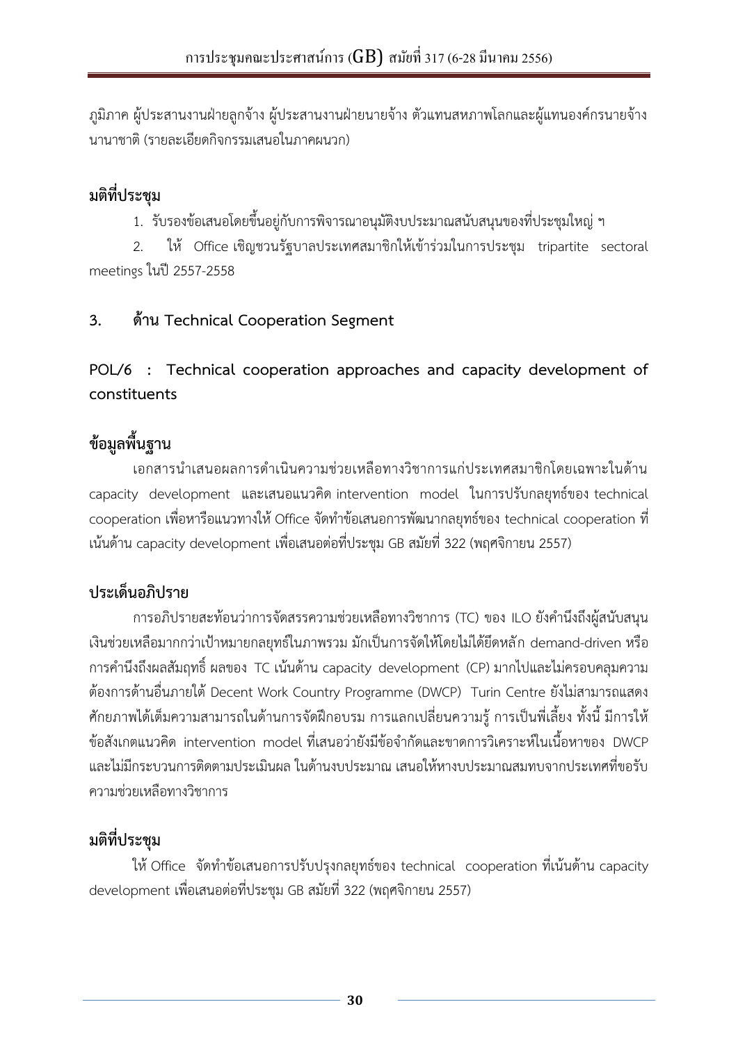ภูมิภาค ผู้ประสานงานฝ่ายลูกจ้าง ผู้ประสานงานฝ่ายนายจ้าง ตัวแทนสหภาพโลกและผู้แทนองค์กรนายจ้างนานาชาติ (รายละเอียดกิจกรรมเสนอในภาคผนวก)

## มติที่ประชุม

1. รับรองข้อเสนอโดยขึ้นอยู่กับการพิจารณาอนุมัติงบประมาณสนับสนุนของที่ประชุมใหญ่ ฯ
2. ให้ Office เชิญชวนรัฐบาลประเทศสมาชิกให้เข้าร่วมในการประชุม tripartite sectoral meetings ในปี 2557-2558

## 3. ด้าน Technical Cooperation Segment

## POL/6 : Technical cooperation approaches and capacity development of constituents

## ข้อมูลพื้นฐาน

เอกสารนำเสนอผลการดำเนินความช่วยเหลือทางวิชาการแก่ประเทศสมาชิกโดยเฉพาะในด้าน capacity development และเสนอแนวคิด intervention model ในการปรับกลยุทธ์ของ technical cooperation เพื่อหารือแนวทางให้ Office จัดทำข้อเสนอการพัฒนากลยุทธ์ของ technical cooperation ที่เน้นด้าน capacity development เพื่อเสนอต่อที่ประชุม GB สมัยที่ 322 (พฤศจิกายน 2557)

## ประเด็นอภิปราย

การอภิปรายสะท้อนว่าการจัดสรรความช่วยเหลือทางวิชาการ (TC) ของ ILO ยังคำนึงถึงผู้สนับสนุนเงินช่วยเหลือมากกว่าเป้าหมายกลยุทธ์ในภาพรวม มักเป็นการจัดให้โดยไม่ได้ยึดหลัก demand-driven หรือการคำนึงถึงผลสัมฤทธิ์ ผลของ TC เน้นด้าน capacity development (CP) มากไปและไม่ครอบคลุมความต้องการด้านอื่นภายใต้ Decent Work Country Programme (DWCP) Turin Centre ยังไม่สามารถแสดงศักยภาพได้เต็มความสามารถในด้านการจัดฝึกอบรม การแลกเปลี่ยนความรู้ การเป็นพี่เลี้ยง ทั้งนี้ มีการให้ข้อสังเกตแนวคิด intervention model ที่เสนอว่ายังมีข้อจำกัดและขาดการวิเคราะห์ในเนื้อหาของ DWCP และไม่มีกระบวนการติดตามประเมินผล ในด้านงบประมาณ เสนอให้หางบประมาณสมทบจากประเทศที่ขอรับความช่วยเหลือทางวิชาการ

## มติที่ประชุม

ให้ Office จัดทำข้อเสนอการปรับปรุงกลยุทธ์ของ technical cooperation ที่เน้นด้าน capacity development เพื่อเสนอต่อที่ประชุม GB สมัยที่ 322 (พฤศจิกายน 2557)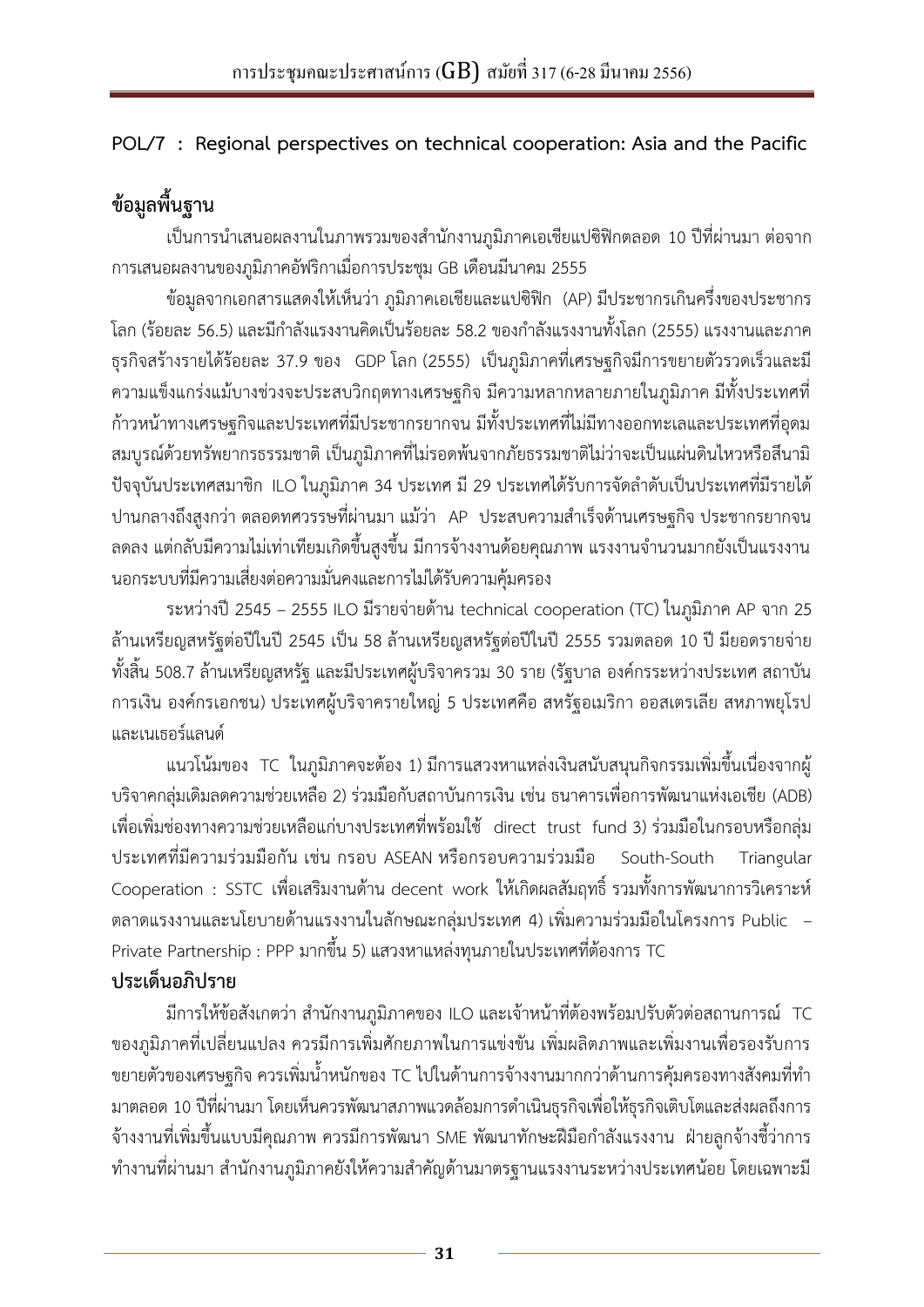**POL/7 : Regional perspectives on technical cooperation: Asia and the Pacific**

## ข้อมูลพื้นฐาน

เป็นการนำเสนอผลงานในภาพรวมของสำนักงานภูมิภาคเอเชียแปซิฟิกตลอด 10 ปีที่ผ่านมา ต่อจากการเสนอผลงานของภูมิภาคอัฟริกาเมื่อการประชุม GB เดือนมีนาคม 2555

ข้อมูลจากเอกสารแสดงให้เห็นว่า ภูมิภาคเอเชียและแปซิฟิก (AP) มีประชากรเกินครึ่งของประชากรโลก (ร้อยละ 56.5) และมีกำลังแรงงานคิดเป็นร้อยละ 58.2 ของกำลังแรงงานทั้งโลก (2555) แรงงานและภาคธุรกิจสร้างรายได้ร้อยละ 37.9 ของ GDP โลก (2555) เป็นภูมิภาคที่เศรษฐกิจมีการขยายตัวรวดเร็วและมีความแข็งแกร่งแม้บางช่วงจะประสบวิกฤตทางเศรษฐกิจ มีความหลากหลายภายในภูมิภาค มีทั้งประเทศที่ก้าวหน้าทางเศรษฐกิจและประเทศที่มีประชากรยากจน มีทั้งประเทศที่ไม่มีทางออกทะเลและประเทศที่อุดมสมบูรณ์ด้วยทรัพยากรธรรมชาติ เป็นภูมิภาคที่ไม่รอดพ้นจากภัยธรรมชาติไม่ว่าจะเป็นแผ่นดินไหวหรือสึนามิ ปัจจุบันประเทศสมาชิก ILO ในภูมิภาค 34 ประเทศ มี 29 ประเทศได้รับการจัดลำดับเป็นประเทศที่มีรายได้ปานกลางถึงสูงกว่า ตลอดทศวรรษที่ผ่านมา แม้ว่า AP ประสบความสำเร็จด้านเศรษฐกิจ ประชากรยากจนลดลง แต่กลับมีความไม่เท่าเทียมเกิดขึ้นสูงขึ้น มีการจ้างงานด้อยคุณภาพ แรงงานจำนวนมากยังเป็นแรงงานนอกระบบที่มีความเสี่ยงต่อความมั่นคงและการไม่ได้รับความคุ้มครอง

ระหว่างปี 2545 – 2555 ILO มีรายจ่ายด้าน technical cooperation (TC) ในภูมิภาค AP จาก 25 ล้านเหรียญสหรัฐต่อปีในปี 2545 เป็น 58 ล้านเหรียญสหรัฐต่อปีในปี 2555 รวมตลอด 10 ปี มียอดรายจ่ายทั้งสิ้น 508.7 ล้านเหรียญสหรัฐ และมีประเทศผู้บริจาครวม 30 ราย (รัฐบาล องค์กรระหว่างประเทศ สถาบันการเงิน องค์กรเอกชน) ประเทศผู้บริจาครายใหญ่ 5 ประเทศคือ สหรัฐอเมริกา ออสเตรเลีย สหภาพยุโรป และเนเธอร์แลนด์

แนวโน้มของ TC ในภูมิภาคจะต้อง 1) มีการแสวงหาแหล่งเงินสนับสนุนกิจกรรมเพิ่มขึ้นเนื่องจากผู้บริจาคกลุ่มเดิมลดความช่วยเหลือ 2) ร่วมมือกับสถาบันการเงิน เช่น ธนาคารเพื่อการพัฒนาแห่งเอเชีย (ADB) เพื่อเพิ่มช่องทางความช่วยเหลือแก่บางประเทศที่พร้อมใช้ direct trust fund 3) ร่วมมือในกรอบหรือกลุ่มประเทศที่มีความร่วมมือกัน เช่น กรอบ ASEAN หรือกรอบความร่วมมือ South-South Triangular Cooperation : SSTC เพื่อเสริมงานด้าน decent work ให้เกิดผลสัมฤทธิ์ รวมทั้งการพัฒนาการวิเคราะห์ตลาดแรงงานและนโยบายด้านแรงงานในลักษณะกลุ่มประเทศ 4) เพิ่มความร่วมมือในโครงการ Public – Private Partnership : PPP มากขึ้น 5) แสวงหาแหล่งทุนภายในประเทศที่ต้องการ TC

## ประเด็นอภิปราย

มีการให้ข้อสังเกตว่า สำนักงานภูมิภาคของ ILO และเจ้าหน้าที่ต้องพร้อมปรับตัวต่อสถานการณ์ TC ของภูมิภาคที่เปลี่ยนแปลง ควรมีการเพิ่มศักยภาพในการแข่งขัน เพิ่มผลิตภาพและเพิ่มงานเพื่อรองรับการขยายตัวของเศรษฐกิจ ควรเพิ่มน้ำหนักของ TC ไปในด้านการจ้างงานมากกว่าด้านการคุ้มครองทางสังคมที่ทำมาตลอด 10 ปีที่ผ่านมา โดยเห็นควรพัฒนาสภาพแวดล้อมการดำเนินธุรกิจเพื่อให้ธุรกิจเติบโตและส่งผลถึงการจ้างงานที่เพิ่มขึ้นแบบมีคุณภาพ ควรมีการพัฒนา SME พัฒนาทักษะฝีมือกำลังแรงงาน ฝ่ายลูกจ้างชี้ว่าการทำงานที่ผ่านมา สำนักงานภูมิภาคยังให้ความสำคัญด้านมาตรฐานแรงงานระหว่างประเทศน้อย โดยเฉพาะมี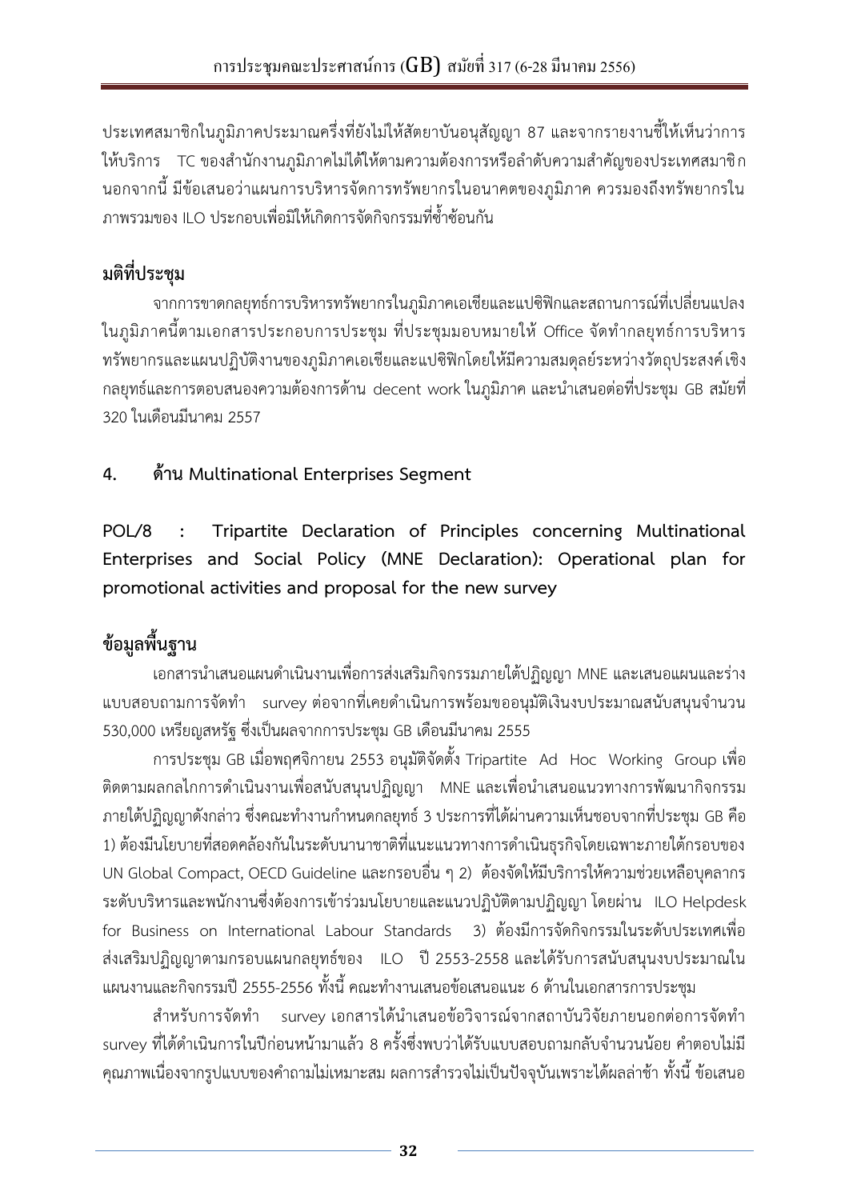ประเทศสมาชิกในภูมิภาคประมาณครึ่งหนึ่งที่ยังไม่ให้สัตยาบันอนุสัญญา 87 และจากรายงานชี้ให้เห็นว่าการให้บริการ TC ของสำนักงานภูมิภาคไม่ได้ให้ตามความต้องการหรือลำดับความสำคัญของประเทศสมาชิก นอกจากนี้ มีข้อเสนอว่าแผนการบริหารจัดการทรัพยากรในอนาคตของภูมิภาค ควรมองถึงทรัพยากรในภาพรวมของ ILO ประกอบเพื่อมิให้เกิดการจัดกิจกรรมที่ซ้ำซ้อนกัน

## มติที่ประชุม

จากการขาดกลยุทธ์การบริหารทรัพยากรในภูมิภาคเอเชียและแปซิฟิกและสถานการณ์ที่เปลี่ยนแปลงในภูมิภาคนี้ตามเอกสารประกอบการประชุม ที่ประชุมมอบหมายให้ Office จัดทำกลยุทธ์การบริหารทรัพยากรและแผนปฏิบัติงานของภูมิภาคเอเชียและแปซิฟิกโดยให้มีความสมดุลย์ระหว่างวัตถุประสงค์เชิงกลยุทธ์และการตอบสนองความต้องการด้าน decent work ในภูมิภาค และนำเสนอต่อที่ประชุม GB สมัยที่ 320 ในเดือนมีนาคม 2557

## 4. ด้าน Multinational Enterprises Segment

**POL/8 : Tripartite Declaration of Principles concerning Multinational Enterprises and Social Policy (MNE Declaration): Operational plan for promotional activities and proposal for the new survey**

## ข้อมูลพื้นฐาน

เอกสารนำเสนอแผนดำเนินงานเพื่อการส่งเสริมกิจกรรมภายใต้ปฏิญญา MNE และเสนอแผนและร่างแบบสอบถามการจัดทำ survey ต่อจากที่เคยดำเนินการพร้อมขออนุมัติเงินงบประมาณสนับสนุนจำนวน 530,000 เหรียญสหรัฐ ซึ่งเป็นผลจากการประชุม GB เดือนมีนาคม 2555

การประชุม GB เมื่อพฤศจิกายน 2553 อนุมัติจัดตั้ง Tripartite Ad Hoc Working Group เพื่อติดตามผลกลไกการดำเนินงานเพื่อสนับสนุนปฏิญญา MNE และเพื่อนำเสนอแนวทางการพัฒนากิจกรรมภายใต้ปฏิญญาดังกล่าว ซึ่งคณะทำงานกำหนดกลยุทธ์ 3 ประการที่ได้ผ่านความเห็นชอบจากที่ประชุม GB คือ 1) ต้องมีนโยบายที่สอดคล้องกันในระดับนานาชาติที่แนะแนวทางการดำเนินธุรกิจโดยเฉพาะภายใต้กรอบของ UN Global Compact, OECD Guideline และกรอบอื่น ๆ 2) ต้องจัดให้มีบริการให้ความช่วยเหลือบุคลากรระดับบริหารและพนักงานซึ่งต้องการเข้าร่วมนโยบายและแนวปฏิบัติตามปฏิญญา โดยผ่าน ILO Helpdesk for Business on International Labour Standards 3) ต้องมีการจัดกิจกรรมในระดับประเทศเพื่อส่งเสริมปฏิญญาตามกรอบแผนกลยุทธ์ของ ILO ปี 2553-2558 และได้รับการสนับสนุนงบประมาณในแผนงานและกิจกรรมปี 2555-2556 ทั้งนี้ คณะทำงานเสนอข้อเสนอแนะ 6 ด้านในเอกสารการประชุม

สำหรับการจัดทำ survey เอกสารได้นำเสนอข้อวิจารณ์จากสถาบันวิจัยภายนอกต่อการจัดทำ survey ที่ได้ดำเนินการในปีก่อนหน้ามาแล้ว 8 ครั้งซึ่งพบว่าได้รับแบบสอบถามกลับจำนวนน้อย คำตอบไม่มีคุณภาพเนื่องจากรูปแบบของคำถามไม่เหมาะสม ผลการสำรวจไม่เป็นปัจจุบันเพราะได้ผลล่าช้า ทั้งนี้ ข้อเสนอ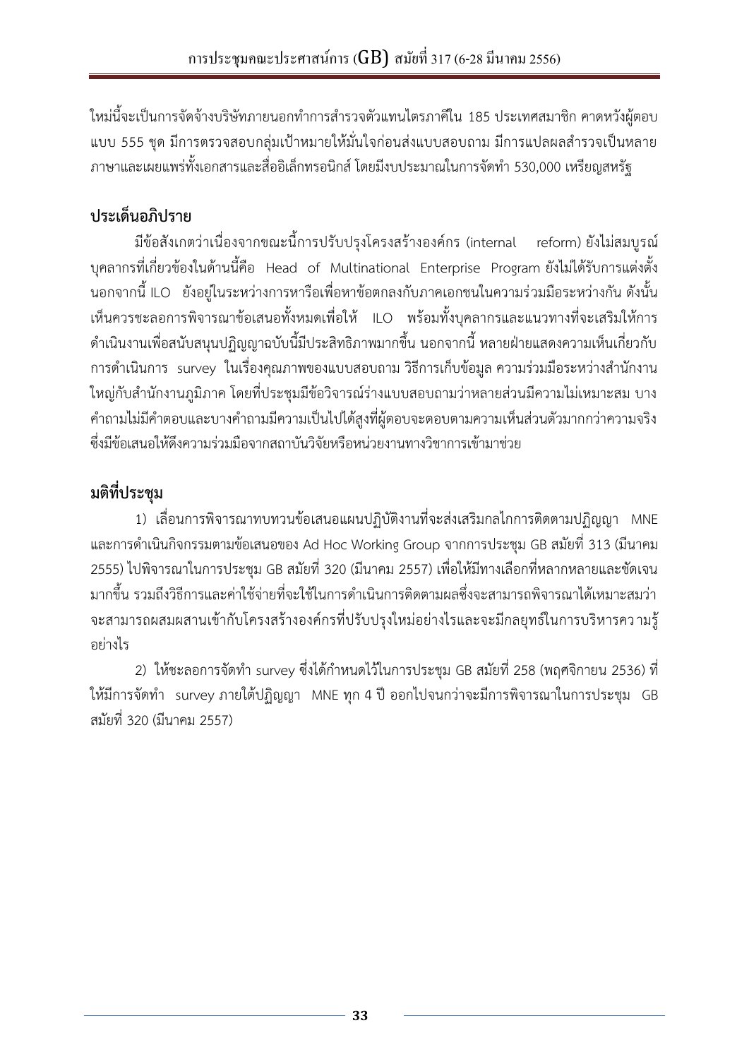ใหม่นี้จะเป็นการจัดจ้างบริษัทภายนอกทำการสำรวจตัวแทนไตรภาคีใน 185 ประเทศสมาชิก คาดหวังผู้ตอบแบบ 555 ชุด มีการตรวจสอบกลุ่มเป้าหมายให้มั่นใจก่อนส่งแบบสอบถาม มีการแปลผลสำรวจเป็นหลายภาษาและเผยแพร่ทั้งเอกสารและสื่ออิเล็กทรอนิกส์ โดยมีงบประมาณในการจัดทำ 530,000 เหรียญสหรัฐ

## ประเด็นอภิปราย

มีข้อสังเกตว่าเนื่องจากขณะนี้การปรับปรุงโครงสร้างองค์กร (internal reform) ยังไม่สมบูรณ์ บุคลากรที่เกี่ยวข้องในด้านนี้คือ Head of Multinational Enterprise Program ยังไม่ได้รับการแต่งตั้ง นอกจากนี้ ILO ยังอยู่ในระหว่างการหารือเพื่อหาข้อตกลงกับภาคเอกชนในความร่วมมือระหว่างกัน ดังนั้น เห็นควรชะลอการพิจารณาข้อเสนอทั้งหมดเพื่อให้ ILO พร้อมทั้งบุคลากรและแนวทางที่จะเสริมให้การดำเนินงานเพื่อสนับสนุนปฏิญญาฉบับนี้มีประสิทธิภาพมากขึ้น นอกจากนี้ หลายฝ่ายแสดงความเห็นเกี่ยวกับการดำเนินการ survey ในเรื่องคุณภาพของแบบสอบถาม วิธีการเก็บข้อมูล ความร่วมมือระหว่างสำนักงานใหญ่กับสำนักงานภูมิภาค โดยที่ประชุมมีข้อวิจารณ์ร่างแบบสอบถามว่าหลายส่วนมีความไม่เหมาะสม บางคำถามไม่มีคำตอบและบางคำถามมีความเป็นไปได้สูงที่ผู้ตอบจะตอบตามความเห็นส่วนตัวมากกว่าความจริง ซึ่งมีข้อเสนอให้ดึงความร่วมมือจากสถาบันวิจัยหรือหน่วยงานทางวิชาการเข้ามาช่วย

## มติที่ประชุม

1) เลื่อนการพิจารณาทบทวนข้อเสนอแผนปฏิบัติงานที่จะส่งเสริมกลไกการติดตามปฏิญญา MNE และการดำเนินกิจกรรมตามข้อเสนอของ Ad Hoc Working Group จากการประชุม GB สมัยที่ 313 (มีนาคม 2555) ไปพิจารณาในการประชุม GB สมัยที่ 320 (มีนาคม 2557) เพื่อให้มีทางเลือกที่หลากหลายและชัดเจนมากขึ้น รวมถึงวิธีการและค่าใช้จ่ายที่จะใช้ในการดำเนินการติดตามผลซึ่งจะสามารถพิจารณาได้เหมาะสมว่าจะสามารถผสมผสานเข้ากับโครงสร้างองค์กรที่ปรับปรุงใหม่อย่างไรและจะมีกลยุทธ์ในการบริหารความรู้อย่างไร

2) ให้ชะลอการจัดทำ survey ซึ่งได้กำหนดไว้ในการประชุม GB สมัยที่ 258 (พฤศจิกายน 2536) ที่ให้มีการจัดทำ survey ภายใต้ปฏิญญา MNE ทุก 4 ปี ออกไปจนกว่าจะมีการพิจารณาในการประชุม GB สมัยที่ 320 (มีนาคม 2557)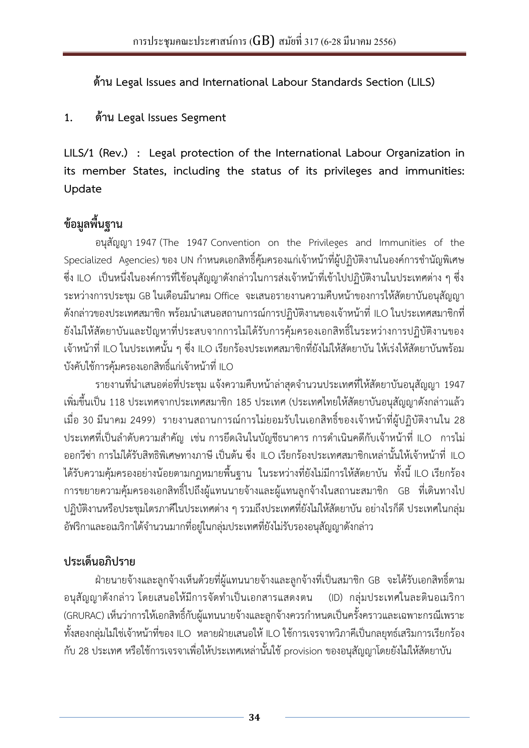**ด้าน Legal Issues and International Labour Standards Section (LILS)**

**1. ด้าน Legal Issues Segment**

**LILS/1 (Rev.) : Legal protection of the International Labour Organization in its member States, including the status of its privileges and immunities: Update**

## ข้อมูลพื้นฐาน

อนุสัญญา 1947 (The 1947 Convention on the Privileges and Immunities of the Specialized Agencies) ของ UN กำหนดเอกสิทธิ์คุ้มครองแก่เจ้าหน้าที่ผู้ปฏิบัติงานในองค์การชำนัญพิเศษ ซึ่ง ILO เป็นหนึ่งในองค์การที่ใช้อนุสัญญาดังกล่าวในการส่งเจ้าหน้าที่เข้าไปปฏิบัติงานในประเทศต่าง ๆ ซึ่งระหว่างการประชุม GB ในเดือนมีนาคม Office จะเสนอรายงานความคืบหน้าของการให้สัตยาบันอนุสัญญาดังกล่าวของประเทศสมาชิก พร้อมนำเสนอสถานการณ์การปฏิบัติงานของเจ้าหน้าที่ ILO ในประเทศสมาชิกที่ยังไม่ให้สัตยาบันและปัญหาที่ประสบจากการไม่ได้รับการคุ้มครองเอกสิทธิ์ในระหว่างการปฏิบัติงานของเจ้าหน้าที่ ILO ในประเทศนั้น ๆ ซึ่ง ILO เรียกร้องประเทศสมาชิกที่ยังไม่ให้สัตยาบัน ให้เร่งให้สัตยาบันพร้อมบังคับใช้การคุ้มครองเอกสิทธิ์แก่เจ้าหน้าที่ ILO

รายงานที่นำเสนอต่อที่ประชุม แจ้งความคืบหน้าล่าสุดจำนวนประเทศที่ให้สัตยาบันอนุสัญญา 1947 เพิ่มขึ้นเป็น 118 ประเทศจากประเทศสมาชิก 185 ประเทศ (ประเทศไทยให้สัตยาบันอนุสัญญาดังกล่าวแล้วเมื่อ 30 มีนาคม 2499) รายงานสถานการณ์การไม่ยอมรับในเอกสิทธิ์ของเจ้าหน้าที่ผู้ปฏิบัติงานใน 28 ประเทศที่เป็นลำดับความสำคัญ เช่น การยึดเงินในบัญชีธนาคาร การดำเนินคดีกับเจ้าหน้าที่ ILO การไม่ออกวีซ่า การไม่ได้รับสิทธิพิเศษทางภาษี เป็นต้น ซึ่ง ILO เรียกร้องประเทศสมาชิกเหล่านั้นให้เจ้าหน้าที่ ILO ได้รับความคุ้มครองอย่างน้อยตามกฎหมายพื้นฐาน ในระหว่างที่ยังไม่มีการให้สัตยาบัน ทั้งนี้ ILO เรียกร้องการขยายความคุ้มครองเอกสิทธิ์ไปถึงผู้แทนนายจ้างและผู้แทนลูกจ้างในสถานะสมาชิก GB ที่เดินทางไปปฏิบัติงานหรือประชุมไตรภาคีในประเทศต่าง ๆ รวมถึงประเทศที่ยังไม่ให้สัตยาบัน อย่างไรก็ดี ประเทศในกลุ่มอัฟริกาและอเมริกาใต้จำนวนมากที่อยู่ในกลุ่มประเทศที่ยังไม่รับรองอนุสัญญาดังกล่าว

## ประเด็นอภิปราย

ฝ่ายนายจ้างและลูกจ้างเห็นด้วยที่ผู้แทนนายจ้างและลูกจ้างที่เป็นสมาชิก GB จะได้รับเอกสิทธิ์ตามอนุสัญญาดังกล่าว โดยเสนอให้มีการจัดทำเป็นเอกสารแสดงตน (ID) กลุ่มประเทศในละตินอเมริกา (GRURAC) เห็นว่าการให้เอกสิทธิ์กับผู้แทนนายจ้างและลูกจ้างควรกำหนดเป็นครั้งคราวและเฉพาะกรณีเพราะทั้งสองกลุ่มไม่ใช่เจ้าหน้าที่ของ ILO หลายฝ่ายเสนอให้ ILO ใช้การเจรจาทวิภาคีเป็นกลยุทธ์เสริมการเรียกร้องกับ 28 ประเทศ หรือใช้การเจรจาเพื่อให้ประเทศเหล่านั้นใช้ provision ของอนุสัญญาโดยยังไม่ให้สัตยาบัน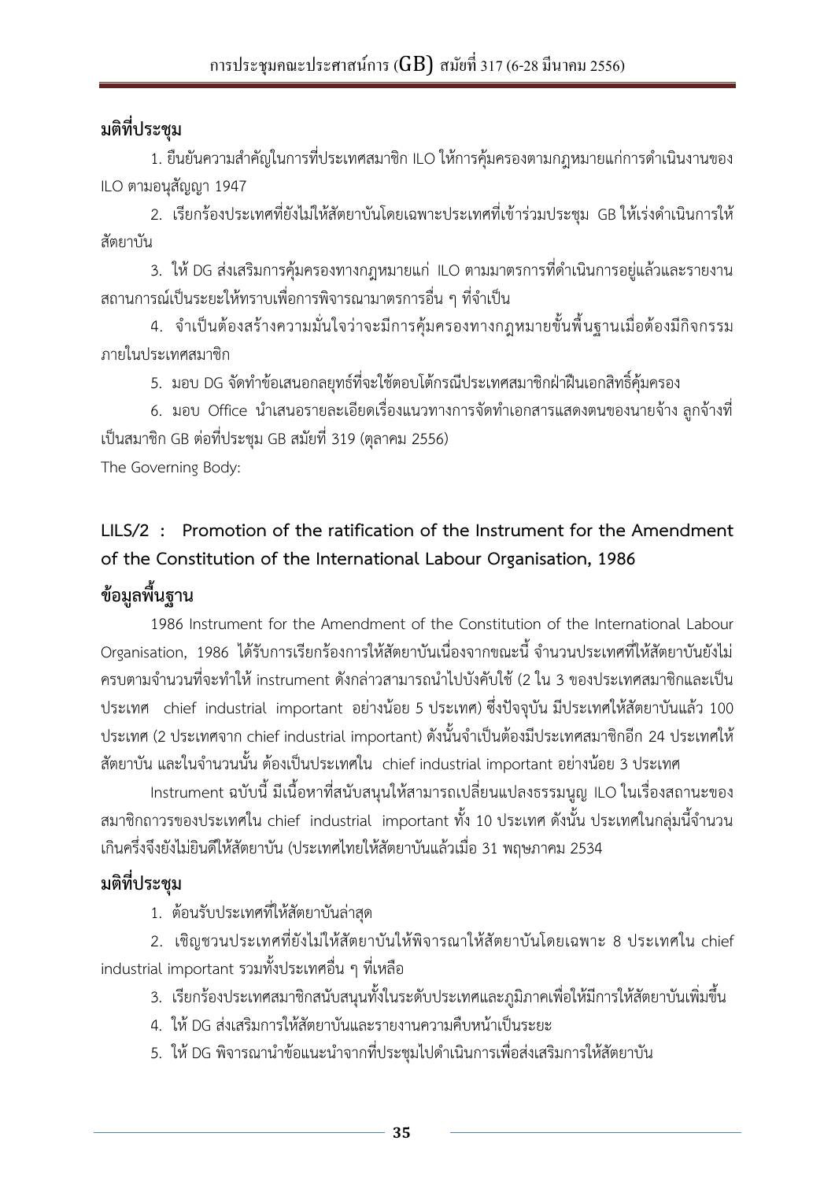**มติที่ประชุม**

1. ยืนยันความสำคัญในการที่ประเทศสมาชิก ILO ให้การคุ้มครองตามกฎหมายแก่การดำเนินงานของ ILO ตามอนุสัญญา 1947

2. เรียกร้องประเทศที่ยังไม่ให้สัตยาบันโดยเฉพาะประเทศที่เข้าร่วมประชุม GB ให้เร่งดำเนินการให้สัตยาบัน

3. ให้ DG ส่งเสริมการคุ้มครองทางกฎหมายแก่ ILO ตามมาตรการที่ดำเนินการอยู่แล้วและรายงานสถานการณ์เป็นระยะให้ทราบเพื่อการพิจารณามาตรการอื่น ๆ ที่จำเป็น

4. จำเป็นต้องสร้างความมั่นใจว่าจะมีการคุ้มครองทางกฎหมายขั้นพื้นฐานเมื่อต้องมีกิจกรรมภายในประเทศสมาชิก

5. มอบ DG จัดทำข้อเสนอกลยุทธ์ที่จะใช้ตอบโต้กรณีประเทศสมาชิกฝ่าฝืนเอกสิทธิ์คุ้มครอง

6. มอบ Office นำเสนอรายละเอียดเรื่องแนวทางการจัดทำเอกสารแสดงตนของนายจ้าง ลูกจ้างที่เป็นสมาชิก GB ต่อที่ประชุม GB สมัยที่ 319 (ตุลาคม 2556)

The Governing Body:

## LILS/2 : Promotion of the ratification of the Instrument for the Amendment of the Constitution of the International Labour Organisation, 1986

**ข้อมูลพื้นฐาน**

1986 Instrument for the Amendment of the Constitution of the International Labour Organisation, 1986 ได้รับการเรียกร้องการให้สัตยาบันเนื่องจากขณะนี้ จำนวนประเทศที่ให้สัตยาบันยังไม่ครบตามจำนวนที่จะทำให้ instrument ดังกล่าวสามารถนำไปบังคับใช้ (2 ใน 3 ของประเทศสมาชิกและเป็นประเทศ chief industrial important อย่างน้อย 5 ประเทศ) ซึ่งปัจจุบัน มีประเทศให้สัตยาบันแล้ว 100 ประเทศ (2 ประเทศจาก chief industrial important) ดังนั้นจำเป็นต้องมีประเทศสมาชิกอีก 24 ประเทศให้สัตยาบัน และในจำนวนนั้น ต้องเป็นประเทศใน chief industrial important อย่างน้อย 3 ประเทศ

Instrument ฉบับนี้ มีเนื้อหาที่สนับสนุนให้สามารถเปลี่ยนแปลงธรรมนูญ ILO ในเรื่องสถานะของสมาชิกถาวรของประเทศใน chief industrial important ทั้ง 10 ประเทศ ดังนั้น ประเทศในกลุ่มนี้จำนวนเกินครึ่งจึงยังไม่ยินดีให้สัตยาบัน (ประเทศไทยให้สัตยาบันแล้วเมื่อ 31 พฤษภาคม 2534

**มติที่ประชุม**

1. ต้อนรับประเทศที่ให้สัตยาบันล่าสุด

2. เชิญชวนประเทศที่ยังไม่ให้สัตยาบันให้พิจารณาให้สัตยาบันโดยเฉพาะ 8 ประเทศใน chief industrial important รวมทั้งประเทศอื่น ๆ ที่เหลือ

3. เรียกร้องประเทศสมาชิกสนับสนุนทั้งในระดับประเทศและภูมิภาคเพื่อให้มีการให้สัตยาบันเพิ่มขึ้น

4. ให้ DG ส่งเสริมการให้สัตยาบันและรายงานความคืบหน้าเป็นระยะ

5. ให้ DG พิจารณานำข้อแนะนำจากที่ประชุมไปดำเนินการเพื่อส่งเสริมการให้สัตยาบัน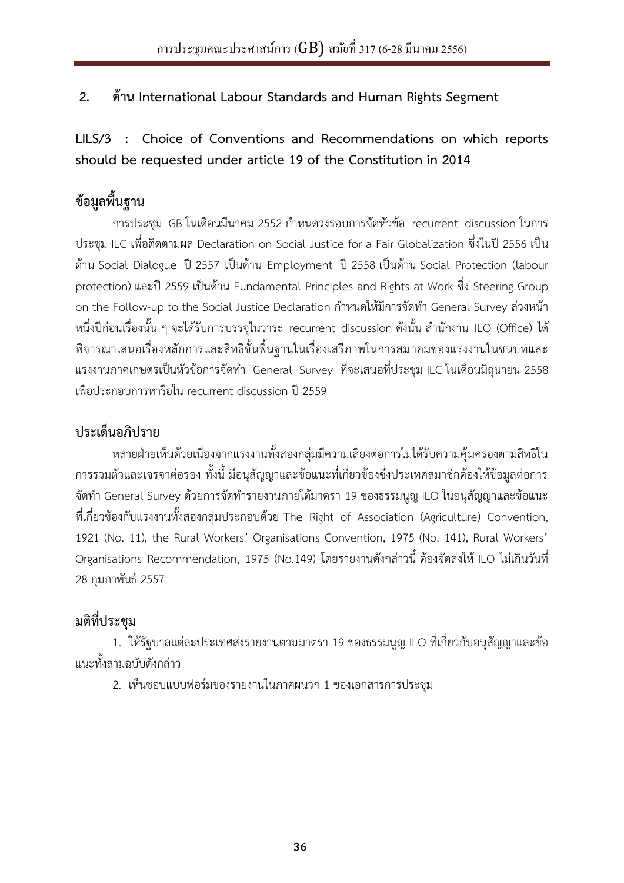## 2. ด้าน International Labour Standards and Human Rights Segment

**LILS/3 : Choice of Conventions and Recommendations on which reports should be requested under article 19 of the Constitution in 2014**

### ข้อมูลพื้นฐาน

การประชุม GB ในเดือนมีนาคม 2552 กำหนดวงรอบการจัดหัวข้อ recurrent discussion ในการประชุม ILC เพื่อติดตามผล Declaration on Social Justice for a Fair Globalization ซึ่งในปี 2556 เป็นด้าน Social Dialogue ปี 2557 เป็นด้าน Employment ปี 2558 เป็นด้าน Social Protection (labour protection) และปี 2559 เป็นด้าน Fundamental Principles and Rights at Work ซึ่ง Steering Group on the Follow-up to the Social Justice Declaration กำหนดให้มีการจัดทำ General Survey ล่วงหน้าหนึ่งปีก่อนเรื่องนั้น ๆ จะได้รับการบรรจุในวาระ recurrent discussion ดังนั้น สำนักงาน ILO (Office) ได้พิจารณาเสนอเรื่องหลักการและสิทธิขั้นพื้นฐานในเรื่องเสรีภาพในการสมาคมของแรงงานในชนบทและแรงงานภาคเกษตรเป็นหัวข้อการจัดทำ General Survey ที่จะเสนอที่ประชุม ILC ในเดือนมิถุนายน 2558 เพื่อประกอบการหารือใน recurrent discussion ปี 2559

### ประเด็นอภิปราย

หลายฝ่ายเห็นด้วยเนื่องจากแรงงานทั้งสองกลุ่มมีความเสี่ยงต่อการไม่ได้รับความคุ้มครองตามสิทธิในการรวมตัวและเจรจาต่อรอง ทั้งนี้ มีอนุสัญญาและข้อแนะที่เกี่ยวข้องซึ่งประเทศสมาชิกต้องให้ข้อมูลต่อการจัดทำ General Survey ด้วยการจัดทำรายงานภายใต้มาตรา 19 ของธรรมนูญ ILO ในอนุสัญญาและข้อแนะที่เกี่ยวข้องกับแรงงานทั้งสองกลุ่มประกอบด้วย The Right of Association (Agriculture) Convention, 1921 (No. 11), the Rural Workers' Organisations Convention, 1975 (No. 141), Rural Workers' Organisations Recommendation, 1975 (No.149) โดยรายงานดังกล่าวนี้ ต้องจัดส่งให้ ILO ไม่เกินวันที่ 28 กุมภาพันธ์ 2557

### มติที่ประชุม

1. ให้รัฐบาลแต่ละประเทศส่งรายงานตามมาตรา 19 ของธรรมนูญ ILO ที่เกี่ยวกับอนุสัญญาและข้อแนะทั้งสามฉบับดังกล่าว
2. เห็นชอบแบบฟอร์มของรายงานในภาคผนวก 1 ของเอกสารการประชุม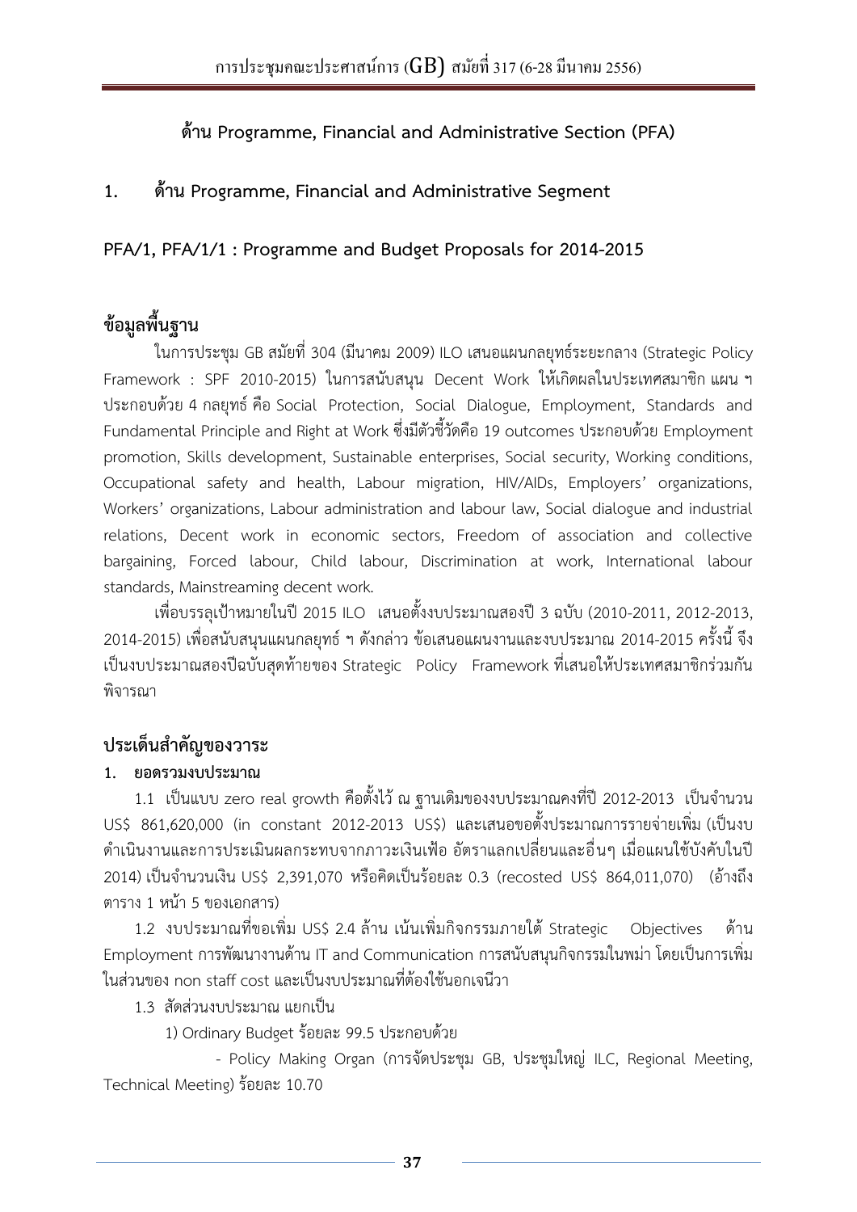## ด้าน Programme, Financial and Administrative Section (PFA)

### 1. ด้าน Programme, Financial and Administrative Segment

**PFA/1, PFA/1/1 : Programme and Budget Proposals for 2014-2015**

### ข้อมูลพื้นฐาน

ในการประชุม GB สมัยที่ 304 (มีนาคม 2009) ILO เสนอแผนกลยุทธ์ระยะกลาง (Strategic Policy Framework : SPF 2010-2015) ในการสนับสนุน Decent Work ให้เกิดผลในประเทศสมาชิก แผน ฯ ประกอบด้วย 4 กลยุทธ์ คือ Social Protection, Social Dialogue, Employment, Standards and Fundamental Principle and Right at Work ซึ่งมีตัวชี้วัดคือ 19 outcomes ประกอบด้วย Employment promotion, Skills development, Sustainable enterprises, Social security, Working conditions, Occupational safety and health, Labour migration, HIV/AIDs, Employers' organizations, Workers' organizations, Labour administration and labour law, Social dialogue and industrial relations, Decent work in economic sectors, Freedom of association and collective bargaining, Forced labour, Child labour, Discrimination at work, International labour standards, Mainstreaming decent work.

เพื่อบรรลุเป้าหมายในปี 2015 ILO เสนอตั้งงบประมาณสองปี 3 ฉบับ (2010-2011, 2012-2013, 2014-2015) เพื่อสนับสนุนแผนกลยุทธ์ ฯ ดังกล่าว ข้อเสนอแผนงานและงบประมาณ 2014-2015 ครั้งนี้ จึงเป็นงบประมาณสองปีฉบับสุดท้ายของ Strategic Policy Framework ที่เสนอให้ประเทศสมาชิกร่วมกันพิจารณา

### ประเด็นสำคัญของวาระ

**1. ยอดรวมงบประมาณ**

1.1 เป็นแบบ zero real growth คือตั้งไว้ ณ ฐานเดิมของงบประมาณคงที่ปี 2012-2013 เป็นจำนวน US$ 861,620,000 (in constant 2012-2013 US$) และเสนอขอตั้งประมาณการรายจ่ายเพิ่ม (เป็นงบดำเนินงานและการประเมินผลกระทบจากภาวะเงินเฟ้อ อัตราแลกเปลี่ยนและอื่นๆ เมื่อแผนใช้บังคับในปี 2014) เป็นจำนวนเงิน US$ 2,391,070 หรือคิดเป็นร้อยละ 0.3 (recosted US$ 864,011,070) (อ้างถึงตาราง 1 หน้า 5 ของเอกสาร)

1.2 งบประมาณที่ขอเพิ่ม US$ 2.4 ล้าน เน้นเพิ่มกิจกรรมภายใต้ Strategic Objectives ด้าน Employment การพัฒนางานด้าน IT and Communication การสนับสนุนกิจกรรมในพม่า โดยเป็นการเพิ่มในส่วนของ non staff cost และเป็นงบประมาณที่ต้องใช้นอกเจนีวา

1.3 สัดส่วนงบประมาณ แยกเป็น

1) Ordinary Budget ร้อยละ 99.5 ประกอบด้วย

- Policy Making Organ (การจัดประชุม GB, ประชุมใหญ่ ILC, Regional Meeting, Technical Meeting) ร้อยละ 10.70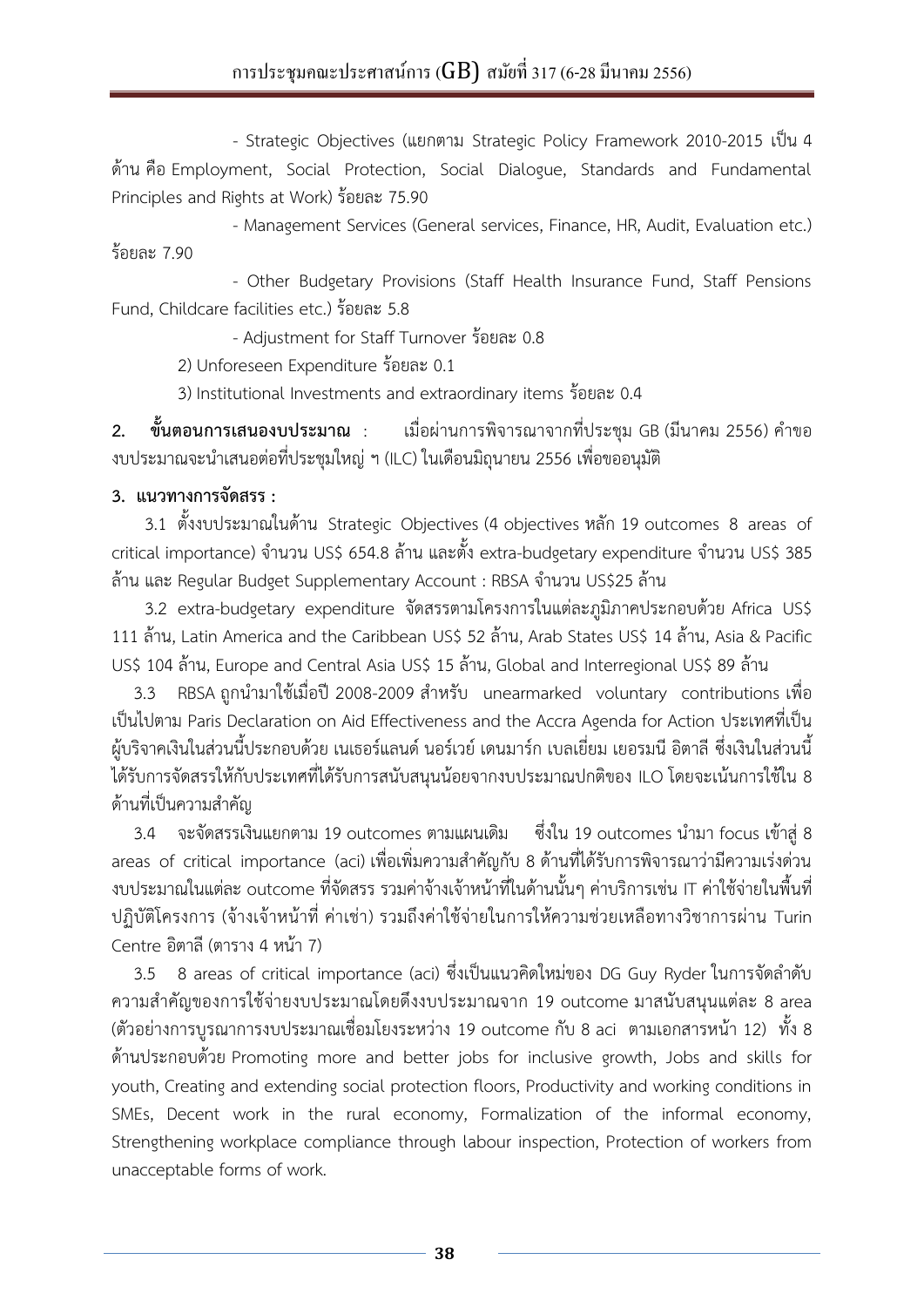- Strategic Objectives (แยกตาม Strategic Policy Framework 2010-2015 เป็น 4 ด้าน คือ Employment, Social Protection, Social Dialogue, Standards and Fundamental Principles and Rights at Work) ร้อยละ 75.90

- Management Services (General services, Finance, HR, Audit, Evaluation etc.) ร้อยละ 7.90

- Other Budgetary Provisions (Staff Health Insurance Fund, Staff Pensions Fund, Childcare facilities etc.) ร้อยละ 5.8

- Adjustment for Staff Turnover ร้อยละ 0.8

2) Unforeseen Expenditure ร้อยละ 0.1

3) Institutional Investments and extraordinary items ร้อยละ 0.4

**2. ขั้นตอนการเสนองบประมาณ** : เมื่อผ่านการพิจารณาจากที่ประชุม GB (มีนาคม 2556) คำของบประมาณจะนำเสนอต่อที่ประชุมใหญ่ ฯ (ILC) ในเดือนมิถุนายน 2556 เพื่อขออนุมัติ

**3. แนวทางการจัดสรร :**

3.1 ตั้งงบประมาณในด้าน Strategic Objectives (4 objectives หลัก 19 outcomes 8 areas of critical importance) จำนวน US$ 654.8 ล้าน และตั้ง extra-budgetary expenditure จำนวน US$ 385 ล้าน และ Regular Budget Supplementary Account : RBSA จำนวน US$25 ล้าน

3.2 extra-budgetary expenditure จัดสรรตามโครงการในแต่ละภูมิภาคประกอบด้วย Africa US$ 111 ล้าน, Latin America and the Caribbean US$ 52 ล้าน, Arab States US$ 14 ล้าน, Asia & Pacific US$ 104 ล้าน, Europe and Central Asia US$ 15 ล้าน, Global and Interregional US$ 89 ล้าน

3.3 RBSA ถูกนำมาใช้เมื่อปี 2008-2009 สำหรับ unearmarked voluntary contributions เพื่อเป็นไปตาม Paris Declaration on Aid Effectiveness and the Accra Agenda for Action ประเทศที่เป็นผู้บริจาคเงินในส่วนนี้ประกอบด้วย เนเธอร์แลนด์ นอร์เวย์ เดนมาร์ก เบลเยี่ยม เยอรมนี อิตาลี ซึ่งเงินในส่วนนี้ได้รับการจัดสรรให้กับประเทศที่ได้รับการสนับสนุนน้อยจากงบประมาณปกติของ ILO โดยจะเน้นการใช้ใน 8 ด้านที่เป็นความสำคัญ

3.4 จะจัดสรรเงินแยกตาม 19 outcomes ตามแผนเดิม ซึ่งใน 19 outcomes นำมา focus เข้าสู่ 8 areas of critical importance (aci) เพื่อเพิ่มความสำคัญกับ 8 ด้านที่ได้รับการพิจารณาว่ามีความเร่งด่วน งบประมาณในแต่ละ outcome ที่จัดสรร รวมค่าจ้างเจ้าหน้าที่ในด้านนั้นๆ ค่าบริการเช่น IT ค่าใช้จ่ายในพื้นที่ปฏิบัติโครงการ (จ้างเจ้าหน้าที่ ค่าเช่า) รวมถึงค่าใช้จ่ายในการให้ความช่วยเหลือทางวิชาการผ่าน Turin Centre อิตาลี (ตาราง 4 หน้า 7)

3.5 8 areas of critical importance (aci) ซึ่งเป็นแนวคิดใหม่ของ DG Guy Ryder ในการจัดลำดับความสำคัญของการใช้จ่ายงบประมาณโดยดึงงบประมาณจาก 19 outcome มาสนับสนุนแต่ละ 8 area (ตัวอย่างการบูรณาการงบประมาณเชื่อมโยงระหว่าง 19 outcome กับ 8 aci ตามเอกสารหน้า 12) ทั้ง 8 ด้านประกอบด้วย Promoting more and better jobs for inclusive growth, Jobs and skills for youth, Creating and extending social protection floors, Productivity and working conditions in SMEs, Decent work in the rural economy, Formalization of the informal economy, Strengthening workplace compliance through labour inspection, Protection of workers from unacceptable forms of work.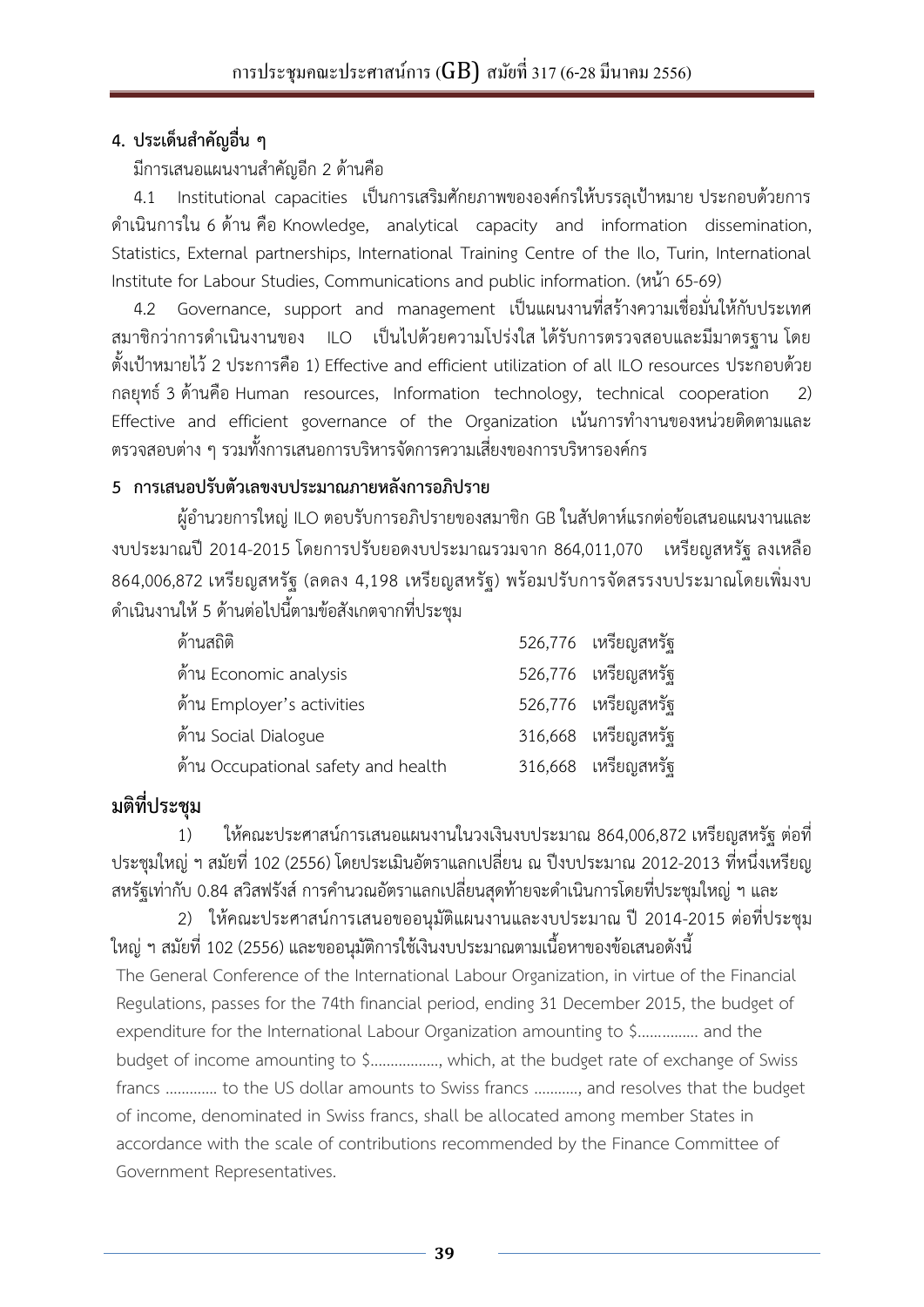### 4. ประเด็นสำคัญอื่น ๆ

มีการเสนอแผนงานสำคัญอีก 2 ด้านคือ

4.1 Institutional capacities เป็นการเสริมศักยภาพขององค์กรให้บรรลุเป้าหมาย ประกอบด้วยการดำเนินการใน 6 ด้าน คือ Knowledge, analytical capacity and information dissemination, Statistics, External partnerships, International Training Centre of the Ilo, Turin, International Institute for Labour Studies, Communications and public information. (หน้า 65-69)

4.2 Governance, support and management เป็นแผนงานที่สร้างความเชื่อมั่นให้กับประเทศสมาชิกว่าการดำเนินงานของ ILO เป็นไปด้วยความโปร่งใส ได้รับการตรวจสอบและมีมาตรฐาน โดยตั้งเป้าหมายไว้ 2 ประการคือ 1) Effective and efficient utilization of all ILO resources ประกอบด้วยกลยุทธ์ 3 ด้านคือ Human resources, Information technology, technical cooperation 2) Effective and efficient governance of the Organization เน้นการทำงานของหน่วยติดตามและตรวจสอบต่าง ๆ รวมทั้งการเสนอการบริหารจัดการความเสี่ยงของการบริหารองค์กร

### 5 การเสนอปรับตัวเลขงบประมาณภายหลังการอภิปราย

ผู้อำนวยการใหญ่ ILO ตอบรับการอภิปรายของสมาชิก GB ในสัปดาห์แรกต่อข้อเสนอแผนงานและงบประมาณปี 2014-2015 โดยการปรับยอดงบประมาณรวมจาก 864,011,070 เหรียญสหรัฐ ลงเหลือ 864,006,872 เหรียญสหรัฐ (ลดลง 4,198 เหรียญสหรัฐ) พร้อมปรับการจัดสรรงบประมาณโดยเพิ่มงบดำเนินงานให้ 5 ด้านต่อไปนี้ตามข้อสังเกตจากที่ประชุม

| | |
|---|---|
| ด้านสถิติ | 526,776 เหรียญสหรัฐ |
| ด้าน Economic analysis | 526,776 เหรียญสหรัฐ |
| ด้าน Employer's activities | 526,776 เหรียญสหรัฐ |
| ด้าน Social Dialogue | 316,668 เหรียญสหรัฐ |
| ด้าน Occupational safety and health | 316,668 เหรียญสหรัฐ |

### มติที่ประชุม

1) ให้คณะประศาสน์การเสนอแผนงานในวงเงินงบประมาณ 864,006,872 เหรียญสหรัฐ ต่อที่ประชุมใหญ่ ฯ สมัยที่ 102 (2556) โดยประเมินอัตราแลกเปลี่ยน ณ ปีงบประมาณ 2012-2013 ที่หนึ่งเหรียญสหรัฐเท่ากับ 0.84 สวิสฟรังส์ การคำนวณอัตราแลกเปลี่ยนสุดท้ายจะดำเนินการโดยที่ประชุมใหญ่ ฯ และ

2) ให้คณะประศาสน์การเสนอขออนุมัติแผนงานและงบประมาณ ปี 2014-2015 ต่อที่ประชุมใหญ่ ฯ สมัยที่ 102 (2556) และขออนุมัติการใช้เงินงบประมาณตามเนื้อหาของข้อเสนอดังนี้

The General Conference of the International Labour Organization, in virtue of the Financial Regulations, passes for the 74th financial period, ending 31 December 2015, the budget of expenditure for the International Labour Organization amounting to $............... and the budget of income amounting to $................., which, at the budget rate of exchange of Swiss francs ............. to the US dollar amounts to Swiss francs ..........., and resolves that the budget of income, denominated in Swiss francs, shall be allocated among member States in accordance with the scale of contributions recommended by the Finance Committee of Government Representatives.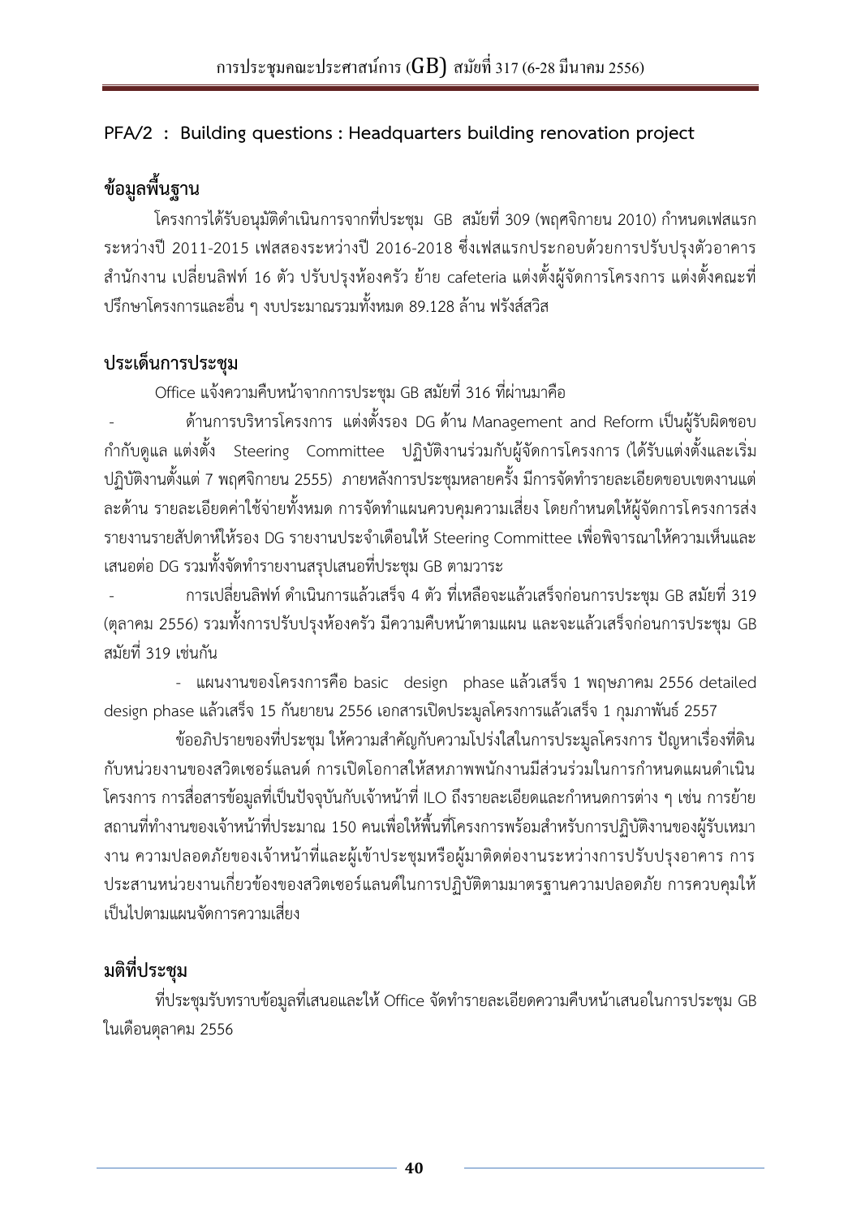**PFA/2 : Building questions : Headquarters building renovation project**

## ข้อมูลพื้นฐาน

โครงการได้รับอนุมัติดำเนินการจากที่ประชุม GB สมัยที่ 309 (พฤศจิกายน 2010) กำหนดเฟสแรกระหว่างปี 2011-2015 เฟสสองระหว่างปี 2016-2018 ซึ่งเฟสแรกประกอบด้วยการปรับปรุงตัวอาคารสำนักงาน เปลี่ยนลิฟท์ 16 ตัว ปรับปรุงห้องครัว ย้าย cafeteria แต่งตั้งผู้จัดการโครงการ แต่งตั้งคณะที่ปรึกษาโครงการและอื่น ๆ งบประมาณรวมทั้งหมด 89.128 ล้าน ฟรังส์สวิส

## ประเด็นการประชุม

Office แจ้งความคืบหน้าจากการประชุม GB สมัยที่ 316 ที่ผ่านมาคือ

- ด้านการบริหารโครงการ แต่งตั้งรอง DG ด้าน Management and Reform เป็นผู้รับผิดชอบกำกับดูแล แต่งตั้ง Steering Committee ปฏิบัติงานร่วมกับผู้จัดการโครงการ (ได้รับแต่งตั้งและเริ่มปฏิบัติงานตั้งแต่ 7 พฤศจิกายน 2555) ภายหลังการประชุมหลายครั้ง มีการจัดทำรายละเอียดขอบเขตงานแต่ละด้าน รายละเอียดค่าใช้จ่ายทั้งหมด การจัดทำแผนควบคุมความเสี่ยง โดยกำหนดให้ผู้จัดการโครงการส่งรายงานรายสัปดาห์ให้รอง DG รายงานประจำเดือนให้ Steering Committee เพื่อพิจารณาให้ความเห็นและเสนอต่อ DG รวมทั้งจัดทำรายงานสรุปเสนอที่ประชุม GB ตามวาระ
- การเปลี่ยนลิฟท์ ดำเนินการแล้วเสร็จ 4 ตัว ที่เหลือจะแล้วเสร็จก่อนการประชุม GB สมัยที่ 319 (ตุลาคม 2556) รวมทั้งการปรับปรุงห้องครัว มีความคืบหน้าตามแผน และจะแล้วเสร็จก่อนการประชุม GB สมัยที่ 319 เช่นกัน
- แผนงานของโครงการคือ basic design phase แล้วเสร็จ 1 พฤษภาคม 2556 detailed design phase แล้วเสร็จ 15 กันยายน 2556 เอกสารเปิดประมูลโครงการแล้วเสร็จ 1 กุมภาพันธ์ 2557

ข้ออภิปรายของที่ประชุม ให้ความสำคัญกับความโปร่งใสในการประมูลโครงการ ปัญหาเรื่องที่ดินกับหน่วยงานของสวิตเซอร์แลนด์ การเปิดโอกาสให้สหภาพพนักงานมีส่วนร่วมในการกำหนดแผนดำเนินโครงการ การสื่อสารข้อมูลที่เป็นปัจจุบันกับเจ้าหน้าที่ ILO ถึงรายละเอียดและกำหนดการต่าง ๆ เช่น การย้ายสถานที่ทำงานของเจ้าหน้าที่ประมาณ 150 คนเพื่อให้พื้นที่โครงการพร้อมสำหรับการปฏิบัติงานของผู้รับเหมางาน ความปลอดภัยของเจ้าหน้าที่และผู้เข้าประชุมหรือผู้มาติดต่องานระหว่างการปรับปรุงอาคาร การประสานหน่วยงานเกี่ยวข้องของสวิตเซอร์แลนด์ในการปฏิบัติตามมาตรฐานความปลอดภัย การควบคุมให้เป็นไปตามแผนจัดการความเสี่ยง

## มติที่ประชุม

ที่ประชุมรับทราบข้อมูลที่เสนอและให้ Office จัดทำรายละเอียดความคืบหน้าเสนอในการประชุม GB ในเดือนตุลาคม 2556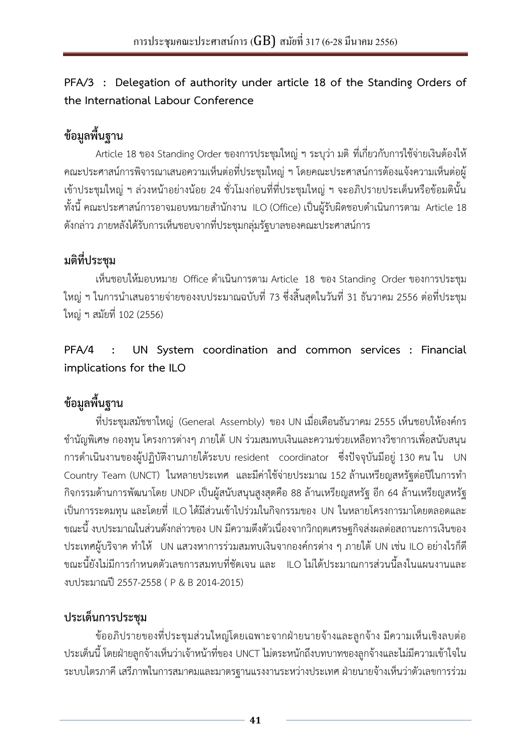## PFA/3 : Delegation of authority under article 18 of the Standing Orders of the International Labour Conference

### ข้อมูลพื้นฐาน

Article 18 ของ Standing Order ของการประชุมใหญ่ ฯ ระบุว่า มติ ที่เกี่ยวกับการใช้จ่ายเงินต้องให้คณะประศาสน์การพิจารณาเสนอความเห็นต่อที่ประชุมใหญ่ ฯ โดยคณะประศาสน์การต้องแจ้งความเห็นต่อผู้เข้าประชุมใหญ่ ฯ ล่วงหน้าอย่างน้อย 24 ชั่วโมงก่อนที่ที่ประชุมใหญ่ ฯ จะอภิปรายประเด็นหรือข้อมตินั้น ทั้งนี้ คณะประศาสน์การอาจมอบหมายสำนักงาน ILO (Office) เป็นผู้รับผิดชอบดำเนินการตาม Article 18 ดังกล่าว ภายหลังได้รับการเห็นชอบจากที่ประชุมกลุ่มรัฐบาลของคณะประศาสน์การ

### มติที่ประชุม

เห็นชอบให้มอบหมาย Office ดำเนินการตาม Article 18 ของ Standing Order ของการประชุมใหญ่ ฯ ในการนำเสนอรายจ่ายของงบประมาณฉบับที่ 73 ซึ่งสิ้นสุดในวันที่ 31 ธันวาคม 2556 ต่อที่ประชุมใหญ่ ฯ สมัยที่ 102 (2556)

## PFA/4 : UN System coordination and common services : Financial implications for the ILO

### ข้อมูลพื้นฐาน

ที่ประชุมสมัชชาใหญ่ (General Assembly) ของ UN เมื่อเดือนธันวาคม 2555 เห็นชอบให้องค์กรชำนัญพิเศษ กองทุน โครงการต่างๆ ภายใต้ UN ร่วมสมทบเงินและความช่วยเหลือทางวิชาการเพื่อสนับสนุนการดำเนินงานของผู้ปฏิบัติงานภายใต้ระบบ resident coordinator ซึ่งปัจจุบันมีอยู่ 130 คน ใน UN Country Team (UNCT) ในหลายประเทศ และมีค่าใช้จ่ายประมาณ 152 ล้านเหรียญสหรัฐต่อปีในการทำกิจกรรมด้านการพัฒนาโดย UNDP เป็นผู้สนับสนุนสูงสุดคือ 88 ล้านเหรียญสหรัฐ อีก 64 ล้านเหรียญสหรัฐเป็นการระดมทุน และโดยที่ ILO ได้มีส่วนเข้าไปร่วมในกิจกรรมของ UN ในหลายโครงการมาโดยตลอดและขณะนี้ งบประมาณในส่วนดังกล่าวของ UN มีความตึงตัวเนื่องจากวิกฤตเศรษฐกิจส่งผลต่อสถานะการเงินของประเทศผู้บริจาค ทำให้ UN แสวงหาการร่วมสมทบเงินจากองค์กรต่าง ๆ ภายใต้ UN เช่น ILO อย่างไรก็ดีขณะนี้ยังไม่มีการกำหนดตัวเลขการสมทบที่ชัดเจน และ ILO ไม่ได้ประมาณการส่วนนี้ลงในแผนงานและงบประมาณปี 2557-2558 ( P & B 2014-2015)

### ประเด็นการประชุม

ข้ออภิปรายของที่ประชุมส่วนใหญ่โดยเฉพาะจากฝ่ายนายจ้างและลูกจ้าง มีความเห็นเชิงลบต่อประเด็นนี้ โดยฝ่ายลูกจ้างเห็นว่าเจ้าหน้าที่ของ UNCT ไม่ตระหนักถึงบทบาทของลูกจ้างและไม่มีความเข้าใจในระบบไตรภาคี เสรีภาพในการสมาคมและมาตรฐานแรงงานระหว่างประเทศ ฝ่ายนายจ้างเห็นว่าตัวเลขการร่วม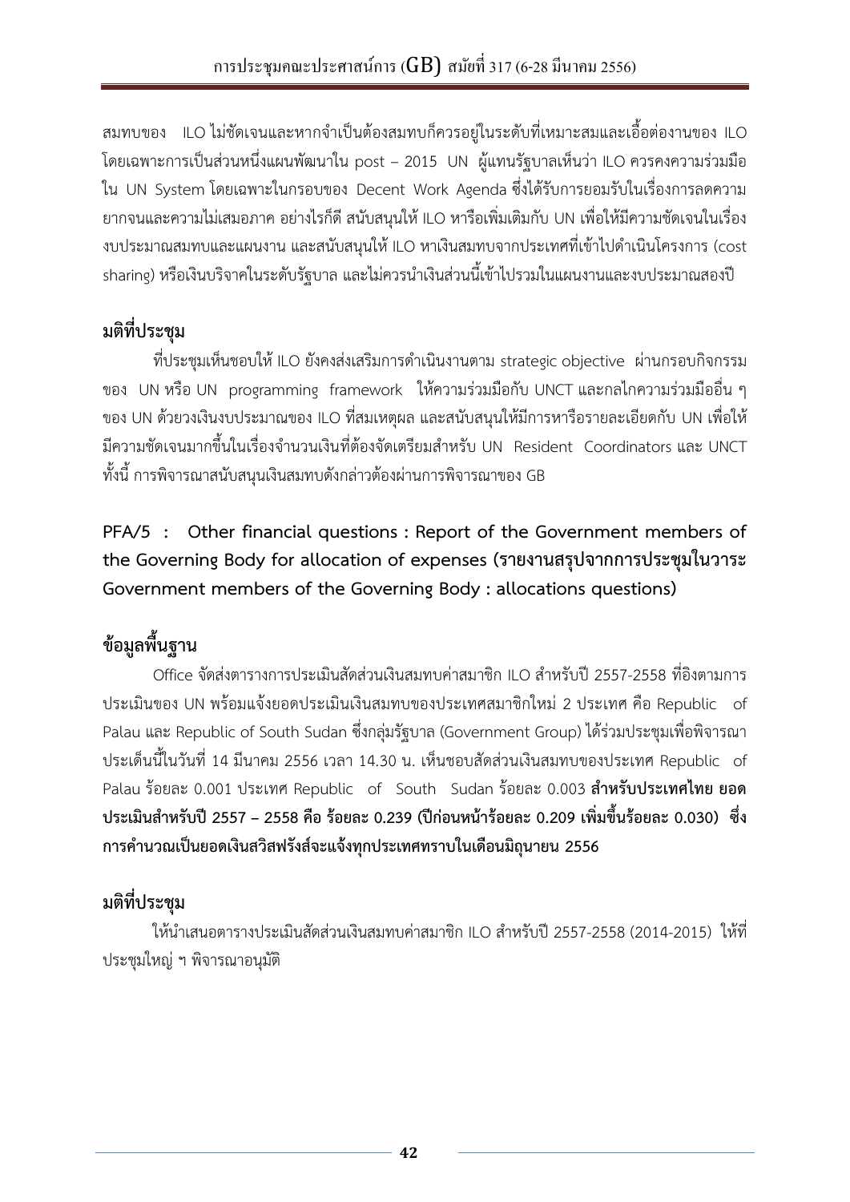สมทบของ ILO ไม่ชัดเจนและหากจำเป็นต้องสมทบก็ควรอยู่ในระดับที่เหมาะสมและเอื้อต่องานของ ILO โดยเฉพาะการเป็นส่วนหนึ่งแผนพัฒนาใน post – 2015 UN ผู้แทนรัฐบาลเห็นว่า ILO ควรคงความร่วมมือใน UN System โดยเฉพาะในกรอบของ Decent Work Agenda ซึ่งได้รับการยอมรับในเรื่องการลดความยากจนและความไม่เสมอภาค อย่างไรก็ดี สนับสนุนให้ ILO หารือเพิ่มเติมกับ UN เพื่อให้มีความชัดเจนในเรื่องงบประมาณสมทบและแผนงาน และสนับสนุนให้ ILO หาเงินสมทบจากประเทศที่เข้าไปดำเนินโครงการ (cost sharing) หรือเงินบริจาคในระดับรัฐบาล และไม่ควรนำเงินส่วนนี้เข้าไปรวมในแผนงานและงบประมาณสองปี

## มติที่ประชุม

ที่ประชุมเห็นชอบให้ ILO ยังคงส่งเสริมการดำเนินงานตาม strategic objective ผ่านกรอบกิจกรรมของ UN หรือ UN programming framework ให้ความร่วมมือกับ UNCT และกลไกความร่วมมืออื่น ๆ ของ UN ด้วยวงเงินงบประมาณของ ILO ที่สมเหตุผล และสนับสนุนให้มีการหารือรายละเอียดกับ UN เพื่อให้มีความชัดเจนมากขึ้นในเรื่องจำนวนเงินที่ต้องจัดเตรียมสำหรับ UN Resident Coordinators และ UNCT ทั้งนี้ การพิจารณาสนับสนุนเงินสมทบดังกล่าวต้องผ่านการพิจารณาของ GB

## PFA/5 : Other financial questions : Report of the Government members of the Governing Body for allocation of expenses (รายงานสรุปจากการประชุมในวาระ Government members of the Governing Body : allocations questions)

## ข้อมูลพื้นฐาน

Office จัดส่งตารางการประเมินสัดส่วนเงินสมทบค่าสมาชิก ILO สำหรับปี 2557-2558 ที่อิงตามการประเมินของ UN พร้อมแจ้งยอดประเมินเงินสมทบของประเทศสมาชิกใหม่ 2 ประเทศ คือ Republic of Palau และ Republic of South Sudan ซึ่งกลุ่มรัฐบาล (Government Group) ได้ร่วมประชุมเพื่อพิจารณาประเด็นนี้ในวันที่ 14 มีนาคม 2556 เวลา 14.30 น. เห็นชอบสัดส่วนเงินสมทบของประเทศ Republic of Palau ร้อยละ 0.001 ประเทศ Republic of South Sudan ร้อยละ 0.003 **สำหรับประเทศไทย ยอดประเมินสำหรับปี 2557 – 2558 คือ ร้อยละ 0.239 (ปีก่อนหน้าร้อยละ 0.209 เพิ่มขึ้นร้อยละ 0.030) ซึ่งการคำนวณเป็นยอดเงินสวิสฟรังส์จะแจ้งทุกประเทศทราบในเดือนมิถุนายน 2556**

## มติที่ประชุม

ให้นำเสนอตารางประเมินสัดส่วนเงินสมทบค่าสมาชิก ILO สำหรับปี 2557-2558 (2014-2015) ให้ที่ประชุมใหญ่ ฯ พิจารณาอนุมัติ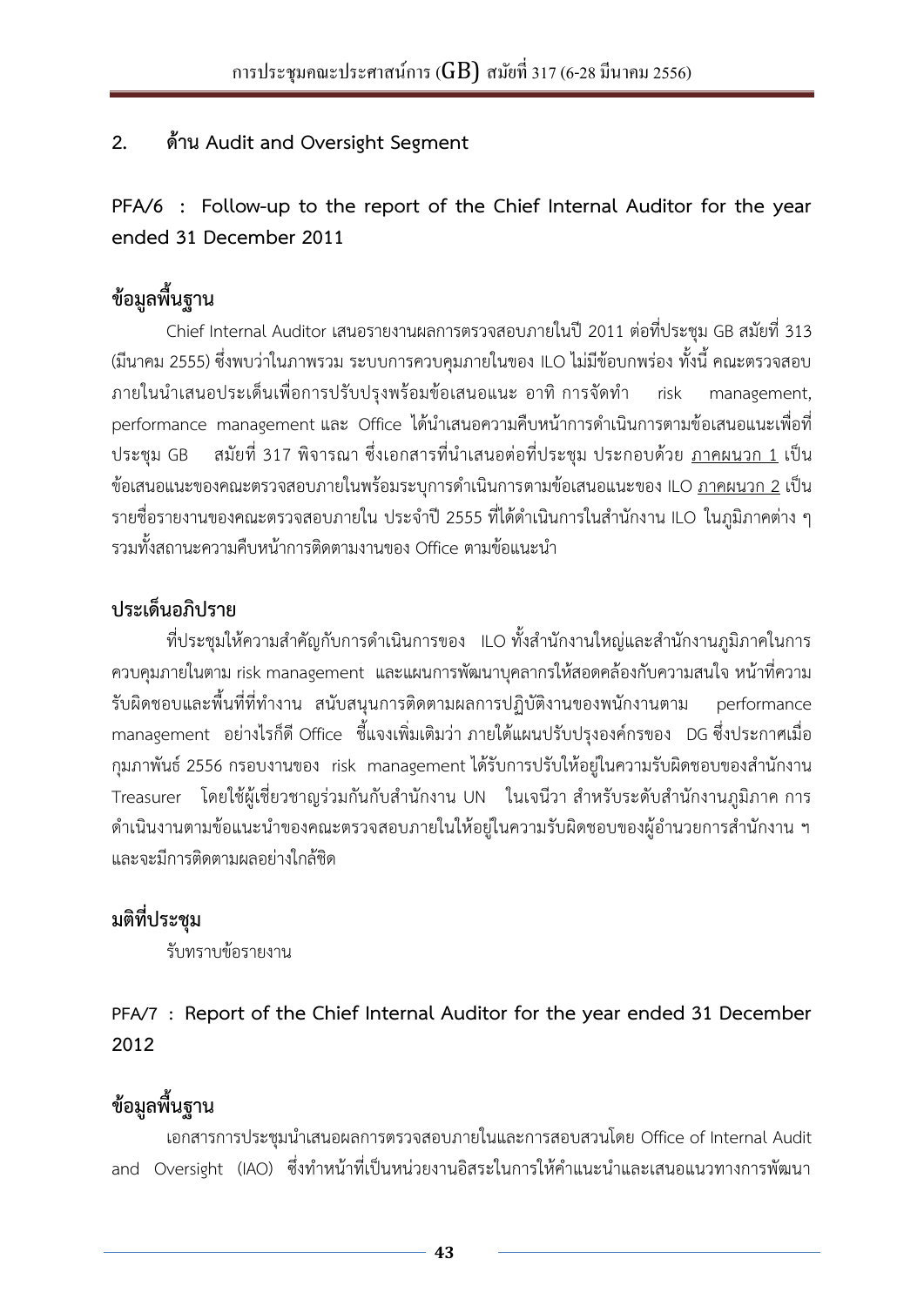## 2. ด้าน Audit and Oversight Segment

### PFA/6 : Follow-up to the report of the Chief Internal Auditor for the year ended 31 December 2011

#### ข้อมูลพื้นฐาน

Chief Internal Auditor เสนอรายงานผลการตรวจสอบภายในปี 2011 ต่อที่ประชุม GB สมัยที่ 313 (มีนาคม 2555) ซึ่งพบว่าในภาพรวม ระบบการควบคุมภายในของ ILO ไม่มีข้อบกพร่อง ทั้งนี้ คณะตรวจสอบภายในนำเสนอประเด็นเพื่อการปรับปรุงพร้อมข้อเสนอแนะ อาทิ การจัดทำ risk management, performance management และ Office ได้นำเสนอความคืบหน้าการดำเนินการตามข้อเสนอแนะเพื่อที่ประชุม GB สมัยที่ 317 พิจารณา ซึ่งเอกสารที่นำเสนอต่อที่ประชุม ประกอบด้วย <u>ภาคผนวก 1</u> เป็นข้อเสนอแนะของคณะตรวจสอบภายในพร้อมระบุการดำเนินการตามข้อเสนอแนะของ ILO <u>ภาคผนวก 2</u> เป็นรายชื่อรายงานของคณะตรวจสอบภายใน ประจำปี 2555 ที่ได้ดำเนินการในสำนักงาน ILO ในภูมิภาคต่าง ๆ รวมทั้งสถานะความคืบหน้าการติดตามงานของ Office ตามข้อแนะนำ

#### ประเด็นอภิปราย

ที่ประชุมให้ความสำคัญกับการดำเนินการของ ILO ทั้งสำนักงานใหญ่และสำนักงานภูมิภาคในการควบคุมภายในตาม risk management และแผนการพัฒนาบุคลากรให้สอดคล้องกับความสนใจ หน้าที่ความรับผิดชอบและพื้นที่ที่ทำงาน สนับสนุนการติดตามผลการปฏิบัติงานของพนักงานตาม performance management อย่างไรก็ดี Office ชี้แจงเพิ่มเติมว่า ภายใต้แผนปรับปรุงองค์กรของ DG ซึ่งประกาศเมื่อกุมภาพันธ์ 2556 กรอบงานของ risk management ได้รับการปรับให้อยู่ในความรับผิดชอบของสำนักงาน Treasurer โดยใช้ผู้เชี่ยวชาญร่วมกันกับสำนักงาน UN ในเจนีวา สำหรับระดับสำนักงานภูมิภาค การดำเนินงานตามข้อแนะนำของคณะตรวจสอบภายในให้อยู่ในความรับผิดชอบของผู้อำนวยการสำนักงาน ฯ และจะมีการติดตามผลอย่างใกล้ชิด

#### มติที่ประชุม

รับทราบข้อรายงาน

### PFA/7 : Report of the Chief Internal Auditor for the year ended 31 December 2012

#### ข้อมูลพื้นฐาน

เอกสารการประชุมนำเสนอผลการตรวจสอบภายในและการสอบสวนโดย Office of Internal Audit and Oversight (IAO) ซึ่งทำหน้าที่เป็นหน่วยงานอิสระในการให้คำแนะนำและเสนอแนวทางการพัฒนา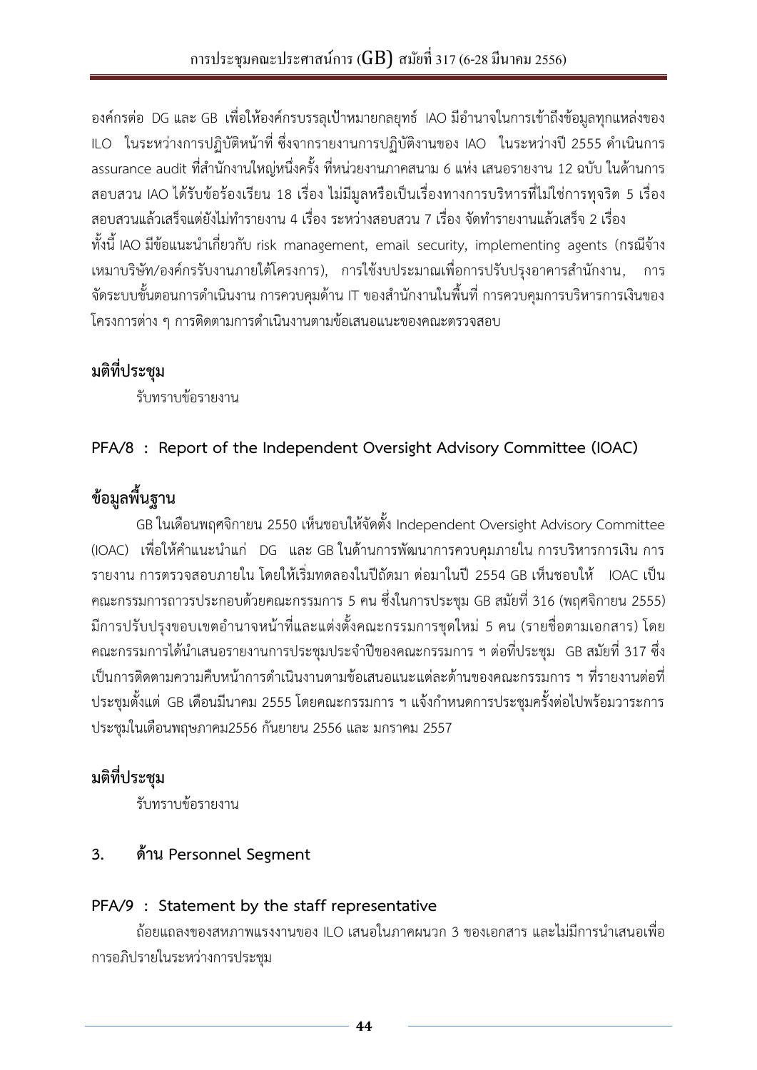องค์กรต่อ DG และ GB เพื่อให้องค์กรบรรลุเป้าหมายกลยุทธ์ IAO มีอำนาจในการเข้าถึงข้อมูลทุกแหล่งของ ILO ในระหว่างการปฏิบัติหน้าที่ ซึ่งจากรายงานการปฏิบัติงานของ IAO ในระหว่างปี 2555 ดำเนินการ assurance audit ที่สำนักงานใหญ่หนึ่งครั้ง ที่หน่วยงานภาคสนาม 6 แห่ง เสนอรายงาน 12 ฉบับ ในด้านการสอบสวน IAO ได้รับข้อร้องเรียน 18 เรื่อง ไม่มีมูลหรือเป็นเรื่องทางการบริหารที่ไม่ใช่การทุจริต 5 เรื่อง สอบสวนแล้วเสร็จแต่ยังไม่ทำรายงาน 4 เรื่อง ระหว่างสอบสวน 7 เรื่อง จัดทำรายงานแล้วเสร็จ 2 เรื่อง ทั้งนี้ IAO มีข้อแนะนำเกี่ยวกับ risk management, email security, implementing agents (กรณีจ้างเหมาบริษัท/องค์กรรับงานภายใต้โครงการ), การใช้งบประมาณเพื่อการปรับปรุงอาคารสำนักงาน, การจัดระบบขั้นตอนการดำเนินงาน การควบคุมด้าน IT ของสำนักงานในพื้นที่ การควบคุมการบริหารการเงินของโครงการต่าง ๆ การติดตามการดำเนินงานตามข้อเสนอแนะของคณะตรวจสอบ

## มติที่ประชุม

รับทราบข้อรายงาน

## PFA/8 : Report of the Independent Oversight Advisory Committee (IOAC)

## ข้อมูลพื้นฐาน

GB ในเดือนพฤศจิกายน 2550 เห็นชอบให้จัดตั้ง Independent Oversight Advisory Committee (IOAC) เพื่อให้คำแนะนำแก่ DG และ GB ในด้านการพัฒนาการควบคุมภายใน การบริหารการเงิน การรายงาน การตรวจสอบภายใน โดยให้เริ่มทดลองในปีถัดมา ต่อมาในปี 2554 GB เห็นชอบให้ IOAC เป็นคณะกรรมการถาวรประกอบด้วยคณะกรรมการ 5 คน ซึ่งในการประชุม GB สมัยที่ 316 (พฤศจิกายน 2555) มีการปรับปรุงขอบเขตอำนาจหน้าที่และแต่งตั้งคณะกรรมการชุดใหม่ 5 คน (รายชื่อตามเอกสาร) โดยคณะกรรมการได้นำเสนอรายงานการประชุมประจำปีของคณะกรรมการ ฯ ต่อที่ประชุม GB สมัยที่ 317 ซึ่งเป็นการติดตามความคืบหน้าการดำเนินงานตามข้อเสนอแนะแต่ละด้านของคณะกรรมการ ฯ ที่รายงานต่อที่ประชุมตั้งแต่ GB เดือนมีนาคม 2555 โดยคณะกรรมการ ฯ แจ้งกำหนดการประชุมครั้งต่อไปพร้อมวาระการประชุมในเดือนพฤษภาคม2556 กันยายน 2556 และ มกราคม 2557

## มติที่ประชุม

รับทราบข้อรายงาน

## 3. ด้าน Personnel Segment

## PFA/9 : Statement by the staff representative

ถ้อยแถลงของสหภาพแรงงานของ ILO เสนอในภาคผนวก 3 ของเอกสาร และไม่มีการนำเสนอเพื่อการอภิปรายในระหว่างการประชุม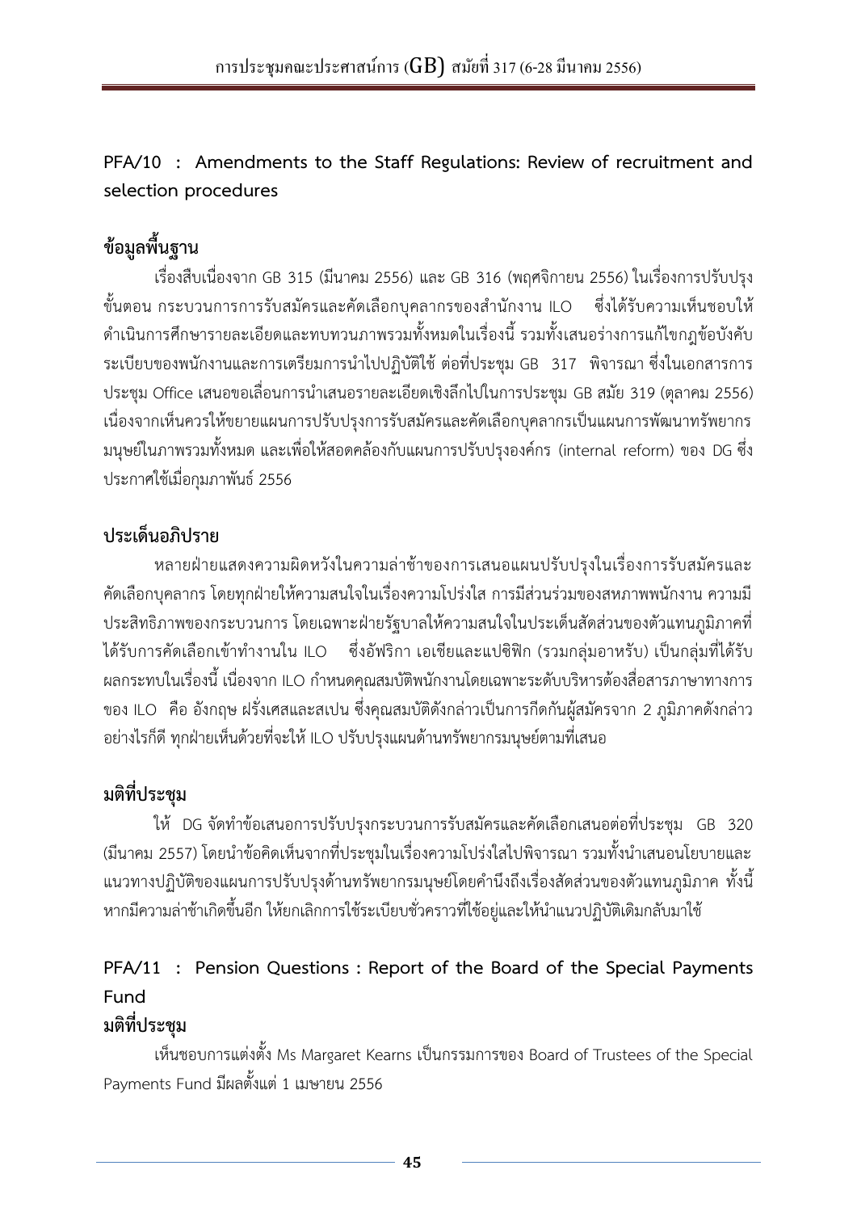## PFA/10 : Amendments to the Staff Regulations: Review of recruitment and selection procedures

### ข้อมูลพื้นฐาน

เรื่องสืบเนื่องจาก GB 315 (มีนาคม 2556) และ GB 316 (พฤศจิกายน 2556) ในเรื่องการปรับปรุงขั้นตอน กระบวนการการรับสมัครและคัดเลือกบุคลากรของสำนักงาน ILO ซึ่งได้รับความเห็นชอบให้ดำเนินการศึกษารายละเอียดและทบทวนภาพรวมทั้งหมดในเรื่องนี้ รวมทั้งเสนอร่างการแก้ไขกฎข้อบังคับระเบียบของพนักงานและการเตรียมการนำไปปฏิบัติใช้ ต่อที่ประชุม GB 317 พิจารณา ซึ่งในเอกสารการประชุม Office เสนอขอเลื่อนการนำเสนอรายละเอียดเชิงลึกไปในการประชุม GB สมัย 319 (ตุลาคม 2556) เนื่องจากเห็นควรให้ขยายแผนการปรับปรุงการรับสมัครและคัดเลือกบุคลากรเป็นแผนการพัฒนาทรัพยากรมนุษย์ในภาพรวมทั้งหมด และเพื่อให้สอดคล้องกับแผนการปรับปรุงองค์กร (internal reform) ของ DG ซึ่งประกาศใช้เมื่อกุมภาพันธ์ 2556

### ประเด็นอภิปราย

หลายฝ่ายแสดงความผิดหวังในความล่าช้าของการเสนอแผนปรับปรุงในเรื่องการรับสมัครและคัดเลือกบุคลากร โดยทุกฝ่ายให้ความสนใจในเรื่องความโปร่งใส การมีส่วนร่วมของสหภาพพนักงาน ความมีประสิทธิภาพของกระบวนการ โดยเฉพาะฝ่ายรัฐบาลให้ความสนใจในประเด็นสัดส่วนของตัวแทนภูมิภาคที่ได้รับการคัดเลือกเข้าทำงานใน ILO ซึ่งอัฟริกา เอเชียและแปซิฟิก (รวมกลุ่มอาหรับ) เป็นกลุ่มที่ได้รับผลกระทบในเรื่องนี้ เนื่องจาก ILO กำหนดคุณสมบัติพนักงานโดยเฉพาะระดับบริหารต้องสื่อสารภาษาทางการของ ILO คือ อังกฤษ ฝรั่งเศสและสเปน ซึ่งคุณสมบัติดังกล่าวเป็นการกีดกันผู้สมัครจาก 2 ภูมิภาคดังกล่าว อย่างไรก็ดี ทุกฝ่ายเห็นด้วยที่จะให้ ILO ปรับปรุงแผนด้านทรัพยากรมนุษย์ตามที่เสนอ

### มติที่ประชุม

ให้ DG จัดทำข้อเสนอการปรับปรุงกระบวนการรับสมัครและคัดเลือกเสนอต่อที่ประชุม GB 320 (มีนาคม 2557) โดยนำข้อคิดเห็นจากที่ประชุมในเรื่องความโปร่งใสไปพิจารณา รวมทั้งนำเสนอนโยบายและแนวทางปฏิบัติของแผนการปรับปรุงด้านทรัพยากรมนุษย์โดยคำนึงถึงเรื่องสัดส่วนของตัวแทนภูมิภาค ทั้งนี้หากมีความล่าช้าเกิดขึ้นอีก ให้ยกเลิกการใช้ระเบียบชั่วคราวที่ใช้อยู่และให้นำแนวปฏิบัติเดิมกลับมาใช้

## PFA/11 : Pension Questions : Report of the Board of the Special Payments Fund

### มติที่ประชุม

เห็นชอบการแต่งตั้ง Ms Margaret Kearns เป็นกรรมการของ Board of Trustees of the Special Payments Fund มีผลตั้งแต่ 1 เมษายน 2556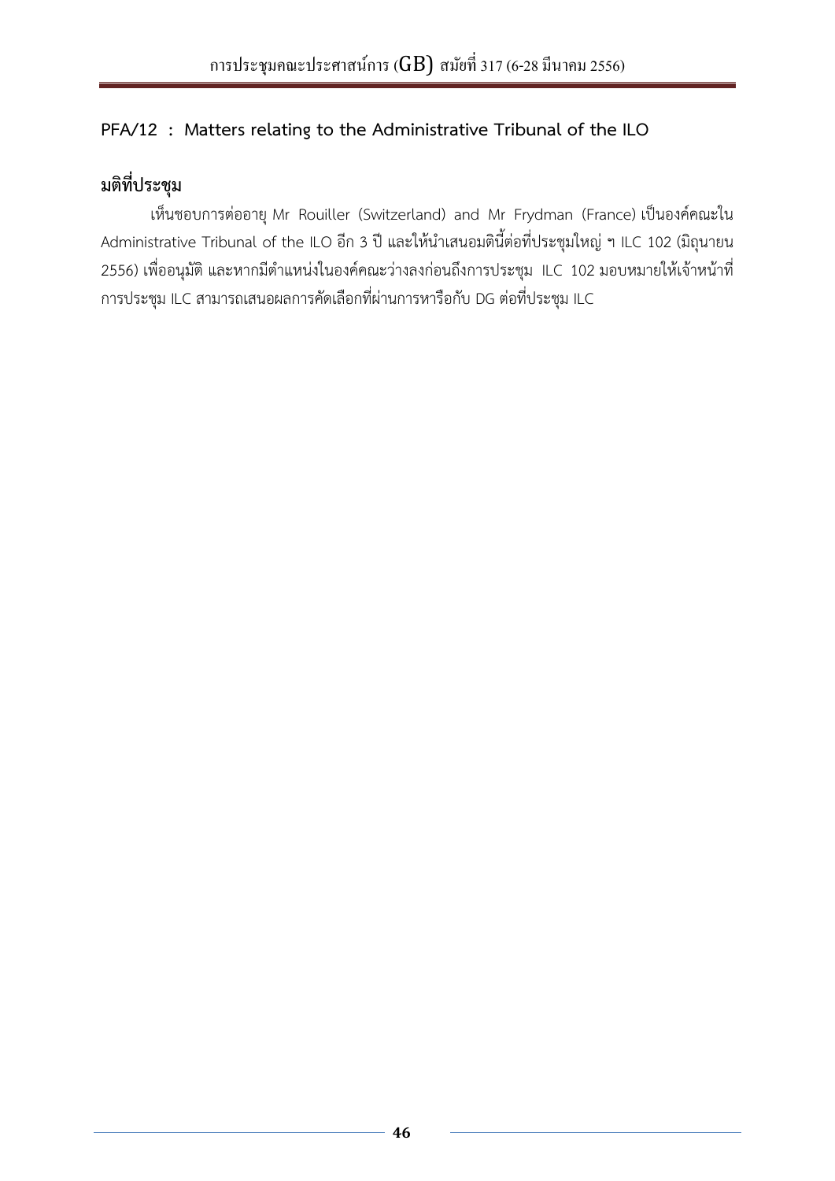**PFA/12 : Matters relating to the Administrative Tribunal of the ILO**

**มติที่ประชุม**

เห็นชอบการต่ออายุ Mr Rouiller (Switzerland) and Mr Frydman (France) เป็นองค์คณะใน Administrative Tribunal of the ILO อีก 3 ปี และให้นำเสนอมตินี้ต่อที่ประชุมใหญ่ ฯ ILC 102 (มิถุนายน 2556) เพื่ออนุมัติ และหากมีตำแหน่งในองค์คณะว่างลงก่อนถึงการประชุม ILC 102 มอบหมายให้เจ้าหน้าที่การประชุม ILC สามารถเสนอผลการคัดเลือกที่ผ่านการหารือกับ DG ต่อที่ประชุม ILC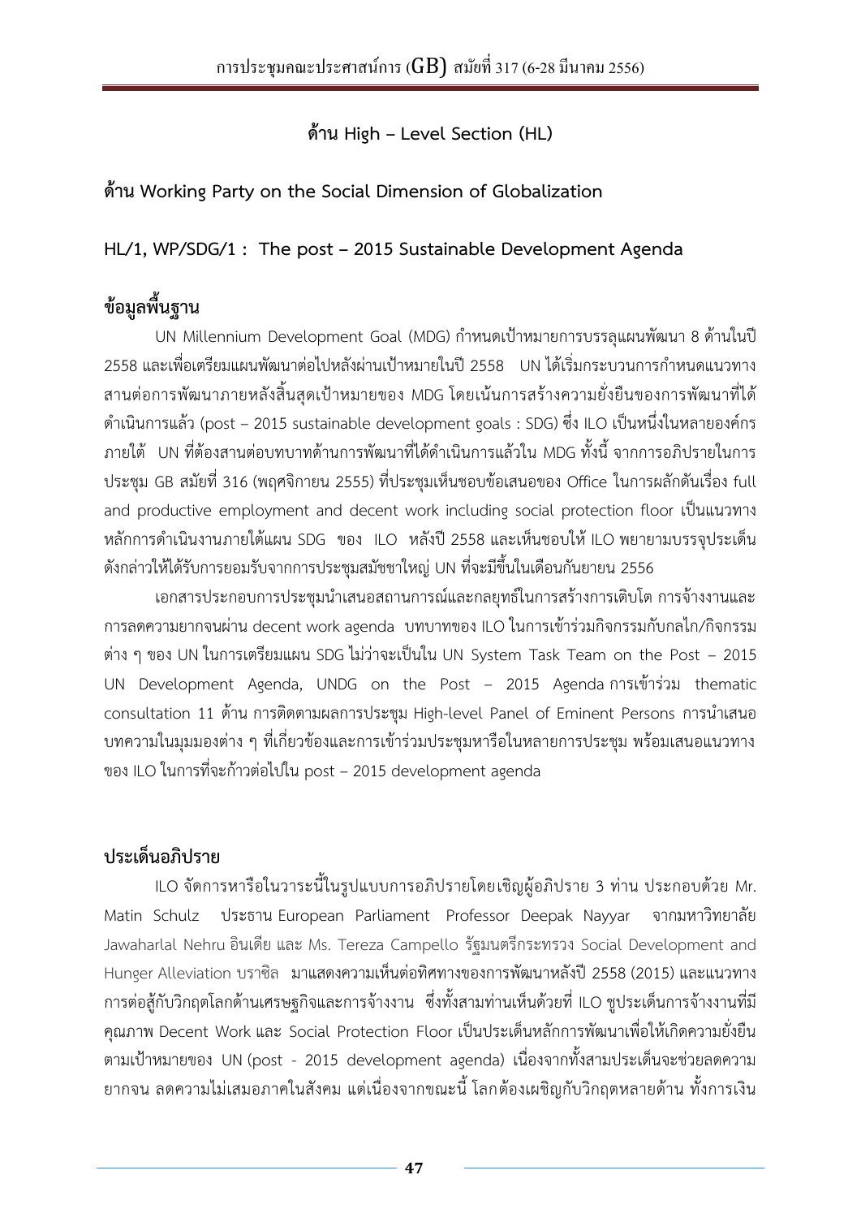## ด้าน High – Level Section (HL)

### ด้าน Working Party on the Social Dimension of Globalization

### HL/1, WP/SDG/1 : The post – 2015 Sustainable Development Agenda

### ข้อมูลพื้นฐาน

UN Millennium Development Goal (MDG) กำหนดเป้าหมายการบรรลุแผนพัฒนา 8 ด้านในปี 2558 และเพื่อเตรียมแผนพัฒนาต่อไปหลังผ่านเป้าหมายในปี 2558 UN ได้เริ่มกระบวนการกำหนดแนวทางสานต่อการพัฒนาภายหลังสิ้นสุดเป้าหมายของ MDG โดยเน้นการสร้างความยั่งยืนของการพัฒนาที่ได้ดำเนินการแล้ว (post – 2015 sustainable development goals : SDG) ซึ่ง ILO เป็นหนึ่งในหลายองค์กรภายใต้ UN ที่ต้องสานต่อบทบาทด้านการพัฒนาที่ได้ดำเนินการแล้วใน MDG ทั้งนี้ จากการอภิปรายในการประชุม GB สมัยที่ 316 (พฤศจิกายน 2555) ที่ประชุมเห็นชอบข้อเสนอของ Office ในการผลักดันเรื่อง full and productive employment and decent work including social protection floor เป็นแนวทางหลักการดำเนินงานภายใต้แผน SDG ของ ILO หลังปี 2558 และเห็นชอบให้ ILO พยายามบรรจุประเด็นดังกล่าวให้ได้รับการยอมรับจากการประชุมสมัชชาใหญ่ UN ที่จะมีขึ้นในเดือนกันยายน 2556

เอกสารประกอบการประชุมนำเสนอสถานการณ์และกลยุทธ์ในการสร้างการเติบโต การจ้างงานและการลดความยากจนผ่าน decent work agenda บทบาทของ ILO ในการเข้าร่วมกิจกรรมกับกลไก/กิจกรรมต่าง ๆ ของ UN ในการเตรียมแผน SDG ไม่ว่าจะเป็นใน UN System Task Team on the Post – 2015 UN Development Agenda, UNDG on the Post – 2015 Agenda การเข้าร่วม thematic consultation 11 ด้าน การติดตามผลการประชุม High-level Panel of Eminent Persons การนำเสนอบทความในมุมมองต่าง ๆ ที่เกี่ยวข้องและการเข้าร่วมประชุมหารือในหลายการประชุม พร้อมเสนอแนวทางของ ILO ในการที่จะก้าวต่อไปใน post – 2015 development agenda

### ประเด็นอภิปราย

ILO จัดการหารือในวาระนี้ในรูปแบบการอภิปรายโดยเชิญผู้อภิปราย 3 ท่าน ประกอบด้วย Mr. Matin Schulz ประธาน European Parliament Professor Deepak Nayyar จากมหาวิทยาลัย Jawaharlal Nehru อินเดีย และ Ms. Tereza Campello รัฐมนตรีกระทรวง Social Development and Hunger Alleviation บราซิล มาแสดงความเห็นต่อทิศทางของการพัฒนาหลังปี 2558 (2015) และแนวทางการต่อสู้กับวิกฤตโลกด้านเศรษฐกิจและการจ้างงาน ซึ่งทั้งสามท่านเห็นด้วยที่ ILO ชูประเด็นการจ้างงานที่มีคุณภาพ Decent Work และ Social Protection Floor เป็นประเด็นหลักการพัฒนาเพื่อให้เกิดความยั่งยืนตามเป้าหมายของ UN (post - 2015 development agenda) เนื่องจากทั้งสามประเด็นจะช่วยลดความยากจน ลดความไม่เสมอภาคในสังคม แต่เนื่องจากขณะนี้ โลกต้องเผชิญกับวิกฤตหลายด้าน ทั้งการเงิน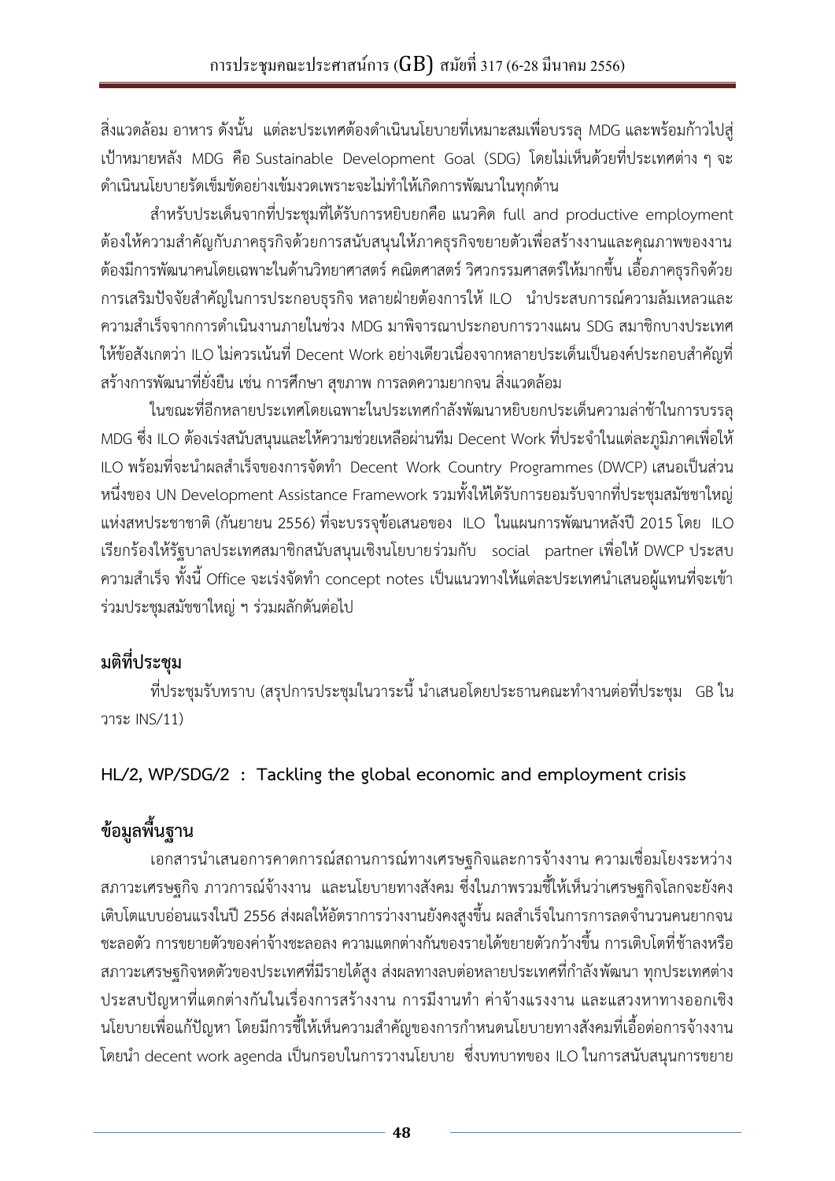สิ่งแวดล้อม อาหาร ดังนั้น แต่ละประเทศต้องดำเนินนโยบายที่เหมาะสมเพื่อบรรลุ MDG และพร้อมก้าวไปสู่เป้าหมายหลัง MDG คือ Sustainable Development Goal (SDG) โดยไม่เห็นด้วยที่ประเทศต่าง ๆ จะดำเนินนโยบายรัดเข็มขัดอย่างเข้มงวดเพราะจะไม่ทำให้เกิดการพัฒนาในทุกด้าน

สำหรับประเด็นจากที่ประชุมที่ได้รับการหยิบยกคือ แนวคิด full and productive employment ต้องให้ความสำคัญกับภาคธุรกิจด้วยการสนับสนุนให้ภาคธุรกิจขยายตัวเพื่อสร้างงานและคุณภาพของงาน ต้องมีการพัฒนาคนโดยเฉพาะในด้านวิทยาศาสตร์ คณิตศาสตร์ วิศวกรรมศาสตร์ให้มากขึ้น เอื้อภาคธุรกิจด้วยการเสริมปัจจัยสำคัญในการประกอบธุรกิจ หลายฝ่ายต้องการให้ ILO นำประสบการณ์ความล้มเหลวและความสำเร็จจากการดำเนินงานภายในช่วง MDG มาพิจารณาประกอบการวางแผน SDG สมาชิกบางประเทศให้ข้อสังเกตว่า ILO ไม่ควรเน้นที่ Decent Work อย่างเดียวเนื่องจากหลายประเด็นเป็นองค์ประกอบสำคัญที่สร้างการพัฒนาที่ยั่งยืน เช่น การศึกษา สุขภาพ การลดความยากจน สิ่งแวดล้อม

ในขณะที่อีกหลายประเทศโดยเฉพาะในประเทศกำลังพัฒนาหยิบยกประเด็นความล่าช้าในการบรรลุ MDG ซึ่ง ILO ต้องเร่งสนับสนุนและให้ความช่วยเหลือผ่านทีม Decent Work ที่ประจำในแต่ละภูมิภาคเพื่อให้ ILO พร้อมที่จะนำผลสำเร็จของการจัดทำ Decent Work Country Programmes (DWCP) เสนอเป็นส่วนหนึ่งของ UN Development Assistance Framework รวมทั้งให้ได้รับการยอมรับจากที่ประชุมสมัชชาใหญ่แห่งสหประชาชาติ (กันยายน 2556) ที่จะบรรจุข้อเสนอของ ILO ในแผนการพัฒนาหลังปี 2015 โดย ILO เรียกร้องให้รัฐบาลประเทศสมาชิกสนับสนุนเชิงนโยบายร่วมกับ social partner เพื่อให้ DWCP ประสบความสำเร็จ ทั้งนี้ Office จะเร่งจัดทำ concept notes เป็นแนวทางให้แต่ละประเทศนำเสนอผู้แทนที่จะเข้าร่วมประชุมสมัชชาใหญ่ ฯ ร่วมผลักดันต่อไป

## มติที่ประชุม

ที่ประชุมรับทราบ (สรุปการประชุมในวาระนี้ นำเสนอโดยประธานคณะทำงานต่อที่ประชุม GB ในวาระ INS/11)

## HL/2, WP/SDG/2 : Tackling the global economic and employment crisis

## ข้อมูลพื้นฐาน

เอกสารนำเสนอการคาดการณ์สถานการณ์ทางเศรษฐกิจและการจ้างงาน ความเชื่อมโยงระหว่างสภาวะเศรษฐกิจ ภาวการณ์จ้างงาน และนโยบายทางสังคม ซึ่งในภาพรวมชี้ให้เห็นว่าเศรษฐกิจโลกจะยังคงเติบโตแบบอ่อนแรงในปี 2556 ส่งผลให้อัตราการว่างงานยังคงสูงขึ้น ผลสำเร็จในการการลดจำนวนคนยากจนชะลอตัว การขยายตัวของค่าจ้างชะลอลง ความแตกต่างกันของรายได้ขยายตัวกว้างขึ้น การเติบโตที่ช้าลงหรือสภาวะเศรษฐกิจหดตัวของประเทศที่มีรายได้สูง ส่งผลทางลบต่อหลายประเทศที่กำลังพัฒนา ทุกประเทศต่างประสบปัญหาที่แตกต่างกันในเรื่องการสร้างงาน การมีงานทำ ค่าจ้างแรงงาน และแสวงหาทางออกเชิงนโยบายเพื่อแก้ปัญหา โดยมีการชี้ให้เห็นความสำคัญของการกำหนดนโยบายทางสังคมที่เอื้อต่อการจ้างงานโดยนำ decent work agenda เป็นกรอบในการวางนโยบาย ซึ่งบทบาทของ ILO ในการสนับสนุนการขยาย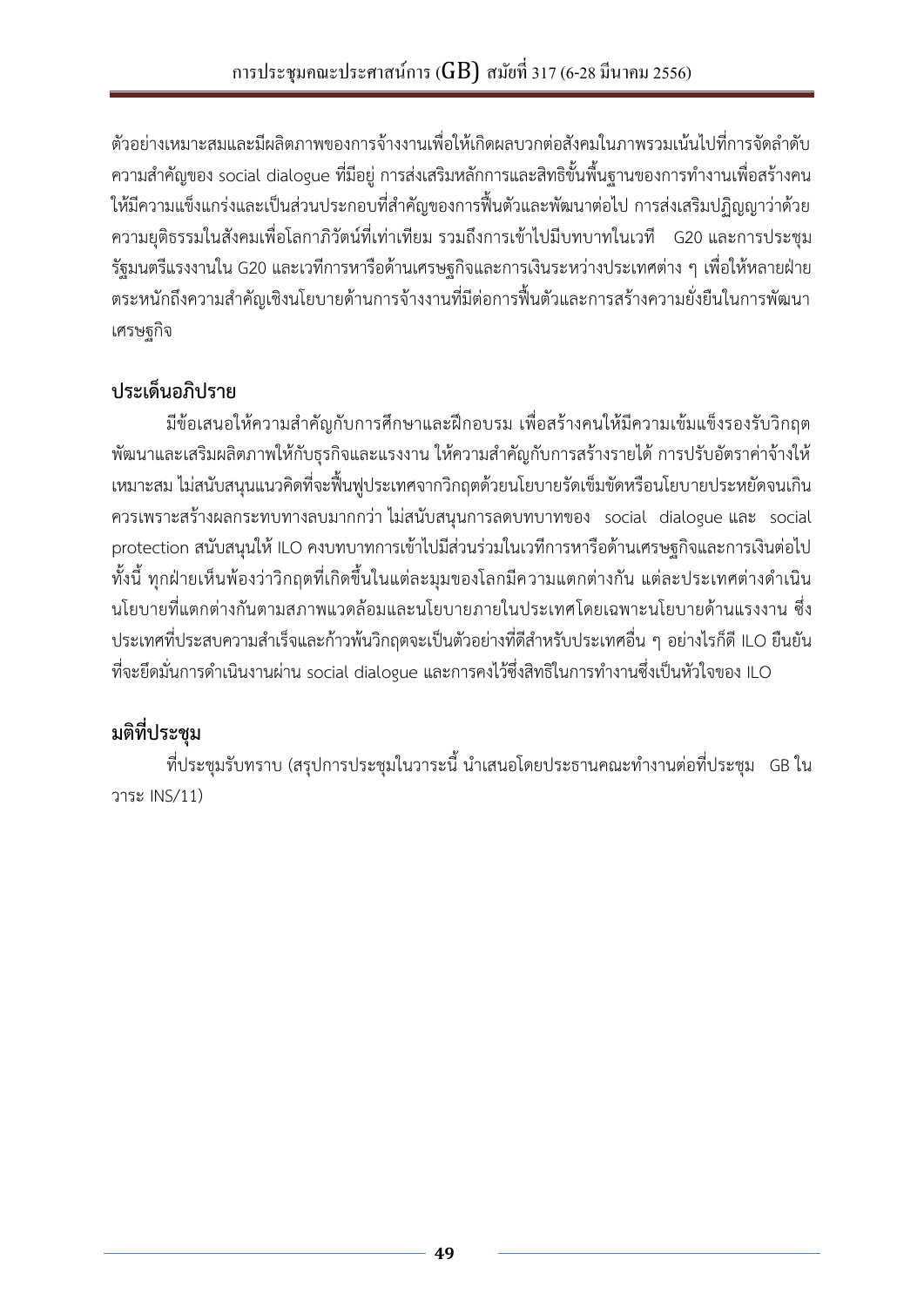ตัวอย่างเหมาะสมและมีผลิตภาพของการจ้างงานเพื่อให้เกิดผลบวกต่อสังคมในภาพรวมเน้นไปที่การจัดลำดับความสำคัญของ social dialogue ที่มีอยู่ การส่งเสริมหลักการและสิทธิขั้นพื้นฐานของการทำงานเพื่อสร้างคนให้มีความแข็งแกร่งและเป็นส่วนประกอบที่สำคัญของการฟื้นตัวและพัฒนาต่อไป การส่งเสริมปฏิญญาว่าด้วยความยุติธรรมในสังคมเพื่อโลกาภิวัตน์ที่เท่าเทียม รวมถึงการเข้าไปมีบทบาทในเวที G20 และการประชุมรัฐมนตรีแรงงานใน G20 และเวทีการหารือด้านเศรษฐกิจและการเงินระหว่างประเทศต่าง ๆ เพื่อให้หลายฝ่ายตระหนักถึงความสำคัญเชิงนโยบายด้านการจ้างงานที่มีต่อการฟื้นตัวและการสร้างความยั่งยืนในการพัฒนาเศรษฐกิจ

## ประเด็นอภิปราย

มีข้อเสนอให้ความสำคัญกับการศึกษาและฝึกอบรม เพื่อสร้างคนให้มีความเข้มแข็งรองรับวิกฤตพัฒนาและเสริมผลิตภาพให้กับธุรกิจและแรงงาน ให้ความสำคัญกับการสร้างรายได้ การปรับอัตราค่าจ้างให้เหมาะสม ไม่สนับสนุนแนวคิดที่จะฟื้นฟูประเทศจากวิกฤตด้วยนโยบายรัดเข็มขัดหรือนโยบายประหยัดจนเกินควรเพราะสร้างผลกระทบทางลบมากกว่า ไม่สนับสนุนการลดบทบาทของ social dialogue และ social protection สนับสนุนให้ ILO คงบทบาทการเข้าไปมีส่วนร่วมในเวทีการหารือด้านเศรษฐกิจและการเงินต่อไป ทั้งนี้ ทุกฝ่ายเห็นพ้องว่าวิกฤตที่เกิดขึ้นในแต่ละมุมของโลกมีความแตกต่างกัน แต่ละประเทศต่างดำเนินนโยบายที่แตกต่างกันตามสภาพแวดล้อมและนโยบายภายในประเทศโดยเฉพาะนโยบายด้านแรงงาน ซึ่งประเทศที่ประสบความสำเร็จและก้าวพ้นวิกฤตจะเป็นตัวอย่างที่ดีสำหรับประเทศอื่น ๆ อย่างไรก็ดี ILO ยืนยันที่จะยึดมั่นการดำเนินงานผ่าน social dialogue และการคงไว้ซึ่งสิทธิในการทำงานซึ่งเป็นหัวใจของ ILO

## มติที่ประชุม

ที่ประชุมรับทราบ (สรุปการประชุมในวาระนี้ นำเสนอโดยประธานคณะทำงานต่อที่ประชุม GB ในวาระ INS/11)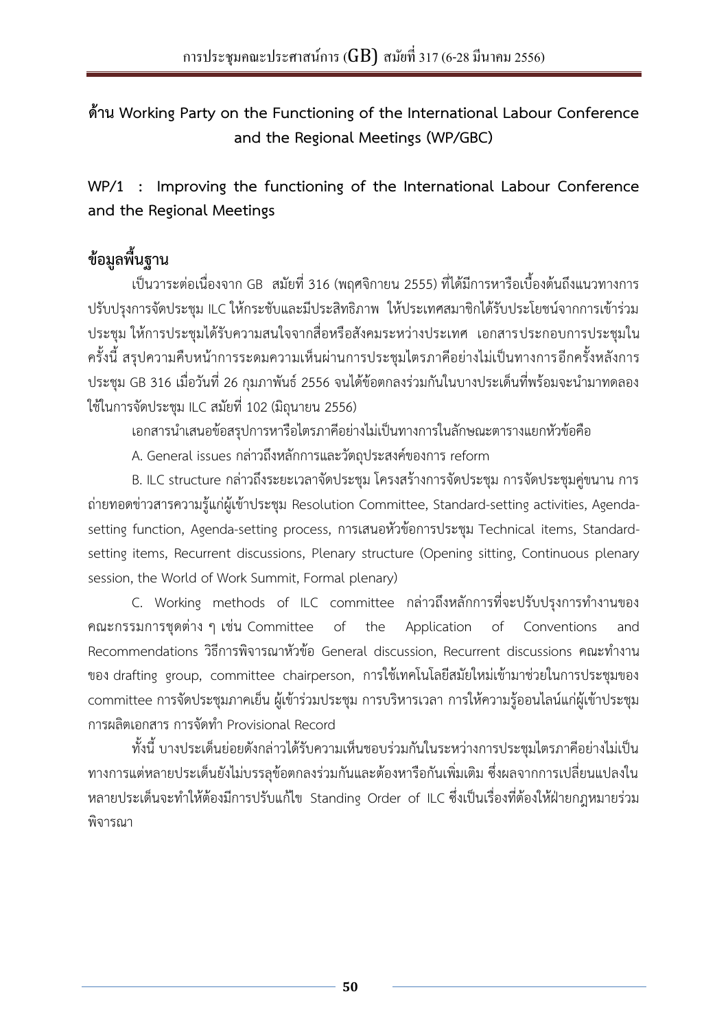## ด้าน Working Party on the Functioning of the International Labour Conference and the Regional Meetings (WP/GBC)

## WP/1 : Improving the functioning of the International Labour Conference and the Regional Meetings

### ข้อมูลพื้นฐาน

เป็นวาระต่อเนื่องจาก GB สมัยที่ 316 (พฤศจิกายน 2555) ที่ได้มีการหารือเบื้องต้นถึงแนวทางการปรับปรุงการจัดประชุม ILC ให้กระชับและมีประสิทธิภาพ ให้ประเทศสมาชิกได้รับประโยชน์จากการเข้าร่วมประชุม ให้การประชุมได้รับความสนใจจากสื่อหรือสังคมระหว่างประเทศ เอกสารประกอบการประชุมในครั้งนี้ สรุปความคืบหน้าการระดมความเห็นผ่านการประชุมไตรภาคีอย่างไม่เป็นทางการอีกครั้งหลังการประชุม GB 316 เมื่อวันที่ 26 กุมภาพันธ์ 2556 จนได้ข้อตกลงร่วมกันในบางประเด็นที่พร้อมจะนำมาทดลองใช้ในการจัดประชุม ILC สมัยที่ 102 (มิถุนายน 2556)

เอกสารนำเสนอข้อสรุปการหารือไตรภาคีอย่างไม่เป็นทางการในลักษณะตารางแยกหัวข้อคือ

A. General issues กล่าวถึงหลักการและวัตถุประสงค์ของการ reform

B. ILC structure กล่าวถึงระยะเวลาจัดประชุม โครงสร้างการจัดประชุม การจัดประชุมคู่ขนาน การถ่ายทอดข่าวสารความรู้แก่ผู้เข้าประชุม Resolution Committee, Standard-setting activities, Agenda-setting function, Agenda-setting process, การเสนอหัวข้อการประชุม Technical items, Standard-setting items, Recurrent discussions, Plenary structure (Opening sitting, Continuous plenary session, the World of Work Summit, Formal plenary)

C. Working methods of ILC committee กล่าวถึงหลักการที่จะปรับปรุงการทำงานของคณะกรรมการชุดต่าง ๆ เช่น Committee of the Application of Conventions and Recommendations วิธีการพิจารณาหัวข้อ General discussion, Recurrent discussions คณะทำงานของ drafting group, committee chairperson, การใช้เทคโนโลยีสมัยใหม่เข้ามาช่วยในการประชุมของ committee การจัดประชุมภาคเย็น ผู้เข้าร่วมประชุม การบริหารเวลา การให้ความรู้ออนไลน์แก่ผู้เข้าประชุม การผลิตเอกสาร การจัดทำ Provisional Record

ทั้งนี้ บางประเด็นย่อยดังกล่าวได้รับความเห็นชอบร่วมกันในระหว่างการประชุมไตรภาคีอย่างไม่เป็นทางการแต่หลายประเด็นยังไม่บรรลุข้อตกลงร่วมกันและต้องหารือกันเพิ่มเติม ซึ่งผลจากการเปลี่ยนแปลงในหลายประเด็นจะทำให้ต้องมีการปรับแก้ไข Standing Order of ILC ซึ่งเป็นเรื่องที่ต้องให้ฝ่ายกฎหมายร่วมพิจารณา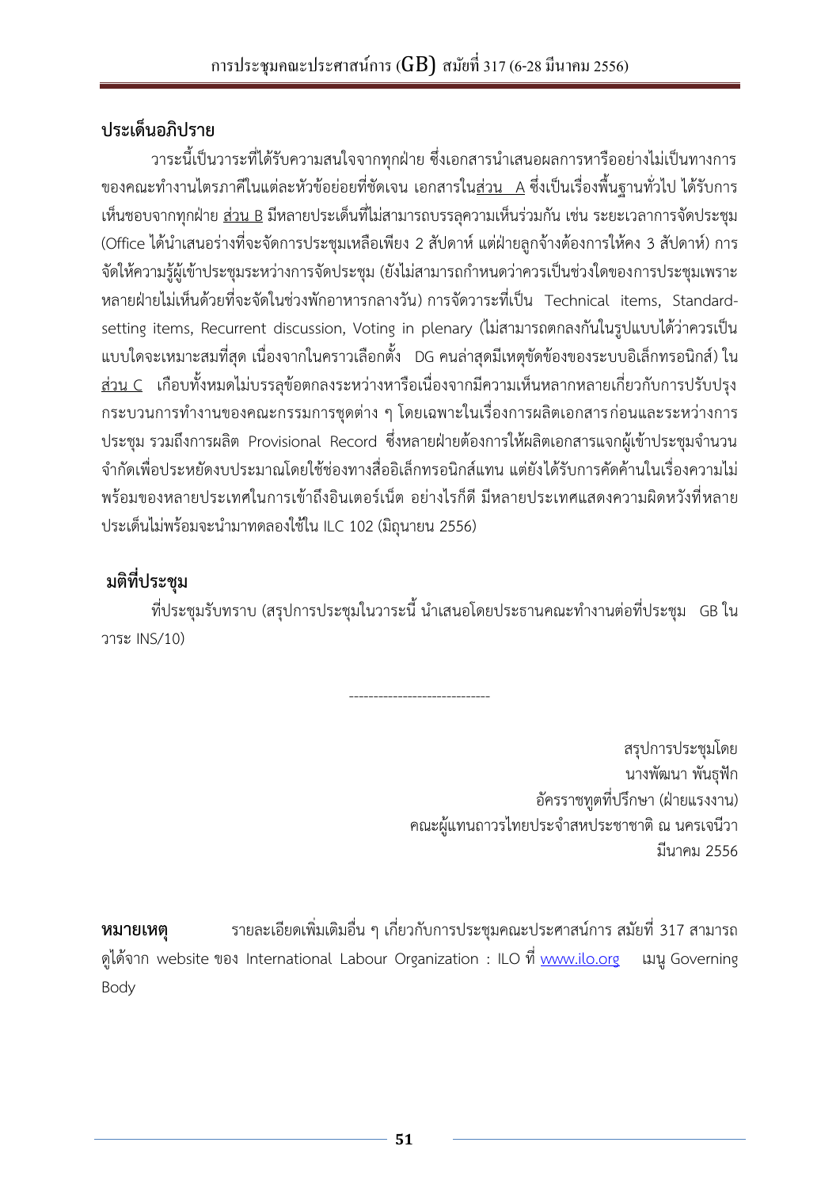## ประเด็นอภิปราย

วาระนี้เป็นวาระที่ได้รับความสนใจจากทุกฝ่าย ซึ่งเอกสารนำเสนอผลการหารืออย่างไม่เป็นทางการของคณะทำงานไตรภาคีในแต่ละหัวข้อย่อยที่ชัดเจน เอกสารในส่วน A ซึ่งเป็นเรื่องพื้นฐานทั่วไป ได้รับการเห็นชอบจากทุกฝ่าย ส่วน B มีหลายประเด็นที่ไม่สามารถบรรลุความเห็นร่วมกัน เช่น ระยะเวลาการจัดประชุม (Office ได้นำเสนอร่างที่จะจัดการประชุมเหลือเพียง 2 สัปดาห์ แต่ฝ่ายลูกจ้างต้องการให้คง 3 สัปดาห์) การจัดให้ความรู้ผู้เข้าประชุมระหว่างการจัดประชุม (ยังไม่สามารถกำหนดว่าควรเป็นช่วงใดของการประชุมเพราะหลายฝ่ายไม่เห็นด้วยที่จะจัดในช่วงพักอาหารกลางวัน) การจัดวาระที่เป็น Technical items, Standard-setting items, Recurrent discussion, Voting in plenary (ไม่สามารถตกลงกันในรูปแบบได้ว่าควรเป็นแบบใดจะเหมาะสมที่สุด เนื่องจากในคราวเลือกตั้ง DG คนล่าสุดมีเหตุขัดข้องของระบบอิเล็กทรอนิกส์) ใน ส่วน C เกือบทั้งหมดไม่บรรลุข้อตกลงระหว่างหารือเนื่องจากมีความเห็นหลากหลายเกี่ยวกับการปรับปรุงกระบวนการทำงานของคณะกรรมการชุดต่าง ๆ โดยเฉพาะในเรื่องการผลิตเอกสารก่อนและระหว่างการประชุม รวมถึงการผลิต Provisional Record ซึ่งหลายฝ่ายต้องการให้ผลิตเอกสารแจกผู้เข้าประชุมจำนวนจำกัดเพื่อประหยัดงบประมาณโดยใช้ช่องทางสื่ออิเล็กทรอนิกส์แทน แต่ยังได้รับการคัดค้านในเรื่องความไม่พร้อมของหลายประเทศในการเข้าถึงอินเตอร์เน็ต อย่างไรก็ดี มีหลายประเทศแสดงความผิดหวังที่หลายประเด็นไม่พร้อมจะนำมาทดลองใช้ใน ILC 102 (มิถุนายน 2556)

## มติที่ประชุม

ที่ประชุมรับทราบ (สรุปการประชุมในวาระนี้ นำเสนอโดยประธานคณะทำงานต่อที่ประชุม GB ในวาระ INS/10)

----------------------------

สรุปการประชุมโดย
นางพัฒนา พันธุฟัก
อัครราชทูตที่ปรึกษา (ฝ่ายแรงงาน)
คณะผู้แทนถาวรไทยประจำสหประชาชาติ ณ นครเจนีวา
มีนาคม 2556

**หมายเหตุ** รายละเอียดเพิ่มเติมอื่น ๆ เกี่ยวกับการประชุมคณะประศาสน์การ สมัยที่ 317 สามารถดูได้จาก website ของ International Labour Organization : ILO ที่ www.ilo.org เมนู Governing Body